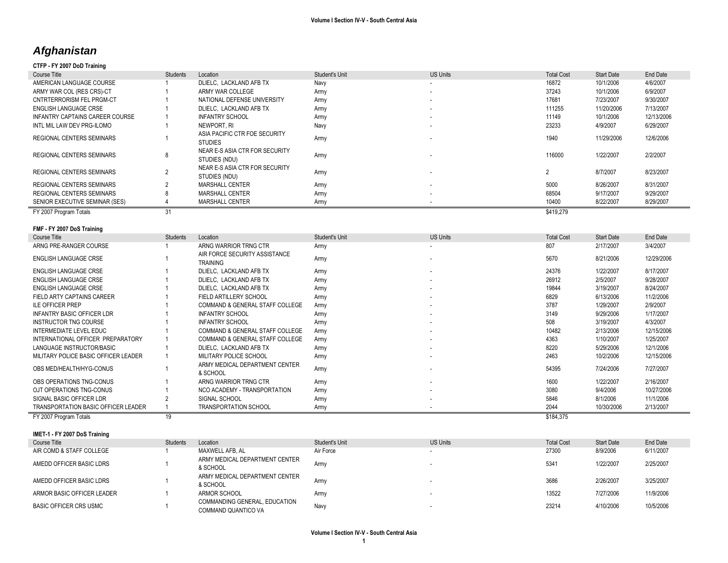# Afghanistan

### CTFP - FY 2007 DoD Training

| Course Title | Students | Location | Student's Unit | US Units | Total Cost | Start Date | End Date |
|---|---|---|---|---|---|---|---|
| AMERICAN LANGUAGE COURSE | 1 | DLIELC, LACKLAND AFB TX | Navy | - | 16872 | 10/1/2006 | 4/6/2007 |
| ARMY WAR COL (RES CRS)-CT | 1 | ARMY WAR COLLEGE | Army | - | 37243 | 10/1/2006 | 6/9/2007 |
| CNTRTERRORISM FEL PRGM-CT | 1 | NATIONAL DEFENSE UNIVERSITY | Army | - | 17681 | 7/23/2007 | 9/30/2007 |
| ENGLISH LANGUAGE CRSE | 1 | DLIELC, LACKLAND AFB TX | Army | - | 111255 | 11/20/2006 | 7/13/2007 |
| INFANTRY CAPTAINS CAREER COURSE | 1 | INFANTRY SCHOOL | Army | - | 11149 | 10/1/2006 | 12/13/2006 |
| INTL MIL LAW DEV PRG-ILOMO | 1 | NEWPORT, RI | Navy | - | 23233 | 4/9/2007 | 6/29/2007 |
| REGIONAL CENTERS SEMINARS | 1 | ASIA PACIFIC CTR FOE SECURITY STUDIES | Army | - | 1940 | 11/29/2006 | 12/6/2006 |
| REGIONAL CENTERS SEMINARS | 8 | NEAR E-S ASIA CTR FOR SECURITY STUDIES (NDU) | Army | - | 116000 | 1/22/2007 | 2/2/2007 |
| REGIONAL CENTERS SEMINARS | 2 | NEAR E-S ASIA CTR FOR SECURITY STUDIES (NDU) | Army | - | 2 | 8/7/2007 | 8/23/2007 |
| REGIONAL CENTERS SEMINARS | 2 | MARSHALL CENTER | Army | - | 5000 | 8/26/2007 | 8/31/2007 |
| REGIONAL CENTERS SEMINARS | 8 | MARSHALL CENTER | Army | - | 68504 | 9/17/2007 | 9/29/2007 |
| SENIOR EXECUTIVE SEMINAR (SES) | 4 | MARSHALL CENTER | Army | - | 10400 | 8/22/2007 | 8/29/2007 |
| FY 2007 Program Totals | 31 | | | | $419,279 | | |

### FMF - FY 2007 DoS Training

| Course Title | Students | Location | Student's Unit | US Units | Total Cost | Start Date | End Date |
|---|---|---|---|---|---|---|---|
| ARNG PRE-RANGER COURSE | 1 | ARNG WARRIOR TRNG CTR | Army | - | 807 | 2/17/2007 | 3/4/2007 |
| ENGLISH LANGUAGE CRSE | 1 | AIR FORCE SECURITY ASSISTANCE TRAINING | Army | - | 5670 | 8/21/2006 | 12/29/2006 |
| ENGLISH LANGUAGE CRSE | 1 | DLIELC, LACKLAND AFB TX | Army | - | 24376 | 1/22/2007 | 8/17/2007 |
| ENGLISH LANGUAGE CRSE | 1 | DLIELC, LACKLAND AFB TX | Army | - | 26912 | 2/5/2007 | 9/28/2007 |
| ENGLISH LANGUAGE CRSE | 1 | DLIELC, LACKLAND AFB TX | Army | - | 19844 | 3/19/2007 | 8/24/2007 |
| FIELD ARTY CAPTAINS CAREER | 1 | FIELD ARTILLERY SCHOOL | Army | - | 6829 | 6/13/2006 | 11/2/2006 |
| ILE OFFICER PREP | 1 | COMMAND & GENERAL STAFF COLLEGE | Army | - | 3787 | 1/29/2007 | 2/9/2007 |
| INFANTRY BASIC OFFICER LDR | 1 | INFANTRY SCHOOL | Army | - | 3149 | 9/29/2006 | 1/17/2007 |
| INSTRUCTOR TNG COURSE | 1 | INFANTRY SCHOOL | Army | - | 508 | 3/19/2007 | 4/3/2007 |
| INTERMEDIATE LEVEL EDUC | 1 | COMMAND & GENERAL STAFF COLLEGE | Army | - | 10482 | 2/13/2006 | 12/15/2006 |
| INTERNATIONAL OFFICER PREPARATORY | 1 | COMMAND & GENERAL STAFF COLLEGE | Army | - | 4363 | 1/10/2007 | 1/25/2007 |
| LANGUAGE INSTRUCTOR/BASIC | 1 | DLIELC, LACKLAND AFB TX | Army | - | 8220 | 5/29/2006 | 12/1/2006 |
| MILITARY POLICE BASIC OFFICER LEADER | 1 | MILITARY POLICE SCHOOL | Army | - | 2463 | 10/2/2006 | 12/15/2006 |
| OBS MED/HEALTH/HYG-CONUS | 1 | ARMY MEDICAL DEPARTMENT CENTER & SCHOOL | Army | - | 54395 | 7/24/2006 | 7/27/2007 |
| OBS OPERATIONS TNG-CONUS | 1 | ARNG WARRIOR TRNG CTR | Army | - | 1600 | 1/22/2007 | 2/16/2007 |
| OJT OPERATIONS TNG-CONUS | 1 | NCO ACADEMY - TRANSPORTATION | Army | - | 3080 | 9/4/2006 | 10/27/2006 |
| SIGNAL BASIC OFFICER LDR | 2 | SIGNAL SCHOOL | Army | - | 5846 | 8/1/2006 | 11/1/2006 |
| TRANSPORTATION BASIC OFFICER LEADER | 1 | TRANSPORTATION SCHOOL | Army | - | 2044 | 10/30/2006 | 2/13/2007 |
| FY 2007 Program Totals | 19 | | | | $184,375 | | |

### IMET-1 - FY 2007 DoS Training

| Course Title | Students | Location | Student's Unit | US Units | Total Cost | Start Date | End Date |
|---|---|---|---|---|---|---|---|
| AIR COMD & STAFF COLLEGE | 1 | MAXWELL AFB, AL | Air Force | - | 27300 | 8/9/2006 | 6/11/2007 |
| AMEDD OFFICER BASIC LDRS | 1 | ARMY MEDICAL DEPARTMENT CENTER & SCHOOL | Army | - | 5341 | 1/22/2007 | 2/25/2007 |
| AMEDD OFFICER BASIC LDRS | 1 | ARMY MEDICAL DEPARTMENT CENTER & SCHOOL | Army | - | 3686 | 2/26/2007 | 3/25/2007 |
| ARMOR BASIC OFFICER LEADER | 1 | ARMOR SCHOOL | Army | - | 13522 | 7/27/2006 | 11/9/2006 |
| BASIC OFFICER CRS USMC | 1 | COMMANDING GENERAL, EDUCATION COMMAND QUANTICO VA | Navy | - | 23214 | 4/10/2006 | 10/5/2006 |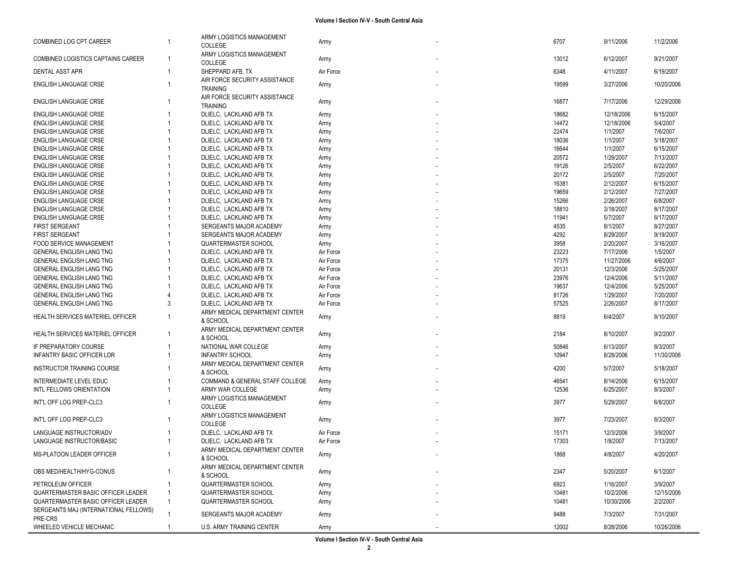| | | | | | | | |
|---|---|---|---|---|---|---|---|
| COMBINED LOG CPT CAREER | 1 | ARMY LOGISTICS MANAGEMENT COLLEGE | Army | - | 6707 | 9/11/2006 | 11/2/2006 |
| COMBINED LOGISTICS CAPTAINS CAREER | 1 | ARMY LOGISTICS MANAGEMENT COLLEGE | Army | - | 13012 | 6/12/2007 | 9/21/2007 |
| DENTAL ASST APR | 1 | SHEPPARD AFB, TX | Air Force | - | 6348 | 4/11/2007 | 6/19/2007 |
| ENGLISH LANGUAGE CRSE | 1 | AIR FORCE SECURITY ASSISTANCE TRAINING | Army | - | 19599 | 3/27/2006 | 10/20/2006 |
| ENGLISH LANGUAGE CRSE | 1 | AIR FORCE SECURITY ASSISTANCE TRAINING | Army | - | 16877 | 7/17/2006 | 12/29/2006 |
| ENGLISH LANGUAGE CRSE | 1 | DLIELC, LACKLAND AFB TX | Army | - | 18682 | 12/18/2006 | 6/15/2007 |
| ENGLISH LANGUAGE CRSE | 1 | DLIELC, LACKLAND AFB TX | Army | - | 14472 | 12/18/2006 | 5/4/2007 |
| ENGLISH LANGUAGE CRSE | 1 | DLIELC, LACKLAND AFB TX | Army | - | 22474 | 1/1/2007 | 7/6/2007 |
| ENGLISH LANGUAGE CRSE | 1 | DLIELC, LACKLAND AFB TX | Army | - | 18036 | 1/1/2007 | 5/18/2007 |
| ENGLISH LANGUAGE CRSE | 1 | DLIELC, LACKLAND AFB TX | Army | - | 16644 | 1/1/2007 | 6/15/2007 |
| ENGLISH LANGUAGE CRSE | 1 | DLIELC, LACKLAND AFB TX | Army | - | 20572 | 1/29/2007 | 7/13/2007 |
| ENGLISH LANGUAGE CRSE | 1 | DLIELC, LACKLAND AFB TX | Army | - | 19126 | 2/5/2007 | 6/22/2007 |
| ENGLISH LANGUAGE CRSE | 1 | DLIELC, LACKLAND AFB TX | Army | - | 20172 | 2/5/2007 | 7/20/2007 |
| ENGLISH LANGUAGE CRSE | 1 | DLIELC, LACKLAND AFB TX | Army | - | 16381 | 2/12/2007 | 6/15/2007 |
| ENGLISH LANGUAGE CRSE | 1 | DLIELC, LACKLAND AFB TX | Army | - | 19659 | 2/12/2007 | 7/27/2007 |
| ENGLISH LANGUAGE CRSE | 1 | DLIELC, LACKLAND AFB TX | Army | - | 15266 | 2/26/2007 | 6/8/2007 |
| ENGLISH LANGUAGE CRSE | 1 | DLIELC, LACKLAND AFB TX | Army | - | 18810 | 3/18/2007 | 8/17/2007 |
| ENGLISH LANGUAGE CRSE | 1 | DLIELC, LACKLAND AFB TX | Army | - | 11941 | 5/7/2007 | 8/17/2007 |
| FIRST SERGEANT | 1 | SERGEANTS MAJOR ACADEMY | Army | - | 4535 | 8/1/2007 | 8/27/2007 |
| FIRST SERGEANT | 1 | SERGEANTS MAJOR ACADEMY | Army | - | 4292 | 8/29/2007 | 9/19/2007 |
| FOOD SERVICE MANAGEMENT | 1 | QUARTERMASTER SCHOOL | Army | - | 3958 | 2/20/2007 | 3/16/2007 |
| GENERAL ENGLISH LANG TNG | 1 | DLIELC, LACKLAND AFB TX | Air Force | - | 23223 | 7/17/2006 | 1/5/2007 |
| GENERAL ENGLISH LANG TNG | 1 | DLIELC, LACKLAND AFB TX | Air Force | - | 17375 | 11/27/2006 | 4/6/2007 |
| GENERAL ENGLISH LANG TNG | 1 | DLIELC, LACKLAND AFB TX | Air Force | - | 20131 | 12/3/2006 | 5/25/2007 |
| GENERAL ENGLISH LANG TNG | 1 | DLIELC, LACKLAND AFB TX | Air Force | - | 23976 | 12/4/2006 | 5/11/2007 |
| GENERAL ENGLISH LANG TNG | 1 | DLIELC, LACKLAND AFB TX | Air Force | - | 19637 | 12/4/2006 | 5/25/2007 |
| GENERAL ENGLISH LANG TNG | 4 | DLIELC, LACKLAND AFB TX | Air Force | - | 81726 | 1/29/2007 | 7/20/2007 |
| GENERAL ENGLISH LANG TNG | 3 | DLIELC, LACKLAND AFB TX | Air Force | - | 57525 | 2/26/2007 | 8/17/2007 |
| HEALTH SERVICES MATERIEL OFFICER | 1 | ARMY MEDICAL DEPARTMENT CENTER & SCHOOL | Army | - | 8819 | 6/4/2007 | 8/10/2007 |
| HEALTH SERVICES MATERIEL OFFICER | 1 | ARMY MEDICAL DEPARTMENT CENTER & SCHOOL | Army | - | 2184 | 8/10/2007 | 9/2/2007 |
| IF PREPARATORY COURSE | 1 | NATIONAL WAR COLLEGE | Army | - | 50846 | 6/13/2007 | 8/3/2007 |
| INFANTRY BASIC OFFICER LDR | 1 | INFANTRY SCHOOL | Army | - | 10947 | 8/28/2006 | 11/30/2006 |
| INSTRUCTOR TRAINING COURSE | 1 | ARMY MEDICAL DEPARTMENT CENTER & SCHOOL | Army | - | 4200 | 5/7/2007 | 5/18/2007 |
| INTERMEDIATE LEVEL EDUC | 1 | COMMAND & GENERAL STAFF COLLEGE | Army | - | 46541 | 8/14/2006 | 6/15/2007 |
| INTL FELLOWS ORIENTATION | 1 | ARMY WAR COLLEGE | Army | - | 12536 | 6/25/2007 | 8/3/2007 |
| INT'L OFF LOG PREP-CLC3 | 1 | ARMY LOGISTICS MANAGEMENT COLLEGE | Army | - | 3977 | 5/29/2007 | 6/8/2007 |
| INT'L OFF LOG PREP-CLC3 | 1 | ARMY LOGISTICS MANAGEMENT COLLEGE | Army | - | 3977 | 7/23/2007 | 8/3/2007 |
| LANGUAGE INSTRUCTOR/ADV | 1 | DLIELC, LACKLAND AFB TX | Air Force | - | 15171 | 12/3/2006 | 3/9/2007 |
| LANGUAGE INSTRUCTOR/BASIC | 1 | DLIELC, LACKLAND AFB TX | Air Force | - | 17303 | 1/8/2007 | 7/13/2007 |
| MS-PLATOON LEADER OFFICER | 1 | ARMY MEDICAL DEPARTMENT CENTER & SCHOOL | Army | - | 1868 | 4/8/2007 | 4/20/2007 |
| OBS MED/HEALTH/HYG-CONUS | 1 | ARMY MEDICAL DEPARTMENT CENTER & SCHOOL | Army | - | 2347 | 5/20/2007 | 6/1/2007 |
| PETROLEUM OFFICER | 1 | QUARTERMASTER SCHOOL | Army | - | 6923 | 1/16/2007 | 3/9/2007 |
| QUARTERMASTER BASIC OFFICER LEADER | 1 | QUARTERMASTER SCHOOL | Army | - | 10481 | 10/2/2006 | 12/15/2006 |
| QUARTERMASTER BASIC OFFICER LEADER | 1 | QUARTERMASTER SCHOOL | Army | - | 10481 | 10/30/2006 | 2/2/2007 |
| SERGEANTS MAJ (INTERNATIONAL FELLOWS) PRE-CRS | 1 | SERGEANTS MAJOR ACADEMY | Army | - | 9488 | 7/3/2007 | 7/31/2007 |
| WHEELED VEHICLE MECHANIC | 1 | U.S. ARMY TRAINING CENTER | Army | - | 12002 | 8/28/2006 | 10/26/2006 |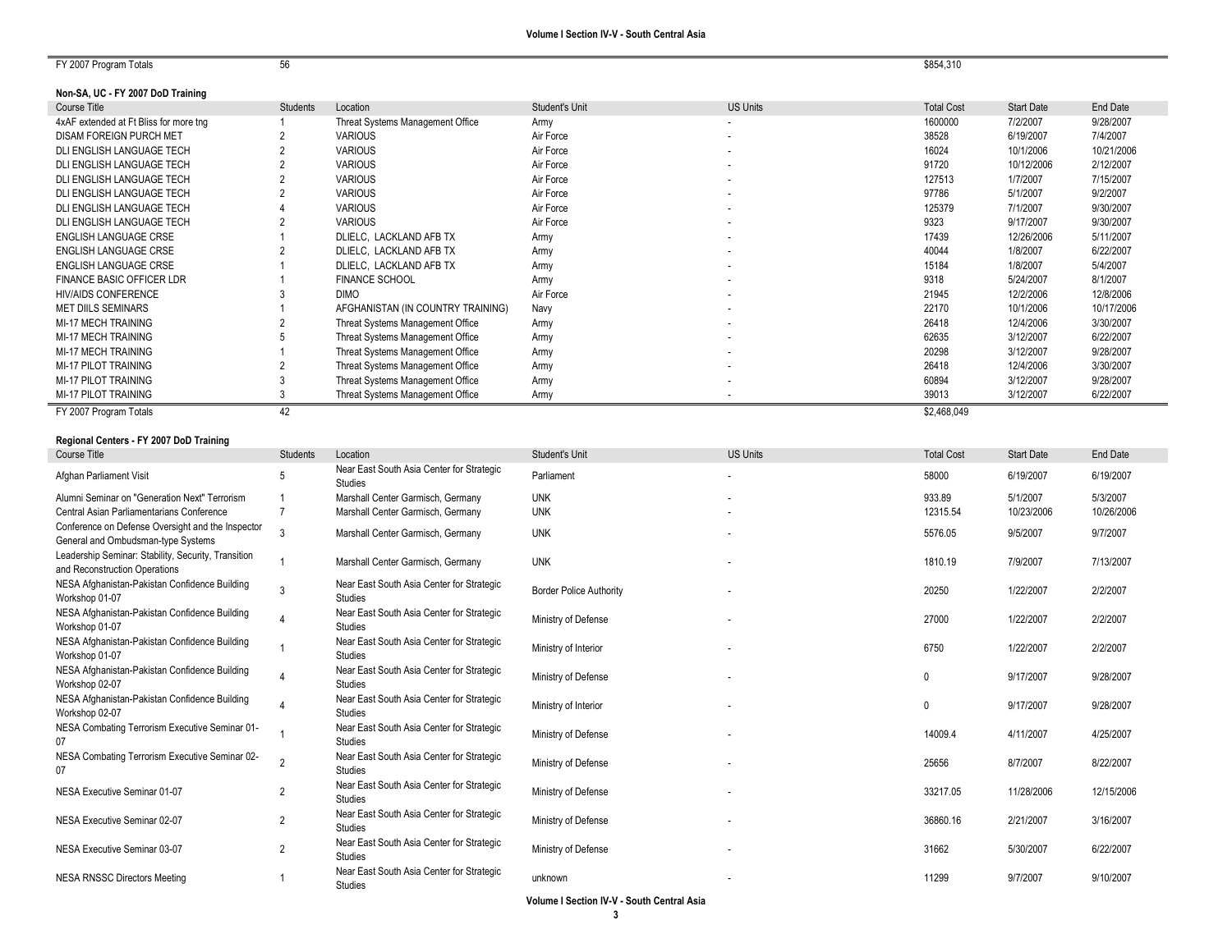| FY 2007 Program Totals | 56 | | | | $854,310 | | |
|---|---|---|---|---|---|---|---|

**Non-SA, UC - FY 2007 DoD Training**

| Course Title | Students | Location | Student's Unit | US Units | Total Cost | Start Date | End Date |
|---|---|---|---|---|---|---|---|
| 4xAF extended at Ft Bliss for more tng | 1 | Threat Systems Management Office | Army | - | 1600000 | 7/2/2007 | 9/28/2007 |
| DISAM FOREIGN PURCH MET | 2 | VARIOUS | Air Force | - | 38528 | 6/19/2007 | 7/4/2007 |
| DLI ENGLISH LANGUAGE TECH | 2 | VARIOUS | Air Force | - | 16024 | 10/1/2006 | 10/21/2006 |
| DLI ENGLISH LANGUAGE TECH | 2 | VARIOUS | Air Force | - | 91720 | 10/12/2006 | 2/12/2007 |
| DLI ENGLISH LANGUAGE TECH | 2 | VARIOUS | Air Force | - | 127513 | 1/7/2007 | 7/15/2007 |
| DLI ENGLISH LANGUAGE TECH | 2 | VARIOUS | Air Force | - | 97786 | 5/1/2007 | 9/2/2007 |
| DLI ENGLISH LANGUAGE TECH | 4 | VARIOUS | Air Force | - | 125379 | 7/1/2007 | 9/30/2007 |
| DLI ENGLISH LANGUAGE TECH | 2 | VARIOUS | Air Force | - | 9323 | 9/17/2007 | 9/30/2007 |
| ENGLISH LANGUAGE CRSE | 1 | DLIELC, LACKLAND AFB TX | Army | - | 17439 | 12/26/2006 | 5/11/2007 |
| ENGLISH LANGUAGE CRSE | 2 | DLIELC, LACKLAND AFB TX | Army | - | 40044 | 1/8/2007 | 6/22/2007 |
| ENGLISH LANGUAGE CRSE | 1 | DLIELC, LACKLAND AFB TX | Army | - | 15184 | 1/8/2007 | 5/4/2007 |
| FINANCE BASIC OFFICER LDR | 1 | FINANCE SCHOOL | Army | - | 9318 | 5/24/2007 | 8/1/2007 |
| HIV/AIDS CONFERENCE | 3 | DIMO | Air Force | - | 21945 | 12/2/2006 | 12/8/2006 |
| MET DIILS SEMINARS | 1 | AFGHANISTAN (IN COUNTRY TRAINING) | Navy | - | 22170 | 10/1/2006 | 10/17/2006 |
| MI-17 MECH TRAINING | 2 | Threat Systems Management Office | Army | - | 26418 | 12/4/2006 | 3/30/2007 |
| MI-17 MECH TRAINING | 5 | Threat Systems Management Office | Army | - | 62635 | 3/12/2007 | 6/22/2007 |
| MI-17 MECH TRAINING | 1 | Threat Systems Management Office | Army | - | 20298 | 3/12/2007 | 9/28/2007 |
| MI-17 PILOT TRAINING | 2 | Threat Systems Management Office | Army | - | 26418 | 12/4/2006 | 3/30/2007 |
| MI-17 PILOT TRAINING | 3 | Threat Systems Management Office | Army | - | 60894 | 3/12/2007 | 9/28/2007 |
| MI-17 PILOT TRAINING | 3 | Threat Systems Management Office | Army | - | 39013 | 3/12/2007 | 6/22/2007 |
| FY 2007 Program Totals | 42 | | | | $2,468,049 | | |

**Regional Centers - FY 2007 DoD Training**

| Course Title | Students | Location | Student's Unit | US Units | Total Cost | Start Date | End Date |
|---|---|---|---|---|---|---|---|
| Afghan Parliament Visit | 5 | Near East South Asia Center for Strategic Studies | Parliament | - | 58000 | 6/19/2007 | 6/19/2007 |
| Alumni Seminar on "Generation Next" Terrorism | 1 | Marshall Center Garmisch, Germany | UNK | - | 933.89 | 5/1/2007 | 5/3/2007 |
| Central Asian Parliamentarians Conference | 7 | Marshall Center Garmisch, Germany | UNK | - | 12315.54 | 10/23/2006 | 10/26/2006 |
| Conference on Defense Oversight and the Inspector General and Ombudsman-type Systems | 3 | Marshall Center Garmisch, Germany | UNK | - | 5576.05 | 9/5/2007 | 9/7/2007 |
| Leadership Seminar: Stability, Security, Transition and Reconstruction Operations | 1 | Marshall Center Garmisch, Germany | UNK | - | 1810.19 | 7/9/2007 | 7/13/2007 |
| NESA Afghanistan-Pakistan Confidence Building Workshop 01-07 | 3 | Near East South Asia Center for Strategic Studies | Border Police Authority | - | 20250 | 1/22/2007 | 2/2/2007 |
| NESA Afghanistan-Pakistan Confidence Building Workshop 01-07 | 4 | Near East South Asia Center for Strategic Studies | Ministry of Defense | - | 27000 | 1/22/2007 | 2/2/2007 |
| NESA Afghanistan-Pakistan Confidence Building Workshop 01-07 | 1 | Near East South Asia Center for Strategic Studies | Ministry of Interior | - | 6750 | 1/22/2007 | 2/2/2007 |
| NESA Afghanistan-Pakistan Confidence Building Workshop 02-07 | 4 | Near East South Asia Center for Strategic Studies | Ministry of Defense | - | 0 | 9/17/2007 | 9/28/2007 |
| NESA Afghanistan-Pakistan Confidence Building Workshop 02-07 | 4 | Near East South Asia Center for Strategic Studies | Ministry of Interior | - | 0 | 9/17/2007 | 9/28/2007 |
| NESA Combating Terrorism Executive Seminar 01-07 | 1 | Near East South Asia Center for Strategic Studies | Ministry of Defense | - | 14009.4 | 4/11/2007 | 4/25/2007 |
| NESA Combating Terrorism Executive Seminar 02-07 | 2 | Near East South Asia Center for Strategic Studies | Ministry of Defense | - | 25656 | 8/7/2007 | 8/22/2007 |
| NESA Executive Seminar 01-07 | 2 | Near East South Asia Center for Strategic Studies | Ministry of Defense | - | 33217.05 | 11/28/2006 | 12/15/2006 |
| NESA Executive Seminar 02-07 | 2 | Near East South Asia Center for Strategic Studies | Ministry of Defense | - | 36860.16 | 2/21/2007 | 3/16/2007 |
| NESA Executive Seminar 03-07 | 2 | Near East South Asia Center for Strategic Studies | Ministry of Defense | - | 31662 | 5/30/2007 | 6/22/2007 |
| NESA RNSSC Directors Meeting | 1 | Near East South Asia Center for Strategic Studies | unknown | - | 11299 | 9/7/2007 | 9/10/2007 |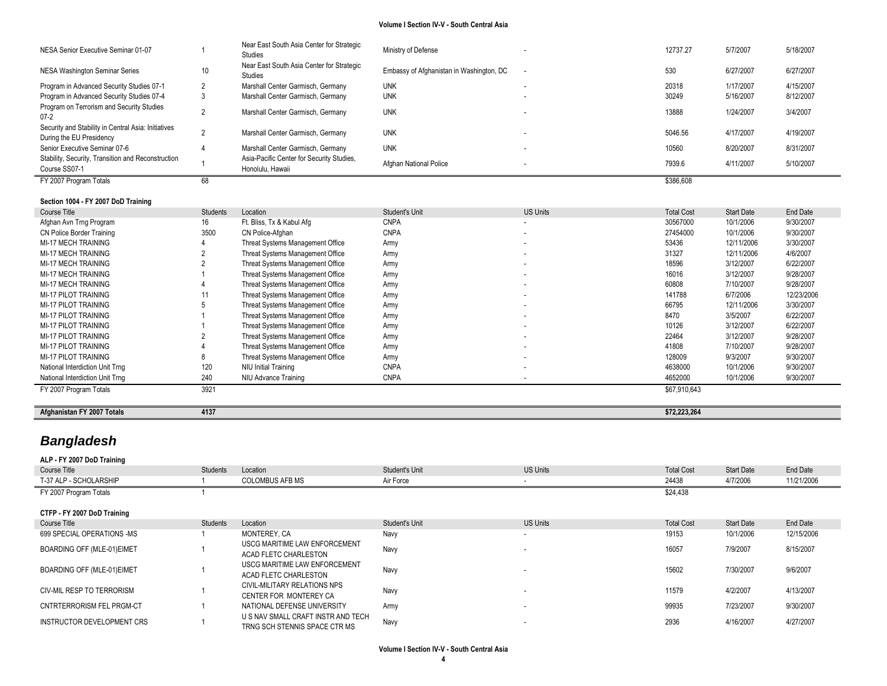| | | | | | | | |
|---|---|---|---|---|---|---|---|
| NESA Senior Executive Seminar 01-07 | 1 | Near East South Asia Center for Strategic Studies | Ministry of Defense | - | 12737.27 | 5/7/2007 | 5/18/2007 |
| NESA Washington Seminar Series | 10 | Near East South Asia Center for Strategic Studies | Embassy of Afghanistan in Washington, DC | - | 530 | 6/27/2007 | 6/27/2007 |
| Program in Advanced Security Studies 07-1 | 2 | Marshall Center Garmisch, Germany | UNK | - | 20318 | 1/17/2007 | 4/15/2007 |
| Program in Advanced Security Studies 07-4 | 3 | Marshall Center Garmisch, Germany | UNK | - | 30249 | 5/16/2007 | 8/12/2007 |
| Program on Terrorism and Security Studies 07-2 | 2 | Marshall Center Garmisch, Germany | UNK | - | 13888 | 1/24/2007 | 3/4/2007 |
| Security and Stability in Central Asia: Initiatives During the EU Presidency | 2 | Marshall Center Garmisch, Germany | UNK | - | 5046.56 | 4/17/2007 | 4/19/2007 |
| Senior Executive Seminar 07-6 | 4 | Marshall Center Garmisch, Germany | UNK | - | 10560 | 8/20/2007 | 8/31/2007 |
| Stability, Security, Transition and Reconstruction Course SS07-1 | 1 | Asia-Pacific Center for Security Studies, Honolulu, Hawaii | Afghan National Police | - | 7939.6 | 4/11/2007 | 5/10/2007 |
| FY 2007 Program Totals | 68 | | | | $386,608 | | |

**Section 1004 - FY 2007 DoD Training**

| Course Title | Students | Location | Student's Unit | US Units | Total Cost | Start Date | End Date |
|---|---|---|---|---|---|---|---|
| Afghan Avn Trng Program | 16 | Ft. Bliss, Tx & Kabul Afg | CNPA | - | 30567000 | 10/1/2006 | 9/30/2007 |
| CN Police Border Training | 3500 | CN Police-Afghan | CNPA | - | 27454000 | 10/1/2006 | 9/30/2007 |
| MI-17 MECH TRAINING | 4 | Threat Systems Management Office | Army | - | 53436 | 12/11/2006 | 3/30/2007 |
| MI-17 MECH TRAINING | 2 | Threat Systems Management Office | Army | - | 31327 | 12/11/2006 | 4/6/2007 |
| MI-17 MECH TRAINING | 2 | Threat Systems Management Office | Army | - | 18596 | 3/12/2007 | 6/22/2007 |
| MI-17 MECH TRAINING | 1 | Threat Systems Management Office | Army | - | 16016 | 3/12/2007 | 9/28/2007 |
| MI-17 MECH TRAINING | 4 | Threat Systems Management Office | Army | - | 60808 | 7/10/2007 | 9/28/2007 |
| MI-17 PILOT TRAINING | 11 | Threat Systems Management Office | Army | - | 141788 | 6/7/2006 | 12/23/2006 |
| MI-17 PILOT TRAINING | 5 | Threat Systems Management Office | Army | - | 66795 | 12/11/2006 | 3/30/2007 |
| MI-17 PILOT TRAINING | 1 | Threat Systems Management Office | Army | - | 8470 | 3/5/2007 | 6/22/2007 |
| MI-17 PILOT TRAINING | 1 | Threat Systems Management Office | Army | - | 10126 | 3/12/2007 | 6/22/2007 |
| MI-17 PILOT TRAINING | 2 | Threat Systems Management Office | Army | - | 22464 | 3/12/2007 | 9/28/2007 |
| MI-17 PILOT TRAINING | 4 | Threat Systems Management Office | Army | - | 41808 | 7/10/2007 | 9/28/2007 |
| MI-17 PILOT TRAINING | 8 | Threat Systems Management Office | Army | - | 128009 | 9/3/2007 | 9/30/2007 |
| National Interdiction Unit Trng | 120 | NIU Initial Training | CNPA | - | 4638000 | 10/1/2006 | 9/30/2007 |
| National Interdiction Unit Trng | 240 | NIU Advance Training | CNPA | - | 4652000 | 10/1/2006 | 9/30/2007 |
| FY 2007 Program Totals | 3921 | | | | $67,910,643 | | |

| | | | | | | | |
|---|---|---|---|---|---|---|---|
| **Afghanistan FY 2007 Totals** | **4137** | | | | **$72,223,264** | | |

## *Bangladesh*

**ALP - FY 2007 DoD Training**

| Course Title | Students | Location | Student's Unit | US Units | Total Cost | Start Date | End Date |
|---|---|---|---|---|---|---|---|
| T-37 ALP - SCHOLARSHIP | 1 | COLOMBUS AFB MS | Air Force | - | 24438 | 4/7/2006 | 11/21/2006 |
| FY 2007 Program Totals | 1 | | | | $24,438 | | |

**CTFP - FY 2007 DoD Training**

| Course Title | Students | Location | Student's Unit | US Units | Total Cost | Start Date | End Date |
|---|---|---|---|---|---|---|---|
| 699 SPECIAL OPERATIONS -MS | 1 | MONTEREY, CA | Navy | - | 19153 | 10/1/2006 | 12/15/2006 |
| BOARDING OFF (MLE-01)EIMET | 1 | USCG MARITIME LAW ENFORCEMENT ACAD FLETC CHARLESTON | Navy | - | 16057 | 7/9/2007 | 8/15/2007 |
| BOARDING OFF (MLE-01)EIMET | 1 | USCG MARITIME LAW ENFORCEMENT ACAD FLETC CHARLESTON | Navy | - | 15602 | 7/30/2007 | 9/6/2007 |
| CIV-MIL RESP TO TERRORISM | 1 | CIVIL-MILITARY RELATIONS NPS CENTER FOR MONTEREY CA | Navy | - | 11579 | 4/2/2007 | 4/13/2007 |
| CNTRTERRORISM FEL PRGM-CT | 1 | NATIONAL DEFENSE UNIVERSITY | Army | - | 99935 | 7/23/2007 | 9/30/2007 |
| INSTRUCTOR DEVELOPMENT CRS | 1 | U S NAV SMALL CRAFT INSTR AND TECH TRNG SCH STENNIS SPACE CTR MS | Navy | - | 2936 | 4/16/2007 | 4/27/2007 |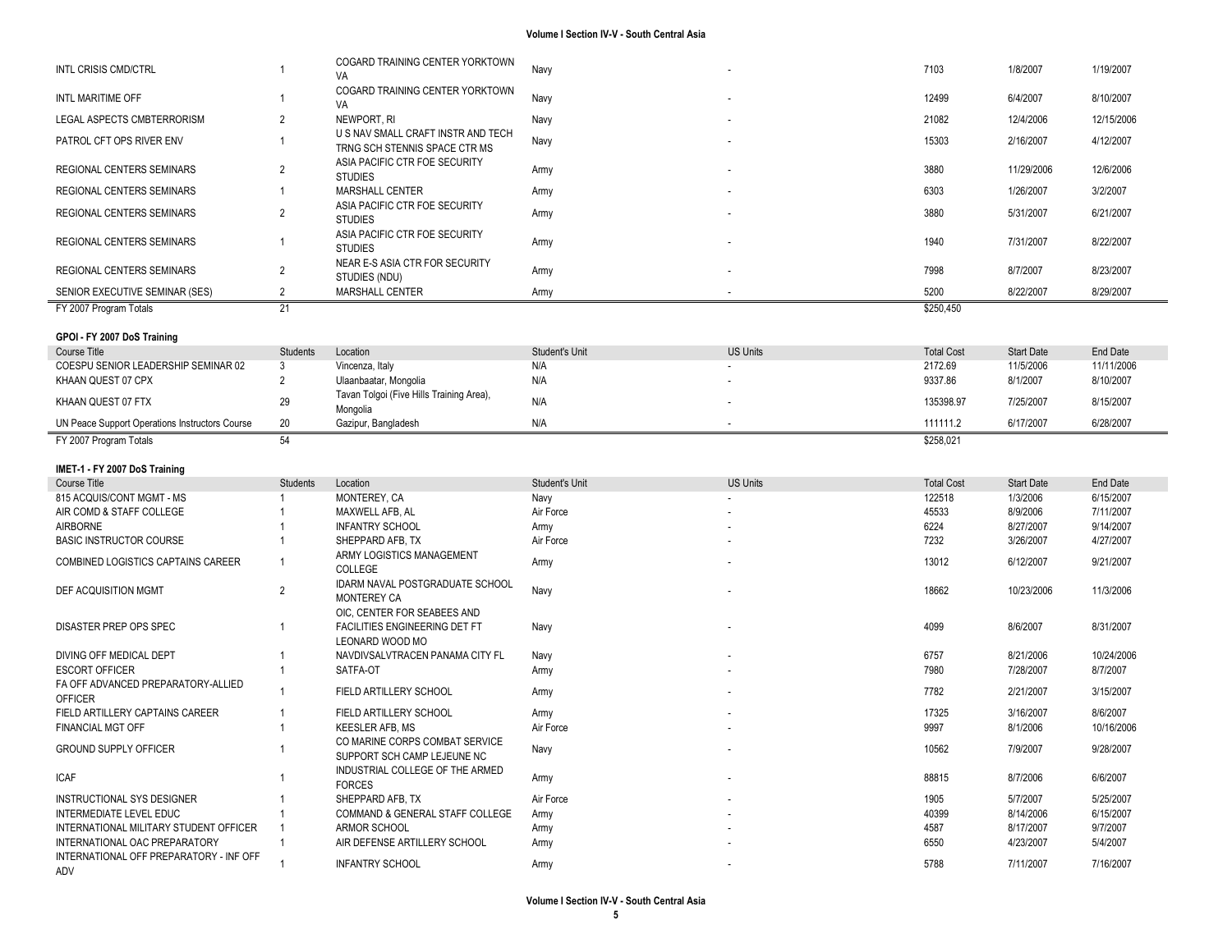| Course Title | Students | Location | Student's Unit | US Units | Total Cost | Start Date | End Date |
|---|---|---|---|---|---|---|---|
| INTL CRISIS CMD/CTRL | 1 | COGARD TRAINING CENTER YORKTOWN VA | Navy | - | 7103 | 1/8/2007 | 1/19/2007 |
| INTL MARITIME OFF | 1 | COGARD TRAINING CENTER YORKTOWN VA | Navy | - | 12499 | 6/4/2007 | 8/10/2007 |
| LEGAL ASPECTS CMBTERRORISM | 2 | NEWPORT, RI | Navy | - | 21082 | 12/4/2006 | 12/15/2006 |
| PATROL CFT OPS RIVER ENV | 1 | U S NAV SMALL CRAFT INSTR AND TECH TRNG SCH STENNIS SPACE CTR MS | Navy | - | 15303 | 2/16/2007 | 4/12/2007 |
| REGIONAL CENTERS SEMINARS | 2 | ASIA PACIFIC CTR FOE SECURITY STUDIES | Army | - | 3880 | 11/29/2006 | 12/6/2006 |
| REGIONAL CENTERS SEMINARS | 1 | MARSHALL CENTER | Army | - | 6303 | 1/26/2007 | 3/2/2007 |
| REGIONAL CENTERS SEMINARS | 2 | ASIA PACIFIC CTR FOE SECURITY STUDIES | Army | - | 3880 | 5/31/2007 | 6/21/2007 |
| REGIONAL CENTERS SEMINARS | 1 | ASIA PACIFIC CTR FOE SECURITY STUDIES | Army | - | 1940 | 7/31/2007 | 8/22/2007 |
| REGIONAL CENTERS SEMINARS | 2 | NEAR E-S ASIA CTR FOR SECURITY STUDIES (NDU) | Army | - | 7998 | 8/7/2007 | 8/23/2007 |
| SENIOR EXECUTIVE SEMINAR (SES) | 2 | MARSHALL CENTER | Army | - | 5200 | 8/22/2007 | 8/29/2007 |
| FY 2007 Program Totals | 21 | | | | $250,450 | | |

**GPOI - FY 2007 DoS Training**

| Course Title | Students | Location | Student's Unit | US Units | Total Cost | Start Date | End Date |
|---|---|---|---|---|---|---|---|
| COESPU SENIOR LEADERSHIP SEMINAR 02 | 3 | Vincenza, Italy | N/A | - | 2172.69 | 11/5/2006 | 11/11/2006 |
| KHAAN QUEST 07 CPX | 2 | Ulaanbaatar, Mongolia | N/A | - | 9337.86 | 8/1/2007 | 8/10/2007 |
| KHAAN QUEST 07 FTX | 29 | Tavan Tolgoi (Five Hills Training Area), Mongolia | N/A | - | 135398.97 | 7/25/2007 | 8/15/2007 |
| UN Peace Support Operations Instructors Course | 20 | Gazipur, Bangladesh | N/A | - | 111111.2 | 6/17/2007 | 6/28/2007 |
| FY 2007 Program Totals | 54 | | | | $258,021 | | |

**IMET-1 - FY 2007 DoS Training**

| Course Title | Students | Location | Student's Unit | US Units | Total Cost | Start Date | End Date |
|---|---|---|---|---|---|---|---|
| 815 ACQUIS/CONT MGMT - MS | 1 | MONTEREY, CA | Navy | - | 122518 | 1/3/2006 | 6/15/2007 |
| AIR COMD & STAFF COLLEGE | 1 | MAXWELL AFB, AL | Air Force | - | 45533 | 8/9/2006 | 7/11/2007 |
| AIRBORNE | 1 | INFANTRY SCHOOL | Army | - | 6224 | 8/27/2007 | 9/14/2007 |
| BASIC INSTRUCTOR COURSE | 1 | SHEPPARD AFB, TX | Air Force | - | 7232 | 3/26/2007 | 4/27/2007 |
| COMBINED LOGISTICS CAPTAINS CAREER | 1 | ARMY LOGISTICS MANAGEMENT COLLEGE | Army | - | 13012 | 6/12/2007 | 9/21/2007 |
| DEF ACQUISITION MGMT | 2 | IDARM NAVAL POSTGRADUATE SCHOOL MONTEREY CA | Navy | - | 18662 | 10/23/2006 | 11/3/2006 |
| DISASTER PREP OPS SPEC | 1 | OIC, CENTER FOR SEABEES AND FACILITIES ENGINEERING DET FT LEONARD WOOD MO | Navy | - | 4099 | 8/6/2007 | 8/31/2007 |
| DIVING OFF MEDICAL DEPT | 1 | NAVDIVSALVTRACEN PANAMA CITY FL | Navy | - | 6757 | 8/21/2006 | 10/24/2006 |
| ESCORT OFFICER | 1 | SATFA-OT | Army | - | 7980 | 7/28/2007 | 8/7/2007 |
| FA OFF ADVANCED PREPARATORY-ALLIED OFFICER | 1 | FIELD ARTILLERY SCHOOL | Army | - | 7782 | 2/21/2007 | 3/15/2007 |
| FIELD ARTILLERY CAPTAINS CAREER | 1 | FIELD ARTILLERY SCHOOL | Army | - | 17325 | 3/16/2007 | 8/6/2007 |
| FINANCIAL MGT OFF | 1 | KEESLER AFB, MS | Air Force | - | 9997 | 8/1/2006 | 10/16/2006 |
| GROUND SUPPLY OFFICER | 1 | CO MARINE CORPS COMBAT SERVICE SUPPORT SCH CAMP LEJEUNE NC | Navy | - | 10562 | 7/9/2007 | 9/28/2007 |
| ICAF | 1 | INDUSTRIAL COLLEGE OF THE ARMED FORCES | Army | - | 88815 | 8/7/2006 | 6/6/2007 |
| INSTRUCTIONAL SYS DESIGNER | 1 | SHEPPARD AFB, TX | Air Force | - | 1905 | 5/7/2007 | 5/25/2007 |
| INTERMEDIATE LEVEL EDUC | 1 | COMMAND & GENERAL STAFF COLLEGE | Army | - | 40399 | 8/14/2006 | 6/15/2007 |
| INTERNATIONAL MILITARY STUDENT OFFICER | 1 | ARMOR SCHOOL | Army | - | 4587 | 8/17/2007 | 9/7/2007 |
| INTERNATIONAL OAC PREPARATORY | 1 | AIR DEFENSE ARTILLERY SCHOOL | Army | - | 6550 | 4/23/2007 | 5/4/2007 |
| INTERNATIONAL OFF PREPARATORY - INF OFF ADV | 1 | INFANTRY SCHOOL | Army | - | 5788 | 7/11/2007 | 7/16/2007 |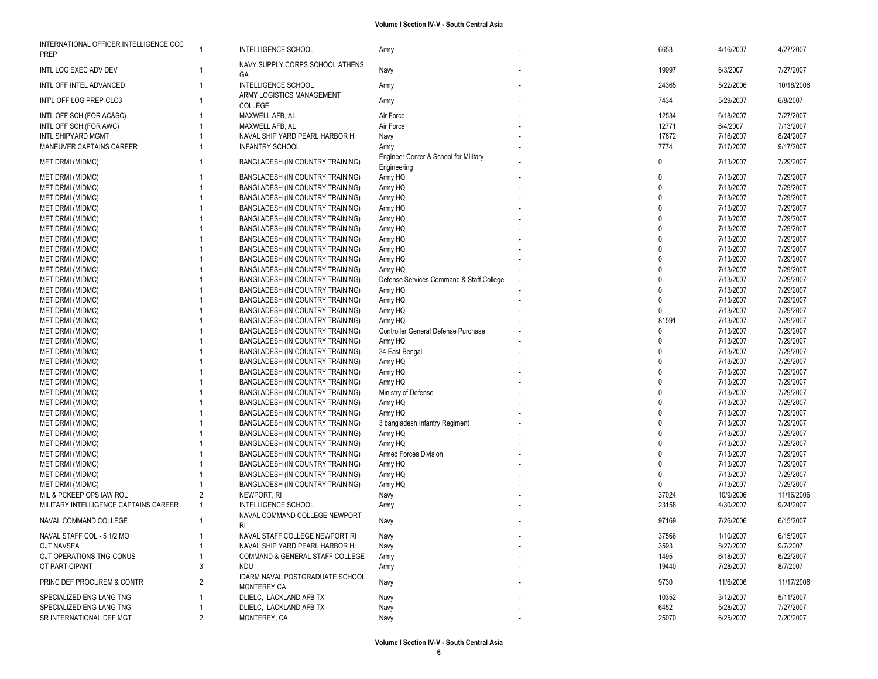| | | | | | | | |
|---|---|---|---|---|---|---|---|
| INTERNATIONAL OFFICER INTELLIGENCE CCC PREP | 1 | INTELLIGENCE SCHOOL | Army | - | 6653 | 4/16/2007 | 4/27/2007 |
| INTL LOG EXEC ADV DEV | 1 | NAVY SUPPLY CORPS SCHOOL ATHENS GA | Navy | - | 19997 | 6/3/2007 | 7/27/2007 |
| INTL OFF INTEL ADVANCED | 1 | INTELLIGENCE SCHOOL | Army | - | 24365 | 5/22/2006 | 10/18/2006 |
| INT'L OFF LOG PREP-CLC3 | 1 | ARMY LOGISTICS MANAGEMENT COLLEGE | Army | - | 7434 | 5/29/2007 | 6/8/2007 |
| INTL OFF SCH (FOR AC&SC) | 1 | MAXWELL AFB, AL | Air Force | - | 12534 | 6/18/2007 | 7/27/2007 |
| INTL OFF SCH (FOR AWC) | 1 | MAXWELL AFB, AL | Air Force | - | 12771 | 6/4/2007 | 7/13/2007 |
| INTL SHIPYARD MGMT | 1 | NAVAL SHIP YARD PEARL HARBOR HI | Navy | - | 17672 | 7/16/2007 | 8/24/2007 |
| MANEUVER CAPTAINS CAREER | 1 | INFANTRY SCHOOL | Army | - | 7774 | 7/17/2007 | 9/17/2007 |
| MET DRMI (MIDMC) | 1 | BANGLADESH (IN COUNTRY TRAINING) | Engineer Center & School for Military Engineering | - | 0 | 7/13/2007 | 7/29/2007 |
| MET DRMI (MIDMC) | 1 | BANGLADESH (IN COUNTRY TRAINING) | Army HQ | - | 0 | 7/13/2007 | 7/29/2007 |
| MET DRMI (MIDMC) | 1 | BANGLADESH (IN COUNTRY TRAINING) | Army HQ | - | 0 | 7/13/2007 | 7/29/2007 |
| MET DRMI (MIDMC) | 1 | BANGLADESH (IN COUNTRY TRAINING) | Army HQ | - | 0 | 7/13/2007 | 7/29/2007 |
| MET DRMI (MIDMC) | 1 | BANGLADESH (IN COUNTRY TRAINING) | Army HQ | - | 0 | 7/13/2007 | 7/29/2007 |
| MET DRMI (MIDMC) | 1 | BANGLADESH (IN COUNTRY TRAINING) | Army HQ | - | 0 | 7/13/2007 | 7/29/2007 |
| MET DRMI (MIDMC) | 1 | BANGLADESH (IN COUNTRY TRAINING) | Army HQ | - | 0 | 7/13/2007 | 7/29/2007 |
| MET DRMI (MIDMC) | 1 | BANGLADESH (IN COUNTRY TRAINING) | Army HQ | - | 0 | 7/13/2007 | 7/29/2007 |
| MET DRMI (MIDMC) | 1 | BANGLADESH (IN COUNTRY TRAINING) | Army HQ | - | 0 | 7/13/2007 | 7/29/2007 |
| MET DRMI (MIDMC) | 1 | BANGLADESH (IN COUNTRY TRAINING) | Army HQ | - | 0 | 7/13/2007 | 7/29/2007 |
| MET DRMI (MIDMC) | 1 | BANGLADESH (IN COUNTRY TRAINING) | Army HQ | - | 0 | 7/13/2007 | 7/29/2007 |
| MET DRMI (MIDMC) | 1 | BANGLADESH (IN COUNTRY TRAINING) | Defense Services Command & Staff College | - | 0 | 7/13/2007 | 7/29/2007 |
| MET DRMI (MIDMC) | 1 | BANGLADESH (IN COUNTRY TRAINING) | Army HQ | - | 0 | 7/13/2007 | 7/29/2007 |
| MET DRMI (MIDMC) | 1 | BANGLADESH (IN COUNTRY TRAINING) | Army HQ | - | 0 | 7/13/2007 | 7/29/2007 |
| MET DRMI (MIDMC) | 1 | BANGLADESH (IN COUNTRY TRAINING) | Army HQ | - | 0 | 7/13/2007 | 7/29/2007 |
| MET DRMI (MIDMC) | 1 | BANGLADESH (IN COUNTRY TRAINING) | Army HQ | - | 81591 | 7/13/2007 | 7/29/2007 |
| MET DRMI (MIDMC) | 1 | BANGLADESH (IN COUNTRY TRAINING) | Controller General Defense Purchase | - | 0 | 7/13/2007 | 7/29/2007 |
| MET DRMI (MIDMC) | 1 | BANGLADESH (IN COUNTRY TRAINING) | Army HQ | - | 0 | 7/13/2007 | 7/29/2007 |
| MET DRMI (MIDMC) | 1 | BANGLADESH (IN COUNTRY TRAINING) | 34 East Bengal | - | 0 | 7/13/2007 | 7/29/2007 |
| MET DRMI (MIDMC) | 1 | BANGLADESH (IN COUNTRY TRAINING) | Army HQ | - | 0 | 7/13/2007 | 7/29/2007 |
| MET DRMI (MIDMC) | 1 | BANGLADESH (IN COUNTRY TRAINING) | Army HQ | - | 0 | 7/13/2007 | 7/29/2007 |
| MET DRMI (MIDMC) | 1 | BANGLADESH (IN COUNTRY TRAINING) | Army HQ | - | 0 | 7/13/2007 | 7/29/2007 |
| MET DRMI (MIDMC) | 1 | BANGLADESH (IN COUNTRY TRAINING) | Ministry of Defense | - | 0 | 7/13/2007 | 7/29/2007 |
| MET DRMI (MIDMC) | 1 | BANGLADESH (IN COUNTRY TRAINING) | Army HQ | - | 0 | 7/13/2007 | 7/29/2007 |
| MET DRMI (MIDMC) | 1 | BANGLADESH (IN COUNTRY TRAINING) | Army HQ | - | 0 | 7/13/2007 | 7/29/2007 |
| MET DRMI (MIDMC) | 1 | BANGLADESH (IN COUNTRY TRAINING) | 3 bangladesh Infantry Regiment | - | 0 | 7/13/2007 | 7/29/2007 |
| MET DRMI (MIDMC) | 1 | BANGLADESH (IN COUNTRY TRAINING) | Army HQ | - | 0 | 7/13/2007 | 7/29/2007 |
| MET DRMI (MIDMC) | 1 | BANGLADESH (IN COUNTRY TRAINING) | Army HQ | - | 0 | 7/13/2007 | 7/29/2007 |
| MET DRMI (MIDMC) | 1 | BANGLADESH (IN COUNTRY TRAINING) | Armed Forces Division | - | 0 | 7/13/2007 | 7/29/2007 |
| MET DRMI (MIDMC) | 1 | BANGLADESH (IN COUNTRY TRAINING) | Army HQ | - | 0 | 7/13/2007 | 7/29/2007 |
| MET DRMI (MIDMC) | 1 | BANGLADESH (IN COUNTRY TRAINING) | Army HQ | - | 0 | 7/13/2007 | 7/29/2007 |
| MET DRMI (MIDMC) | 1 | BANGLADESH (IN COUNTRY TRAINING) | Army HQ | - | 0 | 7/13/2007 | 7/29/2007 |
| MIL & PCKEEP OPS IAW ROL | 2 | NEWPORT, RI | Navy | - | 37024 | 10/9/2006 | 11/16/2006 |
| MILITARY INTELLIGENCE CAPTAINS CAREER | 1 | INTELLIGENCE SCHOOL | Army | - | 23158 | 4/30/2007 | 9/24/2007 |
| NAVAL COMMAND COLLEGE | 1 | NAVAL COMMAND COLLEGE NEWPORT RI | Navy | - | 97169 | 7/26/2006 | 6/15/2007 |
| NAVAL STAFF COL - 5 1/2 MO | 1 | NAVAL STAFF COLLEGE NEWPORT RI | Navy | - | 37566 | 1/10/2007 | 6/15/2007 |
| OJT NAVSEA | 1 | NAVAL SHIP YARD PEARL HARBOR HI | Navy | - | 3593 | 8/27/2007 | 9/7/2007 |
| OJT OPERATIONS TNG-CONUS | 1 | COMMAND & GENERAL STAFF COLLEGE | Army | - | 1495 | 6/18/2007 | 6/22/2007 |
| OT PARTICIPANT | 3 | NDU | Army | - | 19440 | 7/28/2007 | 8/7/2007 |
| PRINC DEF PROCUREM & CONTR | 2 | IDARM NAVAL POSTGRADUATE SCHOOL MONTEREY CA | Navy | - | 9730 | 11/6/2006 | 11/17/2006 |
| SPECIALIZED ENG LANG TNG | 1 | DLIELC, LACKLAND AFB TX | Navy | - | 10352 | 3/12/2007 | 5/11/2007 |
| SPECIALIZED ENG LANG TNG | 1 | DLIELC, LACKLAND AFB TX | Navy | - | 6452 | 5/28/2007 | 7/27/2007 |
| SR INTERNATIONAL DEF MGT | 2 | MONTEREY, CA | Navy | - | 25070 | 6/25/2007 | 7/20/2007 |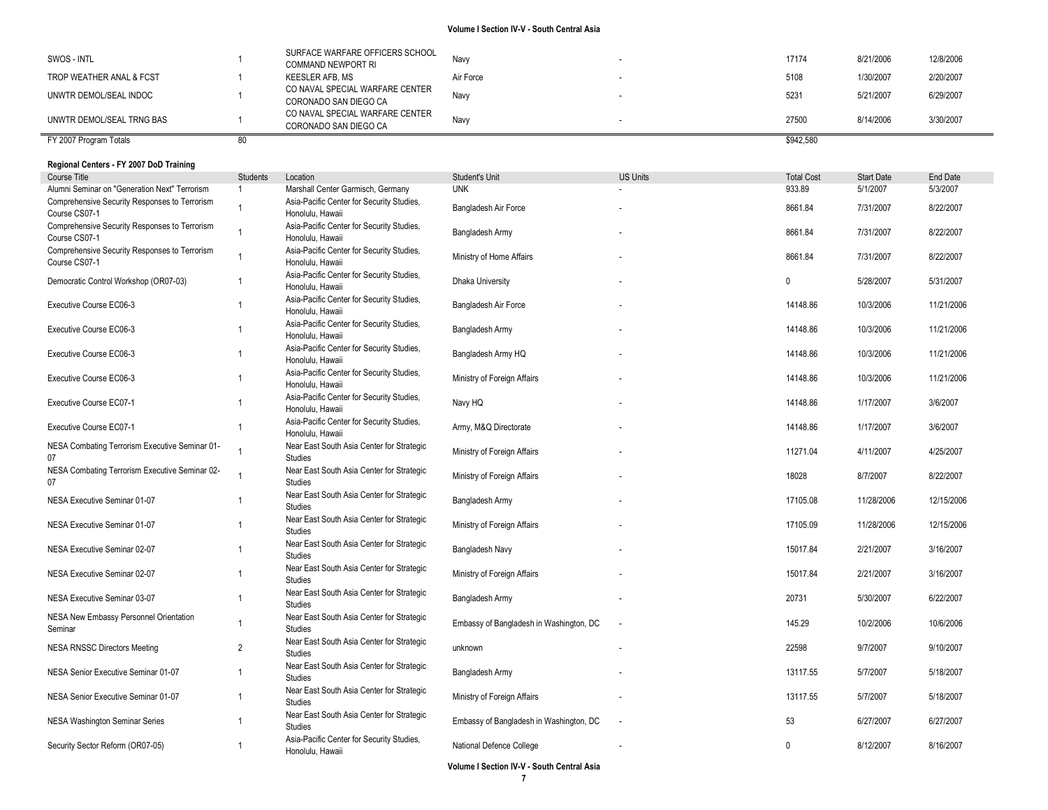| | | | | | | | |
|---|---|---|---|---|---|---|---|
| SWOS - INTL | 1 | SURFACE WARFARE OFFICERS SCHOOL COMMAND NEWPORT RI | Navy | - | 17174 | 8/21/2006 | 12/8/2006 |
| TROP WEATHER ANAL & FCST | 1 | KEESLER AFB, MS | Air Force | - | 5108 | 1/30/2007 | 2/20/2007 |
| UNWTR DEMOL/SEAL INDOC | 1 | CO NAVAL SPECIAL WARFARE CENTER CORONADO SAN DIEGO CA | Navy | - | 5231 | 5/21/2007 | 6/29/2007 |
| UNWTR DEMOL/SEAL TRNG BAS | 1 | CO NAVAL SPECIAL WARFARE CENTER CORONADO SAN DIEGO CA | Navy | - | 27500 | 8/14/2006 | 3/30/2007 |
| FY 2007 Program Totals | 80 | | | | $942,580 | | |

**Regional Centers - FY 2007 DoD Training**

| Course Title | Students | Location | Student's Unit | US Units | Total Cost | Start Date | End Date |
|---|---|---|---|---|---|---|---|
| Alumni Seminar on "Generation Next" Terrorism | 1 | Marshall Center Garmisch, Germany | UNK | - | 933.89 | 5/1/2007 | 5/3/2007 |
| Comprehensive Security Responses to Terrorism Course CS07-1 | 1 | Asia-Pacific Center for Security Studies, Honolulu, Hawaii | Bangladesh Air Force | - | 8661.84 | 7/31/2007 | 8/22/2007 |
| Comprehensive Security Responses to Terrorism Course CS07-1 | 1 | Asia-Pacific Center for Security Studies, Honolulu, Hawaii | Bangladesh Army | - | 8661.84 | 7/31/2007 | 8/22/2007 |
| Comprehensive Security Responses to Terrorism Course CS07-1 | 1 | Asia-Pacific Center for Security Studies, Honolulu, Hawaii | Ministry of Home Affairs | - | 8661.84 | 7/31/2007 | 8/22/2007 |
| Democratic Control Workshop (OR07-03) | 1 | Asia-Pacific Center for Security Studies, Honolulu, Hawaii | Dhaka University | - | 0 | 5/28/2007 | 5/31/2007 |
| Executive Course EC06-3 | 1 | Asia-Pacific Center for Security Studies, Honolulu, Hawaii | Bangladesh Air Force | - | 14148.86 | 10/3/2006 | 11/21/2006 |
| Executive Course EC06-3 | 1 | Asia-Pacific Center for Security Studies, Honolulu, Hawaii | Bangladesh Army | - | 14148.86 | 10/3/2006 | 11/21/2006 |
| Executive Course EC06-3 | 1 | Asia-Pacific Center for Security Studies, Honolulu, Hawaii | Bangladesh Army HQ | - | 14148.86 | 10/3/2006 | 11/21/2006 |
| Executive Course EC06-3 | 1 | Asia-Pacific Center for Security Studies, Honolulu, Hawaii | Ministry of Foreign Affairs | - | 14148.86 | 10/3/2006 | 11/21/2006 |
| Executive Course EC07-1 | 1 | Asia-Pacific Center for Security Studies, Honolulu, Hawaii | Navy HQ | - | 14148.86 | 1/17/2007 | 3/6/2007 |
| Executive Course EC07-1 | 1 | Asia-Pacific Center for Security Studies, Honolulu, Hawaii | Army, M&Q Directorate | - | 14148.86 | 1/17/2007 | 3/6/2007 |
| NESA Combating Terrorism Executive Seminar 01-07 | 1 | Near East South Asia Center for Strategic Studies | Ministry of Foreign Affairs | - | 11271.04 | 4/11/2007 | 4/25/2007 |
| NESA Combating Terrorism Executive Seminar 02-07 | 1 | Near East South Asia Center for Strategic Studies | Ministry of Foreign Affairs | - | 18028 | 8/7/2007 | 8/22/2007 |
| NESA Executive Seminar 01-07 | 1 | Near East South Asia Center for Strategic Studies | Bangladesh Army | - | 17105.08 | 11/28/2006 | 12/15/2006 |
| NESA Executive Seminar 01-07 | 1 | Near East South Asia Center for Strategic Studies | Ministry of Foreign Affairs | - | 17105.09 | 11/28/2006 | 12/15/2006 |
| NESA Executive Seminar 02-07 | 1 | Near East South Asia Center for Strategic Studies | Bangladesh Navy | - | 15017.84 | 2/21/2007 | 3/16/2007 |
| NESA Executive Seminar 02-07 | 1 | Near East South Asia Center for Strategic Studies | Ministry of Foreign Affairs | - | 15017.84 | 2/21/2007 | 3/16/2007 |
| NESA Executive Seminar 03-07 | 1 | Near East South Asia Center for Strategic Studies | Bangladesh Army | - | 20731 | 5/30/2007 | 6/22/2007 |
| NESA New Embassy Personnel Orientation Seminar | 1 | Near East South Asia Center for Strategic Studies | Embassy of Bangladesh in Washington, DC | - | 145.29 | 10/2/2006 | 10/6/2006 |
| NESA RNSSC Directors Meeting | 2 | Near East South Asia Center for Strategic Studies | unknown | - | 22598 | 9/7/2007 | 9/10/2007 |
| NESA Senior Executive Seminar 01-07 | 1 | Near East South Asia Center for Strategic Studies | Bangladesh Army | - | 13117.55 | 5/7/2007 | 5/18/2007 |
| NESA Senior Executive Seminar 01-07 | 1 | Near East South Asia Center for Strategic Studies | Ministry of Foreign Affairs | - | 13117.55 | 5/7/2007 | 5/18/2007 |
| NESA Washington Seminar Series | 1 | Near East South Asia Center for Strategic Studies | Embassy of Bangladesh in Washington, DC | - | 53 | 6/27/2007 | 6/27/2007 |
| Security Sector Reform (OR07-05) | 1 | Asia-Pacific Center for Security Studies, Honolulu, Hawaii | National Defence College | - | 0 | 8/12/2007 | 8/16/2007 |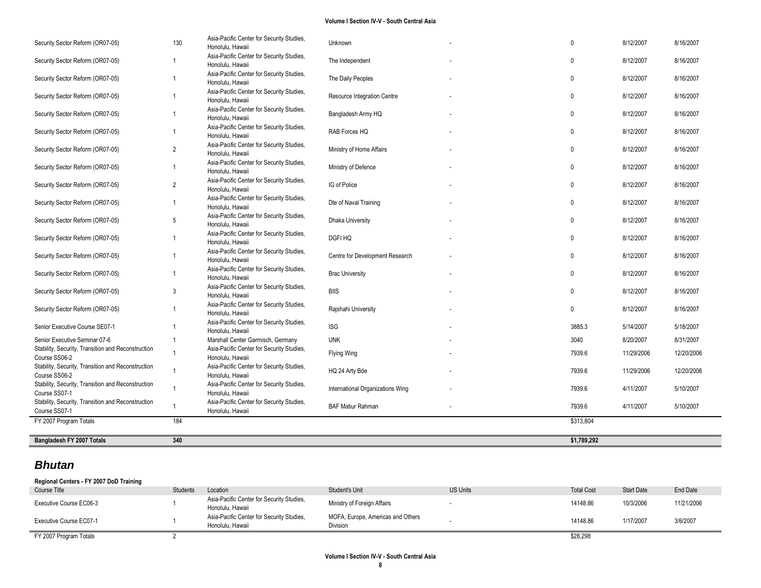| | | | | | | | |
|---|---|---|---|---|---|---|---|
| Security Sector Reform (OR07-05) | 130 | Asia-Pacific Center for Security Studies, Honolulu, Hawaii | Unknown | - | 0 | 8/12/2007 | 8/16/2007 |
| Security Sector Reform (OR07-05) | 1 | Asia-Pacific Center for Security Studies, Honolulu, Hawaii | The Independent | - | 0 | 8/12/2007 | 8/16/2007 |
| Security Sector Reform (OR07-05) | 1 | Asia-Pacific Center for Security Studies, Honolulu, Hawaii | The Daily Peoples | - | 0 | 8/12/2007 | 8/16/2007 |
| Security Sector Reform (OR07-05) | 1 | Asia-Pacific Center for Security Studies, Honolulu, Hawaii | Resource Integration Centre | - | 0 | 8/12/2007 | 8/16/2007 |
| Security Sector Reform (OR07-05) | 1 | Asia-Pacific Center for Security Studies, Honolulu, Hawaii | Bangladesh Army HQ | - | 0 | 8/12/2007 | 8/16/2007 |
| Security Sector Reform (OR07-05) | 1 | Asia-Pacific Center for Security Studies, Honolulu, Hawaii | RAB Forces HQ | - | 0 | 8/12/2007 | 8/16/2007 |
| Security Sector Reform (OR07-05) | 2 | Asia-Pacific Center for Security Studies, Honolulu, Hawaii | Ministry of Home Affairs | - | 0 | 8/12/2007 | 8/16/2007 |
| Security Sector Reform (OR07-05) | 1 | Asia-Pacific Center for Security Studies, Honolulu, Hawaii | Ministry of Defence | - | 0 | 8/12/2007 | 8/16/2007 |
| Security Sector Reform (OR07-05) | 2 | Asia-Pacific Center for Security Studies, Honolulu, Hawaii | IG of Police | - | 0 | 8/12/2007 | 8/16/2007 |
| Security Sector Reform (OR07-05) | 1 | Asia-Pacific Center for Security Studies, Honolulu, Hawaii | Dte of Naval Training | - | 0 | 8/12/2007 | 8/16/2007 |
| Security Sector Reform (OR07-05) | 5 | Asia-Pacific Center for Security Studies, Honolulu, Hawaii | Dhaka University | - | 0 | 8/12/2007 | 8/16/2007 |
| Security Sector Reform (OR07-05) | 1 | Asia-Pacific Center for Security Studies, Honolulu, Hawaii | DGFI HQ | - | 0 | 8/12/2007 | 8/16/2007 |
| Security Sector Reform (OR07-05) | 1 | Asia-Pacific Center for Security Studies, Honolulu, Hawaii | Centre for Development Research | - | 0 | 8/12/2007 | 8/16/2007 |
| Security Sector Reform (OR07-05) | 1 | Asia-Pacific Center for Security Studies, Honolulu, Hawaii | Brac University | - | 0 | 8/12/2007 | 8/16/2007 |
| Security Sector Reform (OR07-05) | 3 | Asia-Pacific Center for Security Studies, Honolulu, Hawaii | BIIS | - | 0 | 8/12/2007 | 8/16/2007 |
| Security Sector Reform (OR07-05) | 1 | Asia-Pacific Center for Security Studies, Honolulu, Hawaii | Rajshahi University | - | 0 | 8/12/2007 | 8/16/2007 |
| Senior Executive Course SE07-1 | 1 | Asia-Pacific Center for Security Studies, Honolulu, Hawaii | ISG | - | 3885.3 | 5/14/2007 | 5/18/2007 |
| Senior Executive Seminar 07-6 | 1 | Marshall Center Garmisch, Germany | UNK | - | 3040 | 8/20/2007 | 8/31/2007 |
| Stability, Security, Transition and Reconstruction Course SS06-2 | 1 | Asia-Pacific Center for Security Studies, Honolulu, Hawaii | Flying Wing | - | 7939.6 | 11/29/2006 | 12/20/2006 |
| Stability, Security, Transition and Reconstruction Course SS06-2 | 1 | Asia-Pacific Center for Security Studies, Honolulu, Hawaii | HQ 24 Arty Bde | - | 7939.6 | 11/29/2006 | 12/20/2006 |
| Stability, Security, Transition and Reconstruction Course SS07-1 | 1 | Asia-Pacific Center for Security Studies, Honolulu, Hawaii | International Organizations Wing | - | 7939.6 | 4/11/2007 | 5/10/2007 |
| Stability, Security, Transition and Reconstruction Course SS07-1 | 1 | Asia-Pacific Center for Security Studies, Honolulu, Hawaii | BAF Matiur Rahman | - | 7939.6 | 4/11/2007 | 5/10/2007 |
| FY 2007 Program Totals | 184 | | | | $313,804 | | |
| **Bangladesh FY 2007 Totals** | **340** | | | | **$1,789,292** | | |

## *Bhutan*

**Regional Centers - FY 2007 DoD Training**

| Course Title | Students | Location | Student's Unit | US Units | Total Cost | Start Date | End Date |
|---|---|---|---|---|---|---|---|
| Executive Course EC06-3 | 1 | Asia-Pacific Center for Security Studies, Honolulu, Hawaii | Ministry of Foreign Affairs | - | 14148.86 | 10/3/2006 | 11/21/2006 |
| Executive Course EC07-1 | 1 | Asia-Pacific Center for Security Studies, Honolulu, Hawaii | MOFA, Europe, Americas and Others Division | - | 14148.86 | 1/17/2007 | 3/6/2007 |
| FY 2007 Program Totals | 2 | | | | $28,298 | | |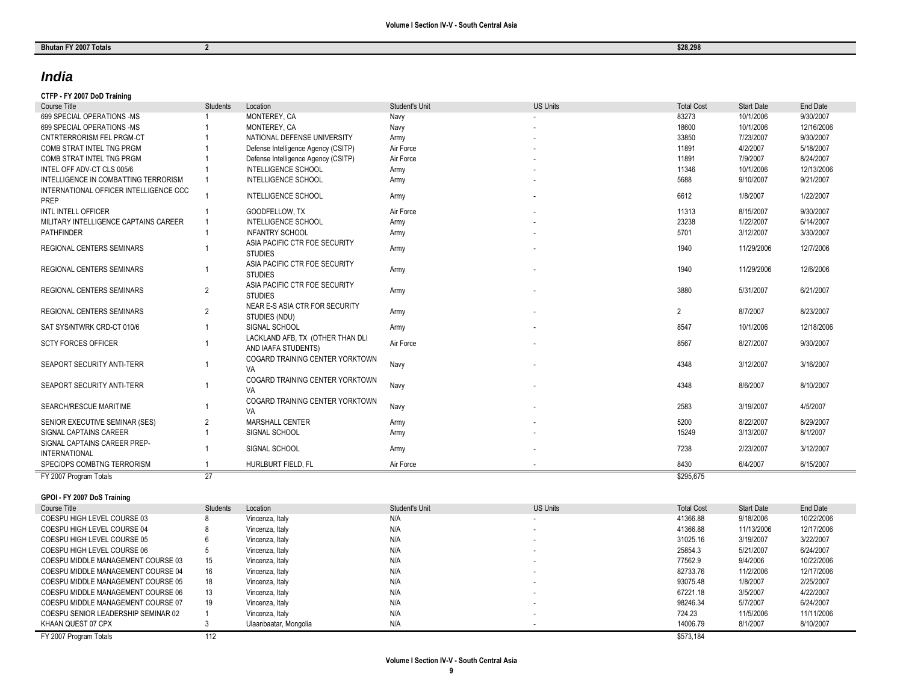| Bhutan FY 2007 Totals | 2 | $28,298 |
|---|---|---|

## *India*

**CTFP - FY 2007 DoD Training**

| Course Title | Students | Location | Student's Unit | US Units | Total Cost | Start Date | End Date |
|---|---|---|---|---|---|---|---|
| 699 SPECIAL OPERATIONS -MS | 1 | MONTEREY, CA | Navy | - | 83273 | 10/1/2006 | 9/30/2007 |
| 699 SPECIAL OPERATIONS -MS | 1 | MONTEREY, CA | Navy | - | 18600 | 10/1/2006 | 12/16/2006 |
| CNTRTERRORISM FEL PRGM-CT | 1 | NATIONAL DEFENSE UNIVERSITY | Army | - | 33850 | 7/23/2007 | 9/30/2007 |
| COMB STRAT INTEL TNG PRGM | 1 | Defense Intelligence Agency (CSITP) | Air Force | - | 11891 | 4/2/2007 | 5/18/2007 |
| COMB STRAT INTEL TNG PRGM | 1 | Defense Intelligence Agency (CSITP) | Air Force | - | 11891 | 7/9/2007 | 8/24/2007 |
| INTEL OFF ADV-CT CLS 005/6 | 1 | INTELLIGENCE SCHOOL | Army | - | 11346 | 10/1/2006 | 12/13/2006 |
| INTELLIGENCE IN COMBATTING TERRORISM | 1 | INTELLIGENCE SCHOOL | Army | - | 5688 | 9/10/2007 | 9/21/2007 |
| INTERNATIONAL OFFICER INTELLIGENCE CCC PREP | 1 | INTELLIGENCE SCHOOL | Army | - | 6612 | 1/8/2007 | 1/22/2007 |
| INTL INTELL OFFICER | 1 | GOODFELLOW, TX | Air Force | - | 11313 | 8/15/2007 | 9/30/2007 |
| MILITARY INTELLIGENCE CAPTAINS CAREER | 1 | INTELLIGENCE SCHOOL | Army | - | 23238 | 1/22/2007 | 6/14/2007 |
| PATHFINDER | 1 | INFANTRY SCHOOL | Army | - | 5701 | 3/12/2007 | 3/30/2007 |
| REGIONAL CENTERS SEMINARS | 1 | ASIA PACIFIC CTR FOE SECURITY STUDIES | Army | - | 1940 | 11/29/2006 | 12/7/2006 |
| REGIONAL CENTERS SEMINARS | 1 | ASIA PACIFIC CTR FOE SECURITY STUDIES | Army | - | 1940 | 11/29/2006 | 12/6/2006 |
| REGIONAL CENTERS SEMINARS | 2 | ASIA PACIFIC CTR FOE SECURITY STUDIES | Army | - | 3880 | 5/31/2007 | 6/21/2007 |
| REGIONAL CENTERS SEMINARS | 2 | NEAR E-S ASIA CTR FOR SECURITY STUDIES (NDU) | Army | - | 2 | 8/7/2007 | 8/23/2007 |
| SAT SYS/NTWRK CRD-CT 010/6 | 1 | SIGNAL SCHOOL | Army | - | 8547 | 10/1/2006 | 12/18/2006 |
| SCTY FORCES OFFICER | 1 | LACKLAND AFB, TX (OTHER THAN DLI AND IAAFA STUDENTS) | Air Force | - | 8567 | 8/27/2007 | 9/30/2007 |
| SEAPORT SECURITY ANTI-TERR | 1 | COGARD TRAINING CENTER YORKTOWN VA | Navy | - | 4348 | 3/12/2007 | 3/16/2007 |
| SEAPORT SECURITY ANTI-TERR | 1 | COGARD TRAINING CENTER YORKTOWN VA | Navy | - | 4348 | 8/6/2007 | 8/10/2007 |
| SEARCH/RESCUE MARITIME | 1 | COGARD TRAINING CENTER YORKTOWN VA | Navy | - | 2583 | 3/19/2007 | 4/5/2007 |
| SENIOR EXECUTIVE SEMINAR (SES) | 2 | MARSHALL CENTER | Army | - | 5200 | 8/22/2007 | 8/29/2007 |
| SIGNAL CAPTAINS CAREER | 1 | SIGNAL SCHOOL | Army | - | 15249 | 3/13/2007 | 8/1/2007 |
| SIGNAL CAPTAINS CAREER PREP-INTERNATIONAL | 1 | SIGNAL SCHOOL | Army | - | 7238 | 2/23/2007 | 3/12/2007 |
| SPEC/OPS COMBTNG TERRORISM | 1 | HURLBURT FIELD, FL | Air Force | - | 8430 | 6/4/2007 | 6/15/2007 |
| FY 2007 Program Totals | 27 | | | | $295,675 | | |

**GPOI - FY 2007 DoS Training**

| Course Title | Students | Location | Student's Unit | US Units | Total Cost | Start Date | End Date |
|---|---|---|---|---|---|---|---|
| COESPU HIGH LEVEL COURSE 03 | 8 | Vincenza, Italy | N/A | - | 41366.88 | 9/18/2006 | 10/22/2006 |
| COESPU HIGH LEVEL COURSE 04 | 8 | Vincenza, Italy | N/A | - | 41366.88 | 11/13/2006 | 12/17/2006 |
| COESPU HIGH LEVEL COURSE 05 | 6 | Vincenza, Italy | N/A | - | 31025.16 | 3/19/2007 | 3/22/2007 |
| COESPU HIGH LEVEL COURSE 06 | 5 | Vincenza, Italy | N/A | - | 25854.3 | 5/21/2007 | 6/24/2007 |
| COESPU MIDDLE MANAGEMENT COURSE 03 | 15 | Vincenza, Italy | N/A | - | 77562.9 | 9/4/2006 | 10/22/2006 |
| COESPU MIDDLE MANAGEMENT COURSE 04 | 16 | Vincenza, Italy | N/A | - | 82733.76 | 11/2/2006 | 12/17/2006 |
| COESPU MIDDLE MANAGEMENT COURSE 05 | 18 | Vincenza, Italy | N/A | - | 93075.48 | 1/8/2007 | 2/25/2007 |
| COESPU MIDDLE MANAGEMENT COURSE 06 | 13 | Vincenza, Italy | N/A | - | 67221.18 | 3/5/2007 | 4/22/2007 |
| COESPU MIDDLE MANAGEMENT COURSE 07 | 19 | Vincenza, Italy | N/A | - | 98246.34 | 5/7/2007 | 6/24/2007 |
| COESPU SENIOR LEADERSHIP SEMINAR 02 | 1 | Vincenza, Italy | N/A | - | 724.23 | 11/5/2006 | 11/11/2006 |
| KHAAN QUEST 07 CPX | 3 | Ulaanbaatar, Mongolia | N/A | - | 14006.79 | 8/1/2007 | 8/10/2007 |
| FY 2007 Program Totals | 112 | | | | $573,184 | | |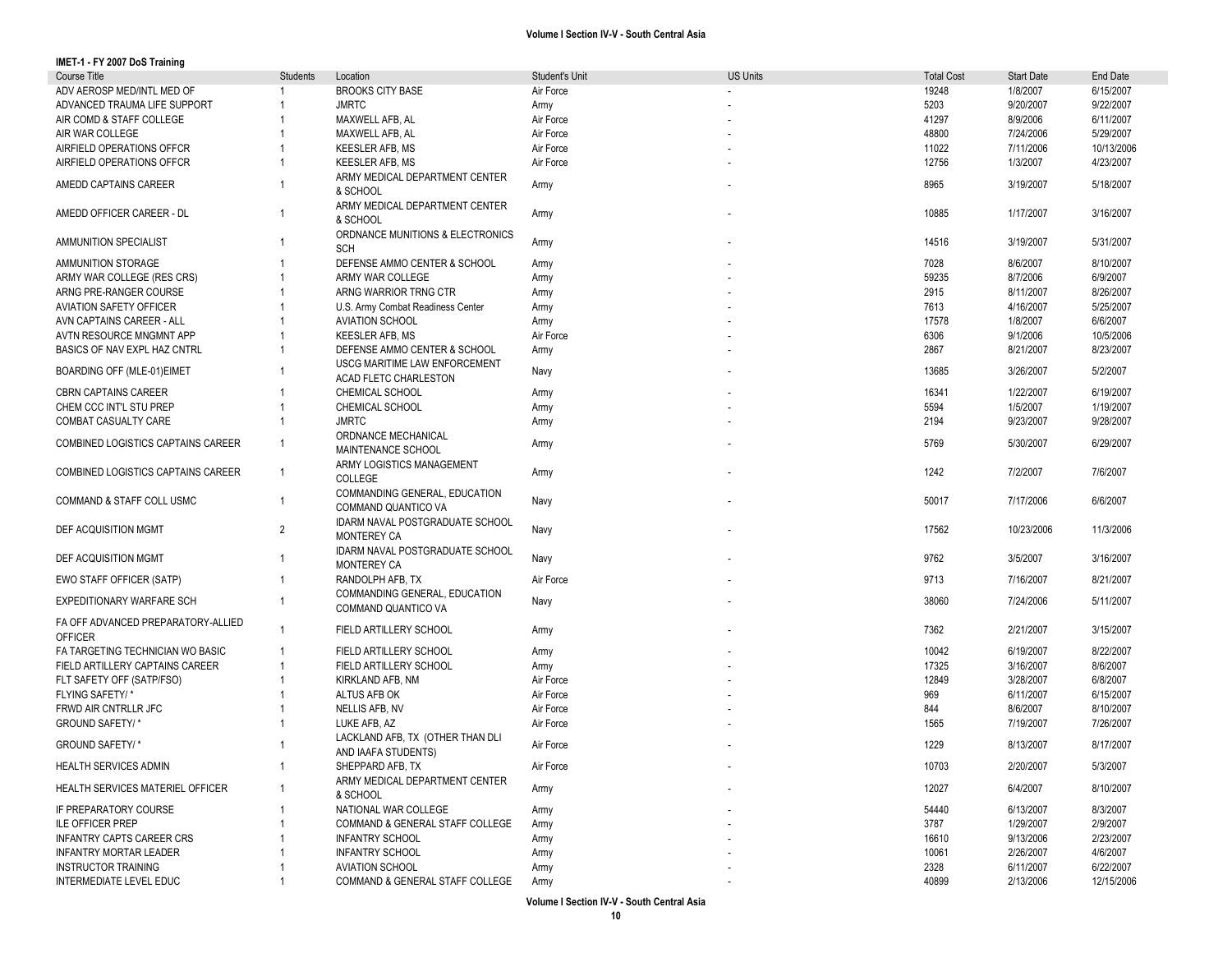**IMET-1 - FY 2007 DoS Training**

| Course Title | Students | Location | Student's Unit | US Units | Total Cost | Start Date | End Date |
|---|---|---|---|---|---|---|---|
| ADV AEROSP MED/INTL MED OF | 1 | BROOKS CITY BASE | Air Force | - | 19248 | 1/8/2007 | 6/15/2007 |
| ADVANCED TRAUMA LIFE SUPPORT | 1 | JMRTC | Army | - | 5203 | 9/20/2007 | 9/22/2007 |
| AIR COMD & STAFF COLLEGE | 1 | MAXWELL AFB, AL | Air Force | - | 41297 | 8/9/2006 | 6/11/2007 |
| AIR WAR COLLEGE | 1 | MAXWELL AFB, AL | Air Force | - | 48800 | 7/24/2006 | 5/29/2007 |
| AIRFIELD OPERATIONS OFFCR | 1 | KEESLER AFB, MS | Air Force | - | 11022 | 7/11/2006 | 10/13/2006 |
| AIRFIELD OPERATIONS OFFCR | 1 | KEESLER AFB, MS | Air Force | - | 12756 | 1/3/2007 | 4/23/2007 |
| AMEDD CAPTAINS CAREER | 1 | ARMY MEDICAL DEPARTMENT CENTER & SCHOOL | Army | - | 8965 | 3/19/2007 | 5/18/2007 |
| AMEDD OFFICER CAREER - DL | 1 | ARMY MEDICAL DEPARTMENT CENTER & SCHOOL | Army | - | 10885 | 1/17/2007 | 3/16/2007 |
| AMMUNITION SPECIALIST | 1 | ORDNANCE MUNITIONS & ELECTRONICS SCH | Army | - | 14516 | 3/19/2007 | 5/31/2007 |
| AMMUNITION STORAGE | 1 | DEFENSE AMMO CENTER & SCHOOL | Army | - | 7028 | 8/6/2007 | 8/10/2007 |
| ARMY WAR COLLEGE (RES CRS) | 1 | ARMY WAR COLLEGE | Army | - | 59235 | 8/7/2006 | 6/9/2007 |
| ARNG PRE-RANGER COURSE | 1 | ARNG WARRIOR TRNG CTR | Army | - | 2915 | 8/11/2007 | 8/26/2007 |
| AVIATION SAFETY OFFICER | 1 | U.S. Army Combat Readiness Center | Army | - | 7613 | 4/16/2007 | 5/25/2007 |
| AVN CAPTAINS CAREER - ALL | 1 | AVIATION SCHOOL | Army | - | 17578 | 1/8/2007 | 6/6/2007 |
| AVTN RESOURCE MNGMNT APP | 1 | KEESLER AFB, MS | Air Force | - | 6306 | 9/1/2006 | 10/5/2006 |
| BASICS OF NAV EXPL HAZ CNTRL | 1 | DEFENSE AMMO CENTER & SCHOOL | Army | - | 2867 | 8/21/2007 | 8/23/2007 |
| BOARDING OFF (MLE-01)EIMET | 1 | USCG MARITIME LAW ENFORCEMENT ACAD FLETC CHARLESTON | Navy | - | 13685 | 3/26/2007 | 5/2/2007 |
| CBRN CAPTAINS CAREER | 1 | CHEMICAL SCHOOL | Army | - | 16341 | 1/22/2007 | 6/19/2007 |
| CHEM CCC INT'L STU PREP | 1 | CHEMICAL SCHOOL | Army | - | 5594 | 1/5/2007 | 1/19/2007 |
| COMBAT CASUALTY CARE | 1 | JMRTC | Army | - | 2194 | 9/23/2007 | 9/28/2007 |
| COMBINED LOGISTICS CAPTAINS CAREER | 1 | ORDNANCE MECHANICAL MAINTENANCE SCHOOL | Army | - | 5769 | 5/30/2007 | 6/29/2007 |
| COMBINED LOGISTICS CAPTAINS CAREER | 1 | ARMY LOGISTICS MANAGEMENT COLLEGE | Army | - | 1242 | 7/2/2007 | 7/6/2007 |
| COMMAND & STAFF COLL USMC | 1 | COMMANDING GENERAL, EDUCATION COMMAND QUANTICO VA | Navy | - | 50017 | 7/17/2006 | 6/6/2007 |
| DEF ACQUISITION MGMT | 2 | IDARM NAVAL POSTGRADUATE SCHOOL MONTEREY CA | Navy | - | 17562 | 10/23/2006 | 11/3/2006 |
| DEF ACQUISITION MGMT | 1 | IDARM NAVAL POSTGRADUATE SCHOOL MONTEREY CA | Navy | - | 9762 | 3/5/2007 | 3/16/2007 |
| EWO STAFF OFFICER (SATP) | 1 | RANDOLPH AFB, TX | Air Force | - | 9713 | 7/16/2007 | 8/21/2007 |
| EXPEDITIONARY WARFARE SCH | 1 | COMMANDING GENERAL, EDUCATION COMMAND QUANTICO VA | Navy | - | 38060 | 7/24/2006 | 5/11/2007 |
| FA OFF ADVANCED PREPARATORY-ALLIED OFFICER | 1 | FIELD ARTILLERY SCHOOL | Army | - | 7362 | 2/21/2007 | 3/15/2007 |
| FA TARGETING TECHNICIAN WO BASIC | 1 | FIELD ARTILLERY SCHOOL | Army | - | 10042 | 6/19/2007 | 8/22/2007 |
| FIELD ARTILLERY CAPTAINS CAREER | 1 | FIELD ARTILLERY SCHOOL | Army | - | 17325 | 3/16/2007 | 8/6/2007 |
| FLT SAFETY OFF (SATP/FSO) | 1 | KIRKLAND AFB, NM | Air Force | - | 12849 | 3/28/2007 | 6/8/2007 |
| FLYING SAFETY/ * | 1 | ALTUS AFB OK | Air Force | - | 969 | 6/11/2007 | 6/15/2007 |
| FRWD AIR CNTRLLR JFC | 1 | NELLIS AFB, NV | Air Force | - | 844 | 8/6/2007 | 8/10/2007 |
| GROUND SAFETY/ * | 1 | LUKE AFB, AZ | Air Force | - | 1565 | 7/19/2007 | 7/26/2007 |
| GROUND SAFETY/ * | 1 | LACKLAND AFB, TX (OTHER THAN DLI AND IAAFA STUDENTS) | Air Force | - | 1229 | 8/13/2007 | 8/17/2007 |
| HEALTH SERVICES ADMIN | 1 | SHEPPARD AFB, TX | Air Force | - | 10703 | 2/20/2007 | 5/3/2007 |
| HEALTH SERVICES MATERIEL OFFICER | 1 | ARMY MEDICAL DEPARTMENT CENTER & SCHOOL | Army | - | 12027 | 6/4/2007 | 8/10/2007 |
| IF PREPARATORY COURSE | 1 | NATIONAL WAR COLLEGE | Army | - | 54440 | 6/13/2007 | 8/3/2007 |
| ILE OFFICER PREP | 1 | COMMAND & GENERAL STAFF COLLEGE | Army | - | 3787 | 1/29/2007 | 2/9/2007 |
| INFANTRY CAPTS CAREER CRS | 1 | INFANTRY SCHOOL | Army | - | 16610 | 9/13/2006 | 2/23/2007 |
| INFANTRY MORTAR LEADER | 1 | INFANTRY SCHOOL | Army | - | 10061 | 2/26/2007 | 4/6/2007 |
| INSTRUCTOR TRAINING | 1 | AVIATION SCHOOL | Army | - | 2328 | 6/11/2007 | 6/22/2007 |
| INTERMEDIATE LEVEL EDUC | 1 | COMMAND & GENERAL STAFF COLLEGE | Army | - | 40899 | 2/13/2006 | 12/15/2006 |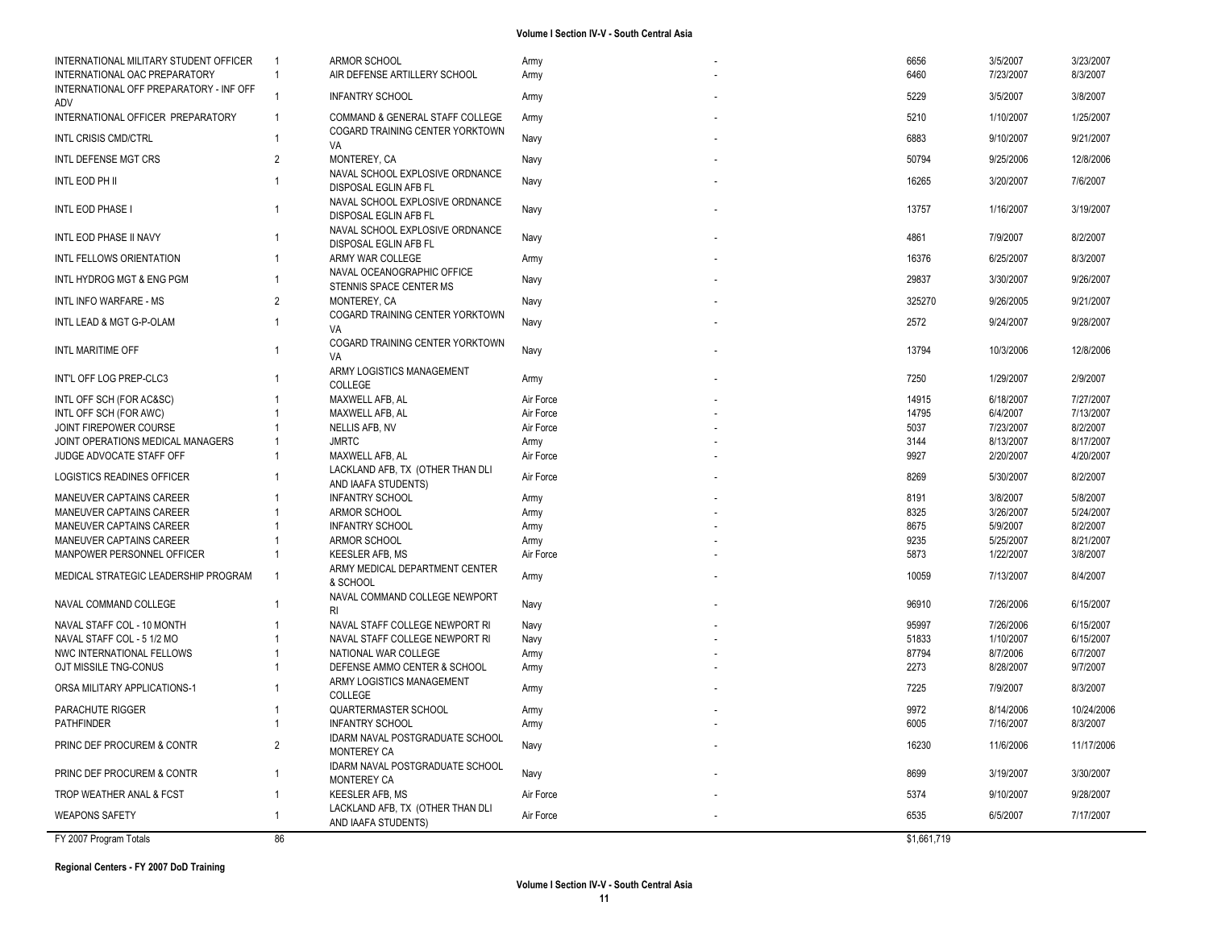| | | | | | | | | |
|---|---|---|---|---|---|---|---|---|
| INTERNATIONAL MILITARY STUDENT OFFICER | 1 | ARMOR SCHOOL | Army | - | 6656 | 3/5/2007 | 3/23/2007 |
| INTERNATIONAL OAC PREPARATORY | 1 | AIR DEFENSE ARTILLERY SCHOOL | Army | - | 6460 | 7/23/2007 | 8/3/2007 |
| INTERNATIONAL OFF PREPARATORY - INF OFF ADV | 1 | INFANTRY SCHOOL | Army | - | 5229 | 3/5/2007 | 3/8/2007 |
| INTERNATIONAL OFFICER PREPARATORY | 1 | COMMAND & GENERAL STAFF COLLEGE | Army | - | 5210 | 1/10/2007 | 1/25/2007 |
| INTL CRISIS CMD/CTRL | 1 | COGARD TRAINING CENTER YORKTOWN VA | Navy | - | 6883 | 9/10/2007 | 9/21/2007 |
| INTL DEFENSE MGT CRS | 2 | MONTEREY, CA | Navy | - | 50794 | 9/25/2006 | 12/8/2006 |
| INTL EOD PH II | 1 | NAVAL SCHOOL EXPLOSIVE ORDNANCE DISPOSAL EGLIN AFB FL | Navy | - | 16265 | 3/20/2007 | 7/6/2007 |
| INTL EOD PHASE I | 1 | NAVAL SCHOOL EXPLOSIVE ORDNANCE DISPOSAL EGLIN AFB FL | Navy | - | 13757 | 1/16/2007 | 3/19/2007 |
| INTL EOD PHASE II NAVY | 1 | NAVAL SCHOOL EXPLOSIVE ORDNANCE DISPOSAL EGLIN AFB FL | Navy | - | 4861 | 7/9/2007 | 8/2/2007 |
| INTL FELLOWS ORIENTATION | 1 | ARMY WAR COLLEGE | Army | - | 16376 | 6/25/2007 | 8/3/2007 |
| INTL HYDROG MGT & ENG PGM | 1 | NAVAL OCEANOGRAPHIC OFFICE STENNIS SPACE CENTER MS | Navy | - | 29837 | 3/30/2007 | 9/26/2007 |
| INTL INFO WARFARE - MS | 2 | MONTEREY, CA | Navy | - | 325270 | 9/26/2005 | 9/21/2007 |
| INTL LEAD & MGT G-P-OLAM | 1 | COGARD TRAINING CENTER YORKTOWN VA | Navy | - | 2572 | 9/24/2007 | 9/28/2007 |
| INTL MARITIME OFF | 1 | COGARD TRAINING CENTER YORKTOWN VA | Navy | - | 13794 | 10/3/2006 | 12/8/2006 |
| INT'L OFF LOG PREP-CLC3 | 1 | ARMY LOGISTICS MANAGEMENT COLLEGE | Army | - | 7250 | 1/29/2007 | 2/9/2007 |
| INTL OFF SCH (FOR AC&SC) | 1 | MAXWELL AFB, AL | Air Force | - | 14915 | 6/18/2007 | 7/27/2007 |
| INTL OFF SCH (FOR AWC) | 1 | MAXWELL AFB, AL | Air Force | - | 14795 | 6/4/2007 | 7/13/2007 |
| JOINT FIREPOWER COURSE | 1 | NELLIS AFB, NV | Air Force | - | 5037 | 7/23/2007 | 8/2/2007 |
| JOINT OPERATIONS MEDICAL MANAGERS | 1 | JMRTC | Army | - | 3144 | 8/13/2007 | 8/17/2007 |
| JUDGE ADVOCATE STAFF OFF | 1 | MAXWELL AFB, AL | Air Force | - | 9927 | 2/20/2007 | 4/20/2007 |
| LOGISTICS READINES OFFICER | 1 | LACKLAND AFB, TX (OTHER THAN DLI AND IAAFA STUDENTS) | Air Force | - | 8269 | 5/30/2007 | 8/2/2007 |
| MANEUVER CAPTAINS CAREER | 1 | INFANTRY SCHOOL | Army | - | 8191 | 3/8/2007 | 5/8/2007 |
| MANEUVER CAPTAINS CAREER | 1 | ARMOR SCHOOL | Army | - | 8325 | 3/26/2007 | 5/24/2007 |
| MANEUVER CAPTAINS CAREER | 1 | INFANTRY SCHOOL | Army | - | 8675 | 5/9/2007 | 8/2/2007 |
| MANEUVER CAPTAINS CAREER | 1 | ARMOR SCHOOL | Army | - | 9235 | 5/25/2007 | 8/21/2007 |
| MANPOWER PERSONNEL OFFICER | 1 | KEESLER AFB, MS | Air Force | - | 5873 | 1/22/2007 | 3/8/2007 |
| MEDICAL STRATEGIC LEADERSHIP PROGRAM | 1 | ARMY MEDICAL DEPARTMENT CENTER & SCHOOL | Army | - | 10059 | 7/13/2007 | 8/4/2007 |
| NAVAL COMMAND COLLEGE | 1 | NAVAL COMMAND COLLEGE NEWPORT RI | Navy | - | 96910 | 7/26/2006 | 6/15/2007 |
| NAVAL STAFF COL - 10 MONTH | 1 | NAVAL STAFF COLLEGE NEWPORT RI | Navy | - | 95997 | 7/26/2006 | 6/15/2007 |
| NAVAL STAFF COL - 5 1/2 MO | 1 | NAVAL STAFF COLLEGE NEWPORT RI | Navy | - | 51833 | 1/10/2007 | 6/15/2007 |
| NWC INTERNATIONAL FELLOWS | 1 | NATIONAL WAR COLLEGE | Army | - | 87794 | 8/7/2006 | 6/7/2007 |
| OJT MISSILE TNG-CONUS | 1 | DEFENSE AMMO CENTER & SCHOOL | Army | - | 2273 | 8/28/2007 | 9/7/2007 |
| ORSA MILITARY APPLICATIONS-1 | 1 | ARMY LOGISTICS MANAGEMENT COLLEGE | Army | - | 7225 | 7/9/2007 | 8/3/2007 |
| PARACHUTE RIGGER | 1 | QUARTERMASTER SCHOOL | Army | - | 9972 | 8/14/2006 | 10/24/2006 |
| PATHFINDER | 1 | INFANTRY SCHOOL | Army | - | 6005 | 7/16/2007 | 8/3/2007 |
| PRINC DEF PROCUREM & CONTR | 2 | IDARM NAVAL POSTGRADUATE SCHOOL MONTEREY CA | Navy | - | 16230 | 11/6/2006 | 11/17/2006 |
| PRINC DEF PROCUREM & CONTR | 1 | IDARM NAVAL POSTGRADUATE SCHOOL MONTEREY CA | Navy | - | 8699 | 3/19/2007 | 3/30/2007 |
| TROP WEATHER ANAL & FCST | 1 | KEESLER AFB, MS | Air Force | - | 5374 | 9/10/2007 | 9/28/2007 |
| WEAPONS SAFETY | 1 | LACKLAND AFB, TX (OTHER THAN DLI AND IAAFA STUDENTS) | Air Force | - | 6535 | 6/5/2007 | 7/17/2007 |
| FY 2007 Program Totals | 86 | | | | $1,661,719 | | |

**Regional Centers - FY 2007 DoD Training**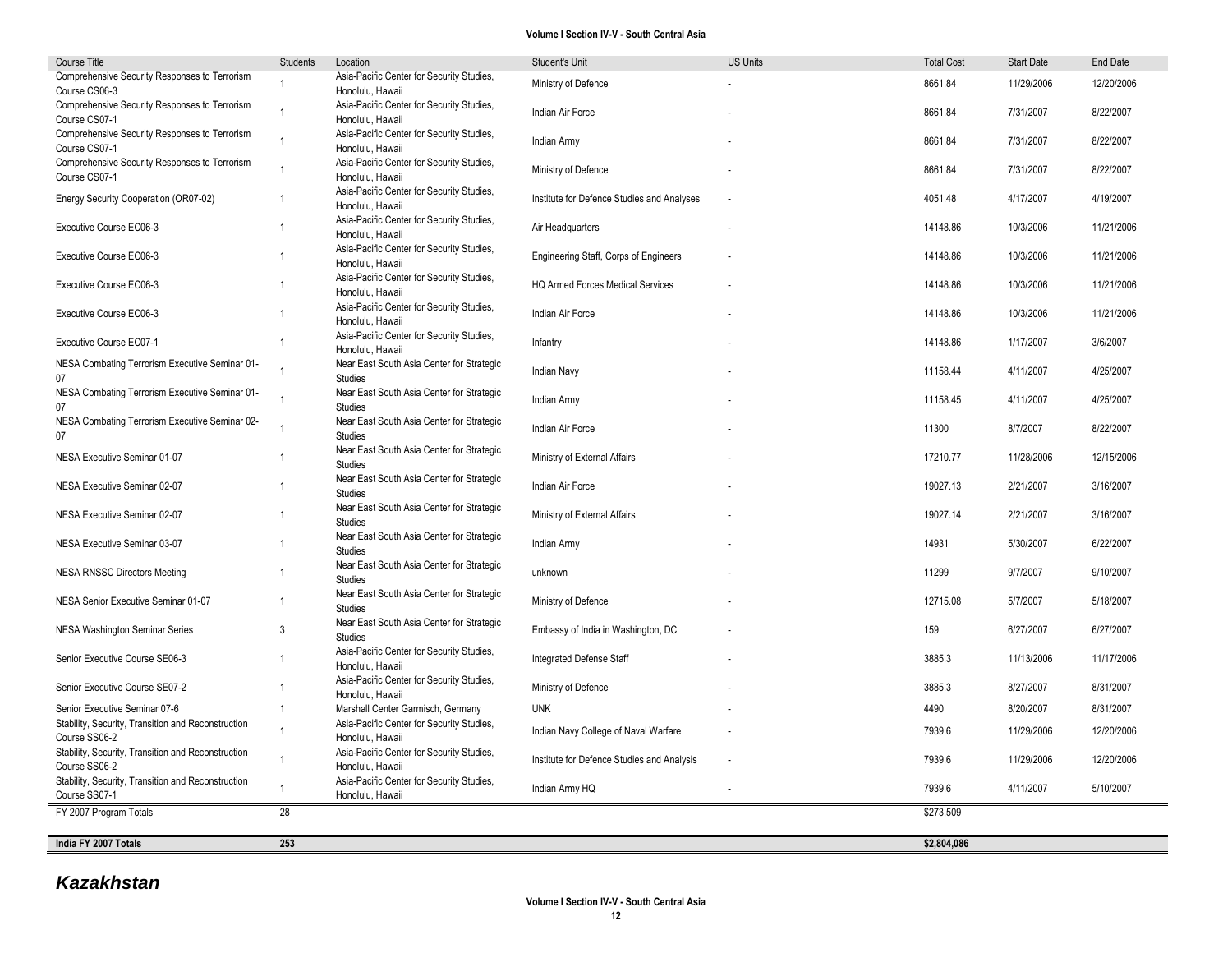| Course Title | Students | Location | Student's Unit | US Units | Total Cost | Start Date | End Date |
|---|---|---|---|---|---|---|---|
| Comprehensive Security Responses to Terrorism Course CS06-3 | 1 | Asia-Pacific Center for Security Studies, Honolulu, Hawaii | Ministry of Defence | - | 8661.84 | 11/29/2006 | 12/20/2006 |
| Comprehensive Security Responses to Terrorism Course CS07-1 | 1 | Asia-Pacific Center for Security Studies, Honolulu, Hawaii | Indian Air Force | - | 8661.84 | 7/31/2007 | 8/22/2007 |
| Comprehensive Security Responses to Terrorism Course CS07-1 | 1 | Asia-Pacific Center for Security Studies, Honolulu, Hawaii | Indian Army | - | 8661.84 | 7/31/2007 | 8/22/2007 |
| Comprehensive Security Responses to Terrorism Course CS07-1 | 1 | Asia-Pacific Center for Security Studies, Honolulu, Hawaii | Ministry of Defence | - | 8661.84 | 7/31/2007 | 8/22/2007 |
| Energy Security Cooperation (OR07-02) | 1 | Asia-Pacific Center for Security Studies, Honolulu, Hawaii | Institute for Defence Studies and Analyses | - | 4051.48 | 4/17/2007 | 4/19/2007 |
| Executive Course EC06-3 | 1 | Asia-Pacific Center for Security Studies, Honolulu, Hawaii | Air Headquarters | - | 14148.86 | 10/3/2006 | 11/21/2006 |
| Executive Course EC06-3 | 1 | Asia-Pacific Center for Security Studies, Honolulu, Hawaii | Engineering Staff, Corps of Engineers | - | 14148.86 | 10/3/2006 | 11/21/2006 |
| Executive Course EC06-3 | 1 | Asia-Pacific Center for Security Studies, Honolulu, Hawaii | HQ Armed Forces Medical Services | - | 14148.86 | 10/3/2006 | 11/21/2006 |
| Executive Course EC06-3 | 1 | Asia-Pacific Center for Security Studies, Honolulu, Hawaii | Indian Air Force | - | 14148.86 | 10/3/2006 | 11/21/2006 |
| Executive Course EC07-1 | 1 | Asia-Pacific Center for Security Studies, Honolulu, Hawaii | Infantry | - | 14148.86 | 1/17/2007 | 3/6/2007 |
| NESA Combating Terrorism Executive Seminar 01-07 | 1 | Near East South Asia Center for Strategic Studies | Indian Navy | - | 11158.44 | 4/11/2007 | 4/25/2007 |
| NESA Combating Terrorism Executive Seminar 01-07 | 1 | Near East South Asia Center for Strategic Studies | Indian Army | - | 11158.45 | 4/11/2007 | 4/25/2007 |
| NESA Combating Terrorism Executive Seminar 02-07 | 1 | Near East South Asia Center for Strategic Studies | Indian Air Force | - | 11300 | 8/7/2007 | 8/22/2007 |
| NESA Executive Seminar 01-07 | 1 | Near East South Asia Center for Strategic Studies | Ministry of External Affairs | - | 17210.77 | 11/28/2006 | 12/15/2006 |
| NESA Executive Seminar 02-07 | 1 | Near East South Asia Center for Strategic Studies | Indian Air Force | - | 19027.13 | 2/21/2007 | 3/16/2007 |
| NESA Executive Seminar 02-07 | 1 | Near East South Asia Center for Strategic Studies | Ministry of External Affairs | - | 19027.14 | 2/21/2007 | 3/16/2007 |
| NESA Executive Seminar 03-07 | 1 | Near East South Asia Center for Strategic Studies | Indian Army | - | 14931 | 5/30/2007 | 6/22/2007 |
| NESA RNSSC Directors Meeting | 1 | Near East South Asia Center for Strategic Studies | unknown | - | 11299 | 9/7/2007 | 9/10/2007 |
| NESA Senior Executive Seminar 01-07 | 1 | Near East South Asia Center for Strategic Studies | Ministry of Defence | - | 12715.08 | 5/7/2007 | 5/18/2007 |
| NESA Washington Seminar Series | 3 | Near East South Asia Center for Strategic Studies | Embassy of India in Washington, DC | - | 159 | 6/27/2007 | 6/27/2007 |
| Senior Executive Course SE06-3 | 1 | Asia-Pacific Center for Security Studies, Honolulu, Hawaii | Integrated Defense Staff | - | 3885.3 | 11/13/2006 | 11/17/2006 |
| Senior Executive Course SE07-2 | 1 | Asia-Pacific Center for Security Studies, Honolulu, Hawaii | Ministry of Defence | - | 3885.3 | 8/27/2007 | 8/31/2007 |
| Senior Executive Seminar 07-6 | 1 | Marshall Center Garmisch, Germany | UNK | - | 4490 | 8/20/2007 | 8/31/2007 |
| Stability, Security, Transition and Reconstruction Course SS06-2 | 1 | Asia-Pacific Center for Security Studies, Honolulu, Hawaii | Indian Navy College of Naval Warfare | - | 7939.6 | 11/29/2006 | 12/20/2006 |
| Stability, Security, Transition and Reconstruction Course SS06-2 | 1 | Asia-Pacific Center for Security Studies, Honolulu, Hawaii | Institute for Defence Studies and Analysis | - | 7939.6 | 11/29/2006 | 12/20/2006 |
| Stability, Security, Transition and Reconstruction Course SS07-1 | 1 | Asia-Pacific Center for Security Studies, Honolulu, Hawaii | Indian Army HQ | - | 7939.6 | 4/11/2007 | 5/10/2007 |
| FY 2007 Program Totals | 28 | | | | $273,509 | | |
| **India FY 2007 Totals** | **253** | | | | **$2,804,086** | | |

## *Kazakhstan*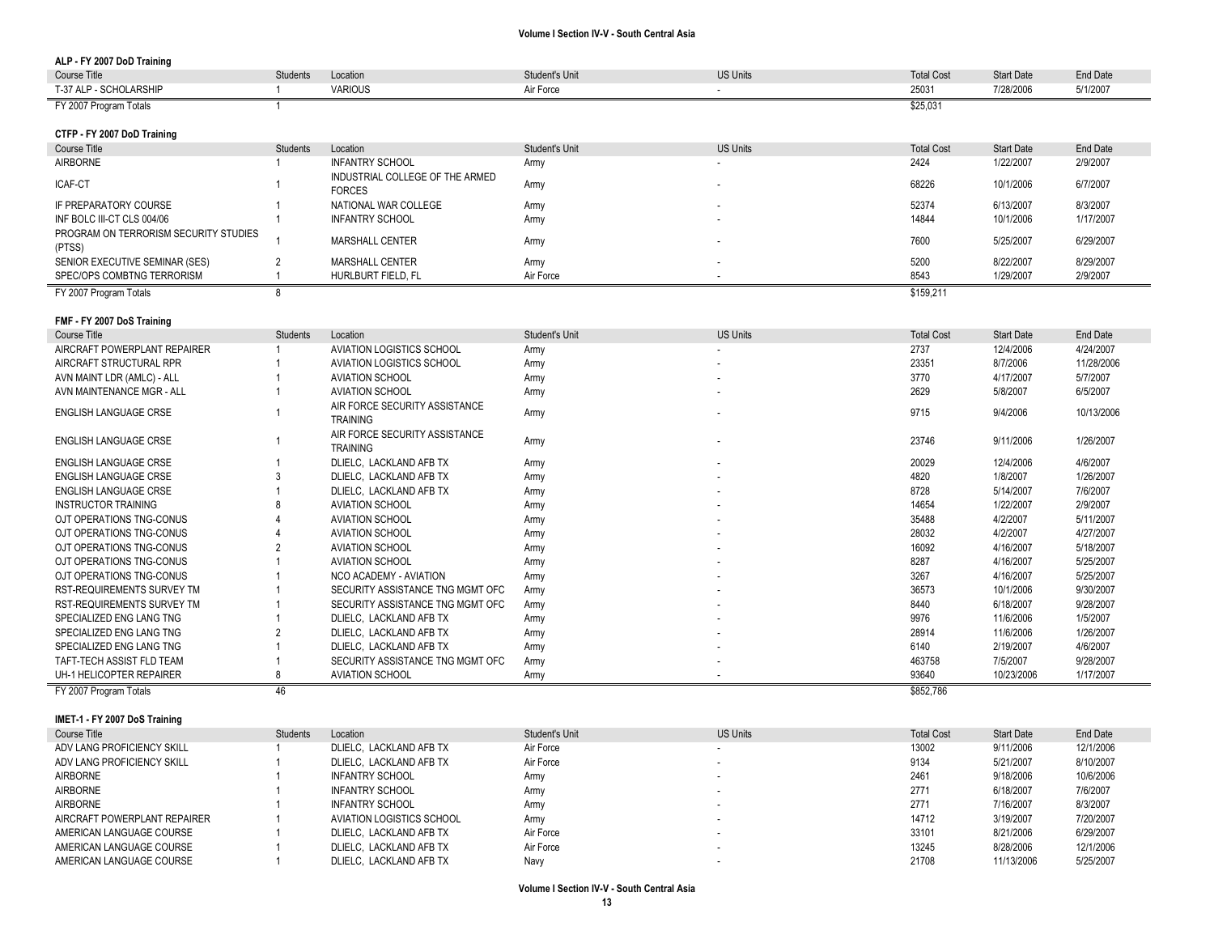### ALP - FY 2007 DoD Training

| Course Title | Students | Location | Student's Unit | US Units | Total Cost | Start Date | End Date |
|---|---|---|---|---|---|---|---|
| T-37 ALP - SCHOLARSHIP | 1 | VARIOUS | Air Force | - | 25031 | 7/28/2006 | 5/1/2007 |
| FY 2007 Program Totals | 1 | | | | $25,031 | | |

### CTFP - FY 2007 DoD Training

| Course Title | Students | Location | Student's Unit | US Units | Total Cost | Start Date | End Date |
|---|---|---|---|---|---|---|---|
| AIRBORNE | 1 | INFANTRY SCHOOL | Army | - | 2424 | 1/22/2007 | 2/9/2007 |
| ICAF-CT | 1 | INDUSTRIAL COLLEGE OF THE ARMED FORCES | Army | - | 68226 | 10/1/2006 | 6/7/2007 |
| IF PREPARATORY COURSE | 1 | NATIONAL WAR COLLEGE | Army | - | 52374 | 6/13/2007 | 8/3/2007 |
| INF BOLC III-CT CLS 004/06 | 1 | INFANTRY SCHOOL | Army | - | 14844 | 10/1/2006 | 1/17/2007 |
| PROGRAM ON TERRORISM SECURITY STUDIES (PTSS) | 1 | MARSHALL CENTER | Army | - | 7600 | 5/25/2007 | 6/29/2007 |
| SENIOR EXECUTIVE SEMINAR (SES) | 2 | MARSHALL CENTER | Army | - | 5200 | 8/22/2007 | 8/29/2007 |
| SPEC/OPS COMBTNG TERRORISM | 1 | HURLBURT FIELD, FL | Air Force | - | 8543 | 1/29/2007 | 2/9/2007 |
| FY 2007 Program Totals | 8 | | | | $159,211 | | |

### FMF - FY 2007 DoS Training

| Course Title | Students | Location | Student's Unit | US Units | Total Cost | Start Date | End Date |
|---|---|---|---|---|---|---|---|
| AIRCRAFT POWERPLANT REPAIRER | 1 | AVIATION LOGISTICS SCHOOL | Army | - | 2737 | 12/4/2006 | 4/24/2007 |
| AIRCRAFT STRUCTURAL RPR | 1 | AVIATION LOGISTICS SCHOOL | Army | - | 23351 | 8/7/2006 | 11/28/2006 |
| AVN MAINT LDR (AMLC) - ALL | 1 | AVIATION SCHOOL | Army | - | 3770 | 4/17/2007 | 5/7/2007 |
| AVN MAINTENANCE MGR - ALL | 1 | AVIATION SCHOOL | Army | - | 2629 | 5/8/2007 | 6/5/2007 |
| ENGLISH LANGUAGE CRSE | 1 | AIR FORCE SECURITY ASSISTANCE TRAINING | Army | - | 9715 | 9/4/2006 | 10/13/2006 |
| ENGLISH LANGUAGE CRSE | 1 | AIR FORCE SECURITY ASSISTANCE TRAINING | Army | - | 23746 | 9/11/2006 | 1/26/2007 |
| ENGLISH LANGUAGE CRSE | 1 | DLIELC, LACKLAND AFB TX | Army | - | 20029 | 12/4/2006 | 4/6/2007 |
| ENGLISH LANGUAGE CRSE | 3 | DLIELC, LACKLAND AFB TX | Army | - | 4820 | 1/8/2007 | 1/26/2007 |
| ENGLISH LANGUAGE CRSE | 1 | DLIELC, LACKLAND AFB TX | Army | - | 8728 | 5/14/2007 | 7/6/2007 |
| INSTRUCTOR TRAINING | 8 | AVIATION SCHOOL | Army | - | 14654 | 1/22/2007 | 2/9/2007 |
| OJT OPERATIONS TNG-CONUS | 4 | AVIATION SCHOOL | Army | - | 35488 | 4/2/2007 | 5/11/2007 |
| OJT OPERATIONS TNG-CONUS | 4 | AVIATION SCHOOL | Army | - | 28032 | 4/2/2007 | 4/27/2007 |
| OJT OPERATIONS TNG-CONUS | 2 | AVIATION SCHOOL | Army | - | 16092 | 4/16/2007 | 5/18/2007 |
| OJT OPERATIONS TNG-CONUS | 1 | AVIATION SCHOOL | Army | - | 8287 | 4/16/2007 | 5/25/2007 |
| OJT OPERATIONS TNG-CONUS | 1 | NCO ACADEMY - AVIATION | Army | - | 3267 | 4/16/2007 | 5/25/2007 |
| RST-REQUIREMENTS SURVEY TM | 1 | SECURITY ASSISTANCE TNG MGMT OFC | Army | - | 36573 | 10/1/2006 | 9/30/2007 |
| RST-REQUIREMENTS SURVEY TM | 1 | SECURITY ASSISTANCE TNG MGMT OFC | Army | - | 8440 | 6/18/2007 | 9/28/2007 |
| SPECIALIZED ENG LANG TNG | 1 | DLIELC, LACKLAND AFB TX | Army | - | 9976 | 11/6/2006 | 1/5/2007 |
| SPECIALIZED ENG LANG TNG | 2 | DLIELC, LACKLAND AFB TX | Army | - | 28914 | 11/6/2006 | 1/26/2007 |
| SPECIALIZED ENG LANG TNG | 1 | DLIELC, LACKLAND AFB TX | Army | - | 6140 | 2/19/2007 | 4/6/2007 |
| TAFT-TECH ASSIST FLD TEAM | 1 | SECURITY ASSISTANCE TNG MGMT OFC | Army | - | 463758 | 7/5/2007 | 9/28/2007 |
| UH-1 HELICOPTER REPAIRER | 8 | AVIATION SCHOOL | Army | - | 93640 | 10/23/2006 | 1/17/2007 |
| FY 2007 Program Totals | 46 | | | | $852,786 | | |

### IMET-1 - FY 2007 DoS Training

| Course Title | Students | Location | Student's Unit | US Units | Total Cost | Start Date | End Date |
|---|---|---|---|---|---|---|---|
| ADV LANG PROFICIENCY SKILL | 1 | DLIELC, LACKLAND AFB TX | Air Force | - | 13002 | 9/11/2006 | 12/1/2006 |
| ADV LANG PROFICIENCY SKILL | 1 | DLIELC, LACKLAND AFB TX | Air Force | - | 9134 | 5/21/2007 | 8/10/2007 |
| AIRBORNE | 1 | INFANTRY SCHOOL | Army | - | 2461 | 9/18/2006 | 10/6/2006 |
| AIRBORNE | 1 | INFANTRY SCHOOL | Army | - | 2771 | 6/18/2007 | 7/6/2007 |
| AIRBORNE | 1 | INFANTRY SCHOOL | Army | - | 2771 | 7/16/2007 | 8/3/2007 |
| AIRCRAFT POWERPLANT REPAIRER | 1 | AVIATION LOGISTICS SCHOOL | Army | - | 14712 | 3/19/2007 | 7/20/2007 |
| AMERICAN LANGUAGE COURSE | 1 | DLIELC, LACKLAND AFB TX | Air Force | - | 33101 | 8/21/2006 | 6/29/2007 |
| AMERICAN LANGUAGE COURSE | 1 | DLIELC, LACKLAND AFB TX | Air Force | - | 13245 | 8/28/2006 | 12/1/2006 |
| AMERICAN LANGUAGE COURSE | 1 | DLIELC, LACKLAND AFB TX | Navy | - | 21708 | 11/13/2006 | 5/25/2007 |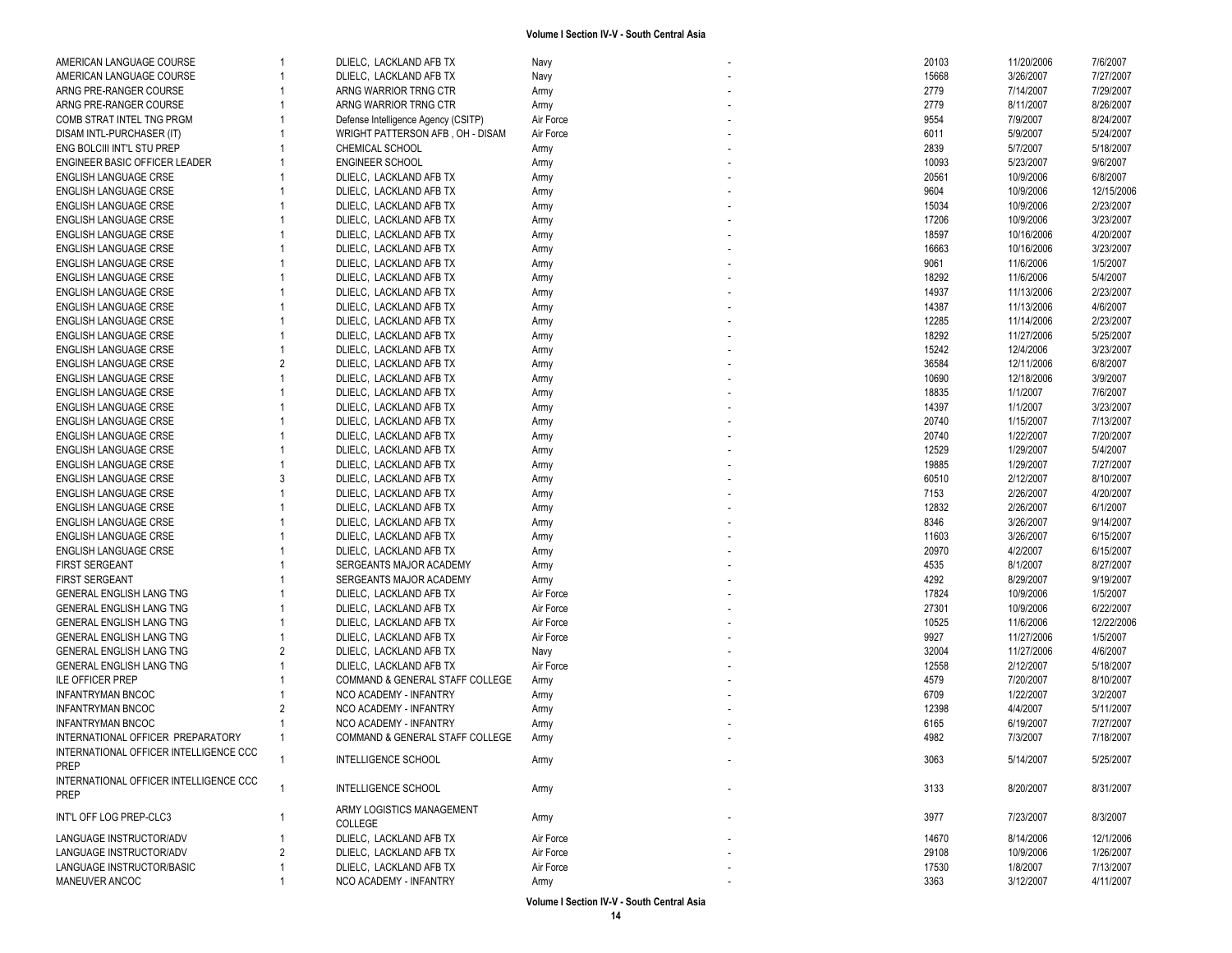| | | | | | | | |
|---|---|---|---|---|---|---|---|
| AMERICAN LANGUAGE COURSE | 1 | DLIELC, LACKLAND AFB TX | Navy | - | 20103 | 11/20/2006 | 7/6/2007 |
| AMERICAN LANGUAGE COURSE | 1 | DLIELC, LACKLAND AFB TX | Navy | - | 15668 | 3/26/2007 | 7/27/2007 |
| ARNG PRE-RANGER COURSE | 1 | ARNG WARRIOR TRNG CTR | Army | - | 2779 | 7/14/2007 | 7/29/2007 |
| ARNG PRE-RANGER COURSE | 1 | ARNG WARRIOR TRNG CTR | Army | - | 2779 | 8/11/2007 | 8/26/2007 |
| COMB STRAT INTEL TNG PRGM | 1 | Defense Intelligence Agency (CSITP) | Air Force | - | 9554 | 7/9/2007 | 8/24/2007 |
| DISAM INTL-PURCHASER (IT) | 1 | WRIGHT PATTERSON AFB , OH - DISAM | Air Force | - | 6011 | 5/9/2007 | 5/24/2007 |
| ENG BOLCIII INT'L STU PREP | 1 | CHEMICAL SCHOOL | Army | - | 2839 | 5/7/2007 | 5/18/2007 |
| ENGINEER BASIC OFFICER LEADER | 1 | ENGINEER SCHOOL | Army | - | 10093 | 5/23/2007 | 9/6/2007 |
| ENGLISH LANGUAGE CRSE | 1 | DLIELC, LACKLAND AFB TX | Army | - | 20561 | 10/9/2006 | 6/8/2007 |
| ENGLISH LANGUAGE CRSE | 1 | DLIELC, LACKLAND AFB TX | Army | - | 9604 | 10/9/2006 | 12/15/2006 |
| ENGLISH LANGUAGE CRSE | 1 | DLIELC, LACKLAND AFB TX | Army | - | 15034 | 10/9/2006 | 2/23/2007 |
| ENGLISH LANGUAGE CRSE | 1 | DLIELC, LACKLAND AFB TX | Army | - | 17206 | 10/9/2006 | 3/23/2007 |
| ENGLISH LANGUAGE CRSE | 1 | DLIELC, LACKLAND AFB TX | Army | - | 18597 | 10/16/2006 | 4/20/2007 |
| ENGLISH LANGUAGE CRSE | 1 | DLIELC, LACKLAND AFB TX | Army | - | 16663 | 10/16/2006 | 3/23/2007 |
| ENGLISH LANGUAGE CRSE | 1 | DLIELC, LACKLAND AFB TX | Army | - | 9061 | 11/6/2006 | 1/5/2007 |
| ENGLISH LANGUAGE CRSE | 1 | DLIELC, LACKLAND AFB TX | Army | - | 18292 | 11/6/2006 | 5/4/2007 |
| ENGLISH LANGUAGE CRSE | 1 | DLIELC, LACKLAND AFB TX | Army | - | 14937 | 11/13/2006 | 2/23/2007 |
| ENGLISH LANGUAGE CRSE | 1 | DLIELC, LACKLAND AFB TX | Army | - | 14387 | 11/13/2006 | 4/6/2007 |
| ENGLISH LANGUAGE CRSE | 1 | DLIELC, LACKLAND AFB TX | Army | - | 12285 | 11/14/2006 | 2/23/2007 |
| ENGLISH LANGUAGE CRSE | 1 | DLIELC, LACKLAND AFB TX | Army | - | 18292 | 11/27/2006 | 5/25/2007 |
| ENGLISH LANGUAGE CRSE | 1 | DLIELC, LACKLAND AFB TX | Army | - | 15242 | 12/4/2006 | 3/23/2007 |
| ENGLISH LANGUAGE CRSE | 2 | DLIELC, LACKLAND AFB TX | Army | - | 36584 | 12/11/2006 | 6/8/2007 |
| ENGLISH LANGUAGE CRSE | 1 | DLIELC, LACKLAND AFB TX | Army | - | 10690 | 12/18/2006 | 3/9/2007 |
| ENGLISH LANGUAGE CRSE | 1 | DLIELC, LACKLAND AFB TX | Army | - | 18835 | 1/1/2007 | 7/6/2007 |
| ENGLISH LANGUAGE CRSE | 1 | DLIELC, LACKLAND AFB TX | Army | - | 14397 | 1/1/2007 | 3/23/2007 |
| ENGLISH LANGUAGE CRSE | 1 | DLIELC, LACKLAND AFB TX | Army | - | 20740 | 1/15/2007 | 7/13/2007 |
| ENGLISH LANGUAGE CRSE | 1 | DLIELC, LACKLAND AFB TX | Army | - | 20740 | 1/22/2007 | 7/20/2007 |
| ENGLISH LANGUAGE CRSE | 1 | DLIELC, LACKLAND AFB TX | Army | - | 12529 | 1/29/2007 | 5/4/2007 |
| ENGLISH LANGUAGE CRSE | 1 | DLIELC, LACKLAND AFB TX | Army | - | 19885 | 1/29/2007 | 7/27/2007 |
| ENGLISH LANGUAGE CRSE | 3 | DLIELC, LACKLAND AFB TX | Army | - | 60510 | 2/12/2007 | 8/10/2007 |
| ENGLISH LANGUAGE CRSE | 1 | DLIELC, LACKLAND AFB TX | Army | - | 7153 | 2/26/2007 | 4/20/2007 |
| ENGLISH LANGUAGE CRSE | 1 | DLIELC, LACKLAND AFB TX | Army | - | 12832 | 2/26/2007 | 6/1/2007 |
| ENGLISH LANGUAGE CRSE | 1 | DLIELC, LACKLAND AFB TX | Army | - | 8346 | 3/26/2007 | 9/14/2007 |
| ENGLISH LANGUAGE CRSE | 1 | DLIELC, LACKLAND AFB TX | Army | - | 11603 | 3/26/2007 | 6/15/2007 |
| ENGLISH LANGUAGE CRSE | 1 | DLIELC, LACKLAND AFB TX | Army | - | 20970 | 4/2/2007 | 6/15/2007 |
| FIRST SERGEANT | 1 | SERGEANTS MAJOR ACADEMY | Army | - | 4535 | 8/1/2007 | 8/27/2007 |
| FIRST SERGEANT | 1 | SERGEANTS MAJOR ACADEMY | Army | - | 4292 | 8/29/2007 | 9/19/2007 |
| GENERAL ENGLISH LANG TNG | 1 | DLIELC, LACKLAND AFB TX | Air Force | - | 17824 | 10/9/2006 | 1/5/2007 |
| GENERAL ENGLISH LANG TNG | 1 | DLIELC, LACKLAND AFB TX | Air Force | - | 27301 | 10/9/2006 | 6/22/2007 |
| GENERAL ENGLISH LANG TNG | 1 | DLIELC, LACKLAND AFB TX | Air Force | - | 10525 | 11/6/2006 | 12/22/2006 |
| GENERAL ENGLISH LANG TNG | 1 | DLIELC, LACKLAND AFB TX | Air Force | - | 9927 | 11/27/2006 | 1/5/2007 |
| GENERAL ENGLISH LANG TNG | 2 | DLIELC, LACKLAND AFB TX | Navy | - | 32004 | 11/27/2006 | 4/6/2007 |
| GENERAL ENGLISH LANG TNG | 1 | DLIELC, LACKLAND AFB TX | Air Force | - | 12558 | 2/12/2007 | 5/18/2007 |
| ILE OFFICER PREP | 1 | COMMAND & GENERAL STAFF COLLEGE | Army | - | 4579 | 7/20/2007 | 8/10/2007 |
| INFANTRYMAN BNCOC | 1 | NCO ACADEMY - INFANTRY | Army | - | 6709 | 1/22/2007 | 3/2/2007 |
| INFANTRYMAN BNCOC | 2 | NCO ACADEMY - INFANTRY | Army | - | 12398 | 4/4/2007 | 5/11/2007 |
| INFANTRYMAN BNCOC | 1 | NCO ACADEMY - INFANTRY | Army | - | 6165 | 6/19/2007 | 7/27/2007 |
| INTERNATIONAL OFFICER PREPARATORY | 1 | COMMAND & GENERAL STAFF COLLEGE | Army | - | 4982 | 7/3/2007 | 7/18/2007 |
| INTERNATIONAL OFFICER INTELLIGENCE CCC PREP | 1 | INTELLIGENCE SCHOOL | Army | - | 3063 | 5/14/2007 | 5/25/2007 |
| INTERNATIONAL OFFICER INTELLIGENCE CCC PREP | 1 | INTELLIGENCE SCHOOL | Army | - | 3133 | 8/20/2007 | 8/31/2007 |
| INT'L OFF LOG PREP-CLC3 | 1 | ARMY LOGISTICS MANAGEMENT COLLEGE | Army | - | 3977 | 7/23/2007 | 8/3/2007 |
| LANGUAGE INSTRUCTOR/ADV | 1 | DLIELC, LACKLAND AFB TX | Air Force | - | 14670 | 8/14/2006 | 12/1/2006 |
| LANGUAGE INSTRUCTOR/ADV | 2 | DLIELC, LACKLAND AFB TX | Air Force | - | 29108 | 10/9/2006 | 1/26/2007 |
| LANGUAGE INSTRUCTOR/BASIC | 1 | DLIELC, LACKLAND AFB TX | Air Force | - | 17530 | 1/8/2007 | 7/13/2007 |
| MANEUVER ANCOC | 1 | NCO ACADEMY - INFANTRY | Army | - | 3363 | 3/12/2007 | 4/11/2007 |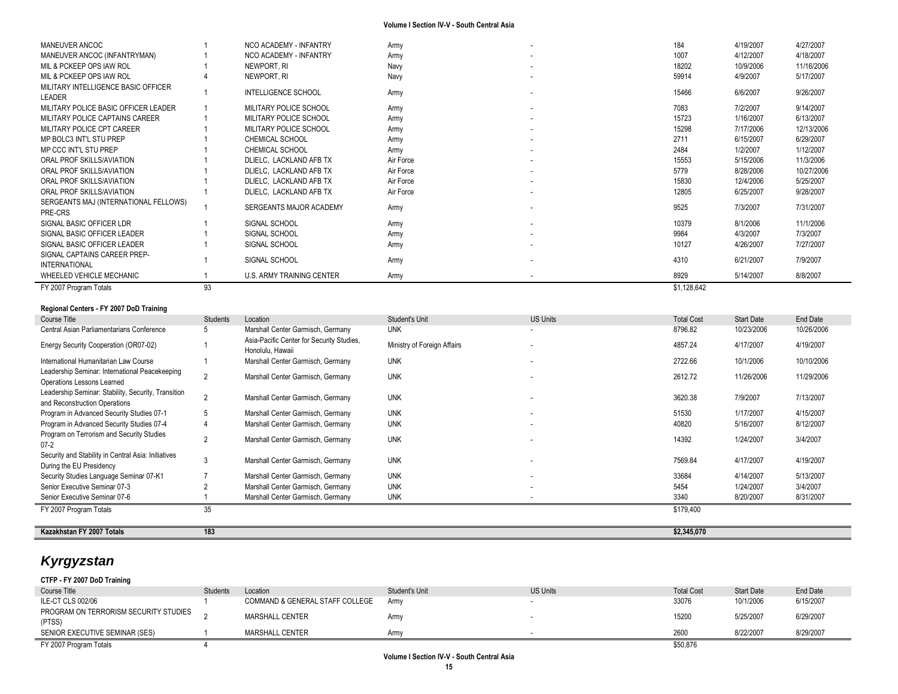| Course Title | Students | Location | Student's Unit | US Units | Total Cost | Start Date | End Date |
|---|---|---|---|---|---|---|---|
| MANEUVER ANCOC | 1 | NCO ACADEMY - INFANTRY | Army | - | 184 | 4/19/2007 | 4/27/2007 |
| MANEUVER ANCOC (INFANTRYMAN) | 1 | NCO ACADEMY - INFANTRY | Army | - | 1007 | 4/12/2007 | 4/18/2007 |
| MIL & PCKEEP OPS IAW ROL | 1 | NEWPORT, RI | Navy | - | 18202 | 10/9/2006 | 11/16/2006 |
| MIL & PCKEEP OPS IAW ROL | 4 | NEWPORT, RI | Navy | - | 59914 | 4/9/2007 | 5/17/2007 |
| MILITARY INTELLIGENCE BASIC OFFICER LEADER | 1 | INTELLIGENCE SCHOOL | Army | - | 15466 | 6/6/2007 | 9/26/2007 |
| MILITARY POLICE BASIC OFFICER LEADER | 1 | MILITARY POLICE SCHOOL | Army | - | 7083 | 7/2/2007 | 9/14/2007 |
| MILITARY POLICE CAPTAINS CAREER | 1 | MILITARY POLICE SCHOOL | Army | - | 15723 | 1/16/2007 | 6/13/2007 |
| MILITARY POLICE CPT CAREER | 1 | MILITARY POLICE SCHOOL | Army | - | 15298 | 7/17/2006 | 12/13/2006 |
| MP BOLC3 INT'L STU PREP | 1 | CHEMICAL SCHOOL | Army | - | 2711 | 6/15/2007 | 6/29/2007 |
| MP CCC INT'L STU PREP | 1 | CHEMICAL SCHOOL | Army | - | 2484 | 1/2/2007 | 1/12/2007 |
| ORAL PROF SKILLS/AVIATION | 1 | DLIELC, LACKLAND AFB TX | Air Force | - | 15553 | 5/15/2006 | 11/3/2006 |
| ORAL PROF SKILLS/AVIATION | 1 | DLIELC, LACKLAND AFB TX | Air Force | - | 5779 | 8/28/2006 | 10/27/2006 |
| ORAL PROF SKILLS/AVIATION | 1 | DLIELC, LACKLAND AFB TX | Air Force | - | 15830 | 12/4/2006 | 5/25/2007 |
| ORAL PROF SKILLS/AVIATION | 1 | DLIELC, LACKLAND AFB TX | Air Force | - | 12805 | 6/25/2007 | 9/28/2007 |
| SERGEANTS MAJ (INTERNATIONAL FELLOWS) PRE-CRS | 1 | SERGEANTS MAJOR ACADEMY | Army | - | 9525 | 7/3/2007 | 7/31/2007 |
| SIGNAL BASIC OFFICER LDR | 1 | SIGNAL SCHOOL | Army | - | 10379 | 8/1/2006 | 11/1/2006 |
| SIGNAL BASIC OFFICER LEADER | 1 | SIGNAL SCHOOL | Army | - | 9984 | 4/3/2007 | 7/3/2007 |
| SIGNAL BASIC OFFICER LEADER | 1 | SIGNAL SCHOOL | Army | - | 10127 | 4/26/2007 | 7/27/2007 |
| SIGNAL CAPTAINS CAREER PREP-INTERNATIONAL | 1 | SIGNAL SCHOOL | Army | - | 4310 | 6/21/2007 | 7/9/2007 |
| WHEELED VEHICLE MECHANIC | 1 | U.S. ARMY TRAINING CENTER | Army | - | 8929 | 5/14/2007 | 8/8/2007 |
| FY 2007 Program Totals | 93 | | | | $1,128,642 | | |

**Regional Centers - FY 2007 DoD Training**

| Course Title | Students | Location | Student's Unit | US Units | Total Cost | Start Date | End Date |
|---|---|---|---|---|---|---|---|
| Central Asian Parliamentarians Conference | 5 | Marshall Center Garmisch, Germany | UNK | - | 8796.82 | 10/23/2006 | 10/26/2006 |
| Energy Security Cooperation (OR07-02) | 1 | Asia-Pacific Center for Security Studies, Honolulu, Hawaii | Ministry of Foreign Affairs | - | 4857.24 | 4/17/2007 | 4/19/2007 |
| International Humanitarian Law Course | 1 | Marshall Center Garmisch, Germany | UNK | - | 2722.66 | 10/1/2006 | 10/10/2006 |
| Leadership Seminar: International Peacekeeping Operations Lessons Learned | 2 | Marshall Center Garmisch, Germany | UNK | - | 2612.72 | 11/26/2006 | 11/29/2006 |
| Leadership Seminar: Stability, Security, Transition and Reconstruction Operations | 2 | Marshall Center Garmisch, Germany | UNK | - | 3620.38 | 7/9/2007 | 7/13/2007 |
| Program in Advanced Security Studies 07-1 | 5 | Marshall Center Garmisch, Germany | UNK | - | 51530 | 1/17/2007 | 4/15/2007 |
| Program in Advanced Security Studies 07-4 | 4 | Marshall Center Garmisch, Germany | UNK | - | 40820 | 5/16/2007 | 8/12/2007 |
| Program on Terrorism and Security Studies 07-2 | 2 | Marshall Center Garmisch, Germany | UNK | - | 14392 | 1/24/2007 | 3/4/2007 |
| Security and Stability in Central Asia: Initiatives During the EU Presidency | 3 | Marshall Center Garmisch, Germany | UNK | - | 7569.84 | 4/17/2007 | 4/19/2007 |
| Security Studies Language Seminar 07-K1 | 7 | Marshall Center Garmisch, Germany | UNK | - | 33684 | 4/14/2007 | 5/13/2007 |
| Senior Executive Seminar 07-3 | 2 | Marshall Center Garmisch, Germany | UNK | - | 5454 | 1/24/2007 | 3/4/2007 |
| Senior Executive Seminar 07-6 | 1 | Marshall Center Garmisch, Germany | UNK | - | 3340 | 8/20/2007 | 8/31/2007 |
| FY 2007 Program Totals | 35 | | | | $179,400 | | |

| | | | | | | | |
|---|---|---|---|---|---|---|---|
| **Kazakhstan FY 2007 Totals** | **183** | | | | **$2,345,070** | | |

## *Kyrgyzstan*

**CTFP - FY 2007 DoD Training**

| Course Title | Students | Location | Student's Unit | US Units | Total Cost | Start Date | End Date |
|---|---|---|---|---|---|---|---|
| ILE-CT CLS 002/06 | 1 | COMMAND & GENERAL STAFF COLLEGE | Army | - | 33076 | 10/1/2006 | 6/15/2007 |
| PROGRAM ON TERRORISM SECURITY STUDIES (PTSS) | 2 | MARSHALL CENTER | Army | - | 15200 | 5/25/2007 | 6/29/2007 |
| SENIOR EXECUTIVE SEMINAR (SES) | 1 | MARSHALL CENTER | Army | - | 2600 | 8/22/2007 | 8/29/2007 |
| FY 2007 Program Totals | 4 | | | | $50,876 | | |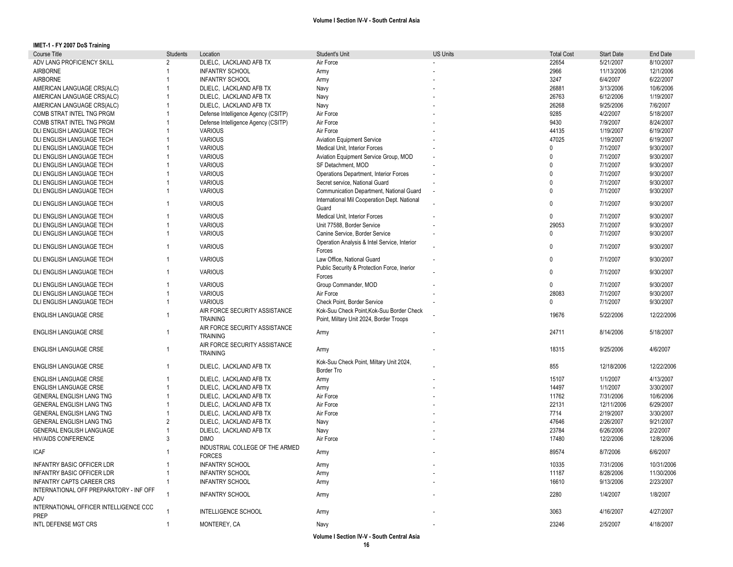**IMET-1 - FY 2007 DoS Training**

| Course Title | Students | Location | Student's Unit | US Units | Total Cost | Start Date | End Date |
|---|---|---|---|---|---|---|---|
| ADV LANG PROFICIENCY SKILL | 2 | DLIELC, LACKLAND AFB TX | Air Force | - | 22654 | 5/21/2007 | 8/10/2007 |
| AIRBORNE | 1 | INFANTRY SCHOOL | Army | - | 2966 | 11/13/2006 | 12/1/2006 |
| AIRBORNE | 1 | INFANTRY SCHOOL | Army | - | 3247 | 6/4/2007 | 6/22/2007 |
| AMERICAN LANGUAGE CRS(ALC) | 1 | DLIELC, LACKLAND AFB TX | Navy | - | 26881 | 3/13/2006 | 10/6/2006 |
| AMERICAN LANGUAGE CRS(ALC) | 1 | DLIELC, LACKLAND AFB TX | Navy | - | 26763 | 6/12/2006 | 1/19/2007 |
| AMERICAN LANGUAGE CRS(ALC) | 1 | DLIELC, LACKLAND AFB TX | Navy | - | 26268 | 9/25/2006 | 7/6/2007 |
| COMB STRAT INTEL TNG PRGM | 1 | Defense Intelligence Agency (CSITP) | Air Force | - | 9285 | 4/2/2007 | 5/18/2007 |
| COMB STRAT INTEL TNG PRGM | 1 | Defense Intelligence Agency (CSITP) | Air Force | - | 9430 | 7/9/2007 | 8/24/2007 |
| DLI ENGLISH LANGUAGE TECH | 1 | VARIOUS | Air Force | - | 44135 | 1/19/2007 | 6/19/2007 |
| DLI ENGLISH LANGUAGE TECH | 1 | VARIOUS | Aviation Equipment Service | - | 47025 | 1/19/2007 | 6/19/2007 |
| DLI ENGLISH LANGUAGE TECH | 1 | VARIOUS | Medical Unit, Interior Forces | - | 0 | 7/1/2007 | 9/30/2007 |
| DLI ENGLISH LANGUAGE TECH | 1 | VARIOUS | Aviation Equipment Service Group, MOD | - | 0 | 7/1/2007 | 9/30/2007 |
| DLI ENGLISH LANGUAGE TECH | 1 | VARIOUS | SF Detachment, MOD | - | 0 | 7/1/2007 | 9/30/2007 |
| DLI ENGLISH LANGUAGE TECH | 1 | VARIOUS | Operations Department, Interior Forces | - | 0 | 7/1/2007 | 9/30/2007 |
| DLI ENGLISH LANGUAGE TECH | 1 | VARIOUS | Secret service, National Guard | - | 0 | 7/1/2007 | 9/30/2007 |
| DLI ENGLISH LANGUAGE TECH | 1 | VARIOUS | Communication Department, National Guard | - | 0 | 7/1/2007 | 9/30/2007 |
| DLI ENGLISH LANGUAGE TECH | 1 | VARIOUS | International Mil Cooperation Dept. National Guard | - | 0 | 7/1/2007 | 9/30/2007 |
| DLI ENGLISH LANGUAGE TECH | 1 | VARIOUS | Medical Unit, Interior Forces | - | 0 | 7/1/2007 | 9/30/2007 |
| DLI ENGLISH LANGUAGE TECH | 1 | VARIOUS | Unit 77588, Border Service | - | 29053 | 7/1/2007 | 9/30/2007 |
| DLI ENGLISH LANGUAGE TECH | 1 | VARIOUS | Canine Service, Border Service | - | 0 | 7/1/2007 | 9/30/2007 |
| DLI ENGLISH LANGUAGE TECH | 1 | VARIOUS | Operation Analysis & Intel Service, Interior Forces | - | 0 | 7/1/2007 | 9/30/2007 |
| DLI ENGLISH LANGUAGE TECH | 1 | VARIOUS | Law Office, National Guard | - | 0 | 7/1/2007 | 9/30/2007 |
| DLI ENGLISH LANGUAGE TECH | 1 | VARIOUS | Public Security & Protection Force, Inerior Forces | - | 0 | 7/1/2007 | 9/30/2007 |
| DLI ENGLISH LANGUAGE TECH | 1 | VARIOUS | Group Commander, MOD | - | 0 | 7/1/2007 | 9/30/2007 |
| DLI ENGLISH LANGUAGE TECH | 1 | VARIOUS | Air Force | - | 28083 | 7/1/2007 | 9/30/2007 |
| DLI ENGLISH LANGUAGE TECH | 1 | VARIOUS | Check Point, Border Service | - | 0 | 7/1/2007 | 9/30/2007 |
| ENGLISH LANGUAGE CRSE | 1 | AIR FORCE SECURITY ASSISTANCE TRAINING | Kok-Suu Check Point,Kok-Suu Border Check Point, Miltary Unit 2024, Border Troops | - | 19676 | 5/22/2006 | 12/22/2006 |
| ENGLISH LANGUAGE CRSE | 1 | AIR FORCE SECURITY ASSISTANCE TRAINING | Army | - | 24711 | 8/14/2006 | 5/18/2007 |
| ENGLISH LANGUAGE CRSE | 1 | AIR FORCE SECURITY ASSISTANCE TRAINING | Army | - | 18315 | 9/25/2006 | 4/6/2007 |
| ENGLISH LANGUAGE CRSE | 1 | DLIELC, LACKLAND AFB TX | Kok-Suu Check Point, Miltary Unit 2024, Border Tro | - | 855 | 12/18/2006 | 12/22/2006 |
| ENGLISH LANGUAGE CRSE | 1 | DLIELC, LACKLAND AFB TX | Army | - | 15107 | 1/1/2007 | 4/13/2007 |
| ENGLISH LANGUAGE CRSE | 1 | DLIELC, LACKLAND AFB TX | Army | - | 14497 | 1/1/2007 | 3/30/2007 |
| GENERAL ENGLISH LANG TNG | 1 | DLIELC, LACKLAND AFB TX | Air Force | - | 11762 | 7/31/2006 | 10/6/2006 |
| GENERAL ENGLISH LANG TNG | 1 | DLIELC, LACKLAND AFB TX | Air Force | - | 22131 | 12/11/2006 | 6/29/2007 |
| GENERAL ENGLISH LANG TNG | 1 | DLIELC, LACKLAND AFB TX | Air Force | - | 7714 | 2/19/2007 | 3/30/2007 |
| GENERAL ENGLISH LANG TNG | 2 | DLIELC, LACKLAND AFB TX | Navy | - | 47646 | 2/26/2007 | 9/21/2007 |
| GENERAL ENGLISH LANGUAGE | 1 | DLIELC, LACKLAND AFB TX | Navy | - | 23784 | 6/26/2006 | 2/2/2007 |
| HIV/AIDS CONFERENCE | 3 | DIMO | Air Force | - | 17480 | 12/2/2006 | 12/8/2006 |
| ICAF | 1 | INDUSTRIAL COLLEGE OF THE ARMED FORCES | Army | - | 89574 | 8/7/2006 | 6/6/2007 |
| INFANTRY BASIC OFFICER LDR | 1 | INFANTRY SCHOOL | Army | - | 10335 | 7/31/2006 | 10/31/2006 |
| INFANTRY BASIC OFFICER LDR | 1 | INFANTRY SCHOOL | Army | - | 11187 | 8/28/2006 | 11/30/2006 |
| INFANTRY CAPTS CAREER CRS | 1 | INFANTRY SCHOOL | Army | - | 16610 | 9/13/2006 | 2/23/2007 |
| INTERNATIONAL OFF PREPARATORY - INF OFF ADV | 1 | INFANTRY SCHOOL | Army | - | 2280 | 1/4/2007 | 1/8/2007 |
| INTERNATIONAL OFFICER INTELLIGENCE CCC PREP | 1 | INTELLIGENCE SCHOOL | Army | - | 3063 | 4/16/2007 | 4/27/2007 |
| INTL DEFENSE MGT CRS | 1 | MONTEREY, CA | Navy | - | 23246 | 2/5/2007 | 4/18/2007 |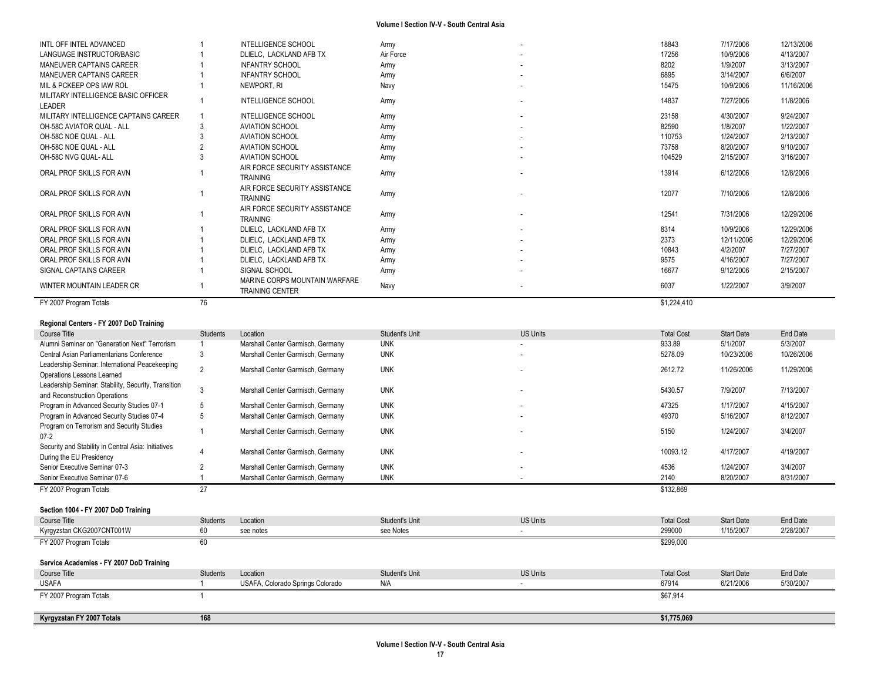| | | | | | | | |
|---|---|---|---|---|---|---|---|
| INTL OFF INTEL ADVANCED | 1 | INTELLIGENCE SCHOOL | Army | - | 18843 | 7/17/2006 | 12/13/2006 |
| LANGUAGE INSTRUCTOR/BASIC | 1 | DLIELC, LACKLAND AFB TX | Air Force | - | 17256 | 10/9/2006 | 4/13/2007 |
| MANEUVER CAPTAINS CAREER | 1 | INFANTRY SCHOOL | Army | - | 8202 | 1/9/2007 | 3/13/2007 |
| MANEUVER CAPTAINS CAREER | 1 | INFANTRY SCHOOL | Army | - | 6895 | 3/14/2007 | 6/6/2007 |
| MIL & PCKEEP OPS IAW ROL | 1 | NEWPORT, RI | Navy | - | 15475 | 10/9/2006 | 11/16/2006 |
| MILITARY INTELLIGENCE BASIC OFFICER LEADER | 1 | INTELLIGENCE SCHOOL | Army | - | 14837 | 7/27/2006 | 11/8/2006 |
| MILITARY INTELLIGENCE CAPTAINS CAREER | 1 | INTELLIGENCE SCHOOL | Army | - | 23158 | 4/30/2007 | 9/24/2007 |
| OH-58C AVIATOR QUAL - ALL | 3 | AVIATION SCHOOL | Army | - | 82590 | 1/8/2007 | 1/22/2007 |
| OH-58C NOE QUAL - ALL | 3 | AVIATION SCHOOL | Army | - | 110753 | 1/24/2007 | 2/13/2007 |
| OH-58C NOE QUAL - ALL | 2 | AVIATION SCHOOL | Army | - | 73758 | 8/20/2007 | 9/10/2007 |
| OH-58C NVG QUAL- ALL | 3 | AVIATION SCHOOL | Army | - | 104529 | 2/15/2007 | 3/16/2007 |
| ORAL PROF SKILLS FOR AVN | 1 | AIR FORCE SECURITY ASSISTANCE TRAINING | Army | - | 13914 | 6/12/2006 | 12/8/2006 |
| ORAL PROF SKILLS FOR AVN | 1 | AIR FORCE SECURITY ASSISTANCE TRAINING | Army | - | 12077 | 7/10/2006 | 12/8/2006 |
| ORAL PROF SKILLS FOR AVN | 1 | AIR FORCE SECURITY ASSISTANCE TRAINING | Army | - | 12541 | 7/31/2006 | 12/29/2006 |
| ORAL PROF SKILLS FOR AVN | 1 | DLIELC, LACKLAND AFB TX | Army | - | 8314 | 10/9/2006 | 12/29/2006 |
| ORAL PROF SKILLS FOR AVN | 1 | DLIELC, LACKLAND AFB TX | Army | - | 2373 | 12/11/2006 | 12/29/2006 |
| ORAL PROF SKILLS FOR AVN | 1 | DLIELC, LACKLAND AFB TX | Army | - | 10843 | 4/2/2007 | 7/27/2007 |
| ORAL PROF SKILLS FOR AVN | 1 | DLIELC, LACKLAND AFB TX | Army | - | 9575 | 4/16/2007 | 7/27/2007 |
| SIGNAL CAPTAINS CAREER | 1 | SIGNAL SCHOOL | Army | - | 16677 | 9/12/2006 | 2/15/2007 |
| WINTER MOUNTAIN LEADER CR | 1 | MARINE CORPS MOUNTAIN WARFARE TRAINING CENTER | Navy | - | 6037 | 1/22/2007 | 3/9/2007 |
| FY 2007 Program Totals | 76 | | | | $1,224,410 | | |

**Regional Centers - FY 2007 DoD Training**

| Course Title | Students | Location | Student's Unit | US Units | Total Cost | Start Date | End Date |
|---|---|---|---|---|---|---|---|
| Alumni Seminar on "Generation Next" Terrorism | 1 | Marshall Center Garmisch, Germany | UNK | - | 933.89 | 5/1/2007 | 5/3/2007 |
| Central Asian Parliamentarians Conference | 3 | Marshall Center Garmisch, Germany | UNK | - | 5278.09 | 10/23/2006 | 10/26/2006 |
| Leadership Seminar: International Peacekeeping Operations Lessons Learned | 2 | Marshall Center Garmisch, Germany | UNK | - | 2612.72 | 11/26/2006 | 11/29/2006 |
| Leadership Seminar: Stability, Security, Transition and Reconstruction Operations | 3 | Marshall Center Garmisch, Germany | UNK | - | 5430.57 | 7/9/2007 | 7/13/2007 |
| Program in Advanced Security Studies 07-1 | 5 | Marshall Center Garmisch, Germany | UNK | - | 47325 | 1/17/2007 | 4/15/2007 |
| Program in Advanced Security Studies 07-4 | 5 | Marshall Center Garmisch, Germany | UNK | - | 49370 | 5/16/2007 | 8/12/2007 |
| Program on Terrorism and Security Studies 07-2 | 1 | Marshall Center Garmisch, Germany | UNK | - | 5150 | 1/24/2007 | 3/4/2007 |
| Security and Stability in Central Asia: Initiatives During the EU Presidency | 4 | Marshall Center Garmisch, Germany | UNK | - | 10093.12 | 4/17/2007 | 4/19/2007 |
| Senior Executive Seminar 07-3 | 2 | Marshall Center Garmisch, Germany | UNK | - | 4536 | 1/24/2007 | 3/4/2007 |
| Senior Executive Seminar 07-6 | 1 | Marshall Center Garmisch, Germany | UNK | - | 2140 | 8/20/2007 | 8/31/2007 |
| FY 2007 Program Totals | 27 | | | | $132,869 | | |

**Section 1004 - FY 2007 DoD Training**

| Course Title | Students | Location | Student's Unit | US Units | Total Cost | Start Date | End Date |
|---|---|---|---|---|---|---|---|
| Kyrgyzstan CKG2007CNT001W | 60 | see notes | see Notes | - | 299000 | 1/15/2007 | 2/28/2007 |
| FY 2007 Program Totals | 60 | | | | $299,000 | | |

**Service Academies - FY 2007 DoD Training**

| Course Title | Students | Location | Student's Unit | US Units | Total Cost | Start Date | End Date |
|---|---|---|---|---|---|---|---|
| USAFA | 1 | USAFA, Colorado Springs Colorado | N/A | - | 67914 | 6/21/2006 | 5/30/2007 |
| FY 2007 Program Totals | 1 | | | | $67,914 | | |

| | | | |
|---|---|---|---|
| **Kyrgyzstan FY 2007 Totals** | **168** | | **$1,775,069** |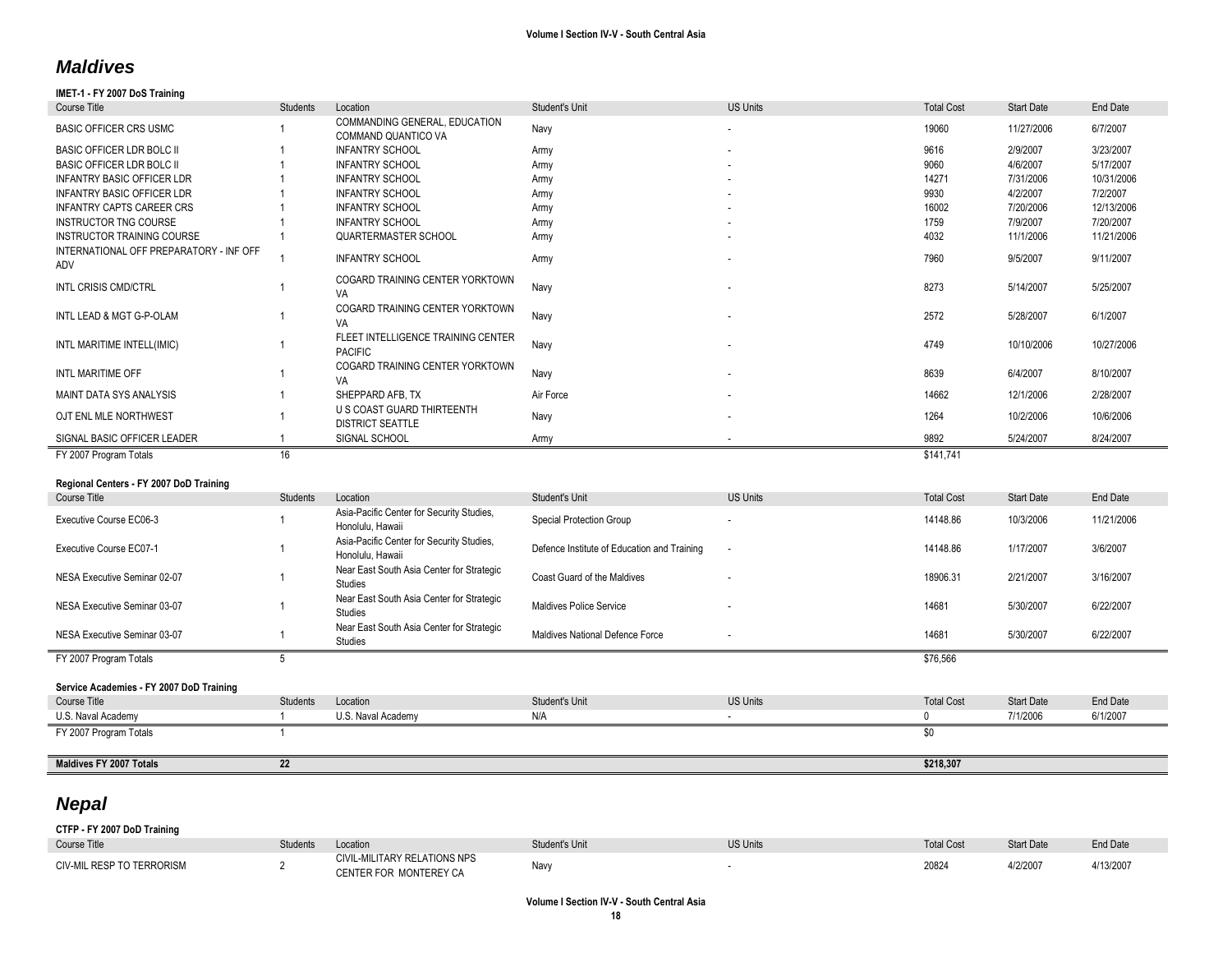## *Maldives*

**IMET-1 - FY 2007 DoS Training**

| Course Title | Students | Location | Student's Unit | US Units | Total Cost | Start Date | End Date |
|---|---|---|---|---|---|---|---|
| BASIC OFFICER CRS USMC | 1 | COMMANDING GENERAL, EDUCATION COMMAND QUANTICO VA | Navy | - | 19060 | 11/27/2006 | 6/7/2007 |
| BASIC OFFICER LDR BOLC II | 1 | INFANTRY SCHOOL | Army | - | 9616 | 2/9/2007 | 3/23/2007 |
| BASIC OFFICER LDR BOLC II | 1 | INFANTRY SCHOOL | Army | - | 9060 | 4/6/2007 | 5/17/2007 |
| INFANTRY BASIC OFFICER LDR | 1 | INFANTRY SCHOOL | Army | - | 14271 | 7/31/2006 | 10/31/2006 |
| INFANTRY BASIC OFFICER LDR | 1 | INFANTRY SCHOOL | Army | - | 9930 | 4/2/2007 | 7/2/2007 |
| INFANTRY CAPTS CAREER CRS | 1 | INFANTRY SCHOOL | Army | - | 16002 | 7/20/2006 | 12/13/2006 |
| INSTRUCTOR TNG COURSE | 1 | INFANTRY SCHOOL | Army | - | 1759 | 7/9/2007 | 7/20/2007 |
| INSTRUCTOR TRAINING COURSE | 1 | QUARTERMASTER SCHOOL | Army | - | 4032 | 11/1/2006 | 11/21/2006 |
| INTERNATIONAL OFF PREPARATORY - INF OFF ADV | 1 | INFANTRY SCHOOL | Army | - | 7960 | 9/5/2007 | 9/11/2007 |
| INTL CRISIS CMD/CTRL | 1 | COGARD TRAINING CENTER YORKTOWN VA | Navy | - | 8273 | 5/14/2007 | 5/25/2007 |
| INTL LEAD & MGT G-P-OLAM | 1 | COGARD TRAINING CENTER YORKTOWN VA | Navy | - | 2572 | 5/28/2007 | 6/1/2007 |
| INTL MARITIME INTELL(IMIC) | 1 | FLEET INTELLIGENCE TRAINING CENTER PACIFIC | Navy | - | 4749 | 10/10/2006 | 10/27/2006 |
| INTL MARITIME OFF | 1 | COGARD TRAINING CENTER YORKTOWN VA | Navy | - | 8639 | 6/4/2007 | 8/10/2007 |
| MAINT DATA SYS ANALYSIS | 1 | SHEPPARD AFB, TX | Air Force | - | 14662 | 12/1/2006 | 2/28/2007 |
| OJT ENL MLE NORTHWEST | 1 | U S COAST GUARD THIRTEENTH DISTRICT SEATTLE | Navy | - | 1264 | 10/2/2006 | 10/6/2006 |
| SIGNAL BASIC OFFICER LEADER | 1 | SIGNAL SCHOOL | Army | - | 9892 | 5/24/2007 | 8/24/2007 |
| FY 2007 Program Totals | 16 | | | | $141,741 | | |

**Regional Centers - FY 2007 DoD Training**

| Course Title | Students | Location | Student's Unit | US Units | Total Cost | Start Date | End Date |
|---|---|---|---|---|---|---|---|
| Executive Course EC06-3 | 1 | Asia-Pacific Center for Security Studies, Honolulu, Hawaii | Special Protection Group | - | 14148.86 | 10/3/2006 | 11/21/2006 |
| Executive Course EC07-1 | 1 | Asia-Pacific Center for Security Studies, Honolulu, Hawaii | Defence Institute of Education and Training | - | 14148.86 | 1/17/2007 | 3/6/2007 |
| NESA Executive Seminar 02-07 | 1 | Near East South Asia Center for Strategic Studies | Coast Guard of the Maldives | - | 18906.31 | 2/21/2007 | 3/16/2007 |
| NESA Executive Seminar 03-07 | 1 | Near East South Asia Center for Strategic Studies | Maldives Police Service | - | 14681 | 5/30/2007 | 6/22/2007 |
| NESA Executive Seminar 03-07 | 1 | Near East South Asia Center for Strategic Studies | Maldives National Defence Force | - | 14681 | 5/30/2007 | 6/22/2007 |
| FY 2007 Program Totals | 5 | | | | $76,566 | | |

**Service Academies - FY 2007 DoD Training**

| Course Title | Students | Location | Student's Unit | US Units | Total Cost | Start Date | End Date |
|---|---|---|---|---|---|---|---|
| U.S. Naval Academy | 1 | U.S. Naval Academy | N/A | - | 0 | 7/1/2006 | 6/1/2007 |
| FY 2007 Program Totals | 1 | | | | $0 | | |

| | | | | | | | |
|---|---|---|---|---|---|---|---|
| **Maldives FY 2007 Totals** | **22** | | | | **$218,307** | | |

## *Nepal*

**CTFP - FY 2007 DoD Training**

| Course Title | Students | Location | Student's Unit | US Units | Total Cost | Start Date | End Date |
|---|---|---|---|---|---|---|---|
| CIV-MIL RESP TO TERRORISM | 2 | CIVIL-MILITARY RELATIONS NPS CENTER FOR MONTEREY CA | Navy | - | 20824 | 4/2/2007 | 4/13/2007 |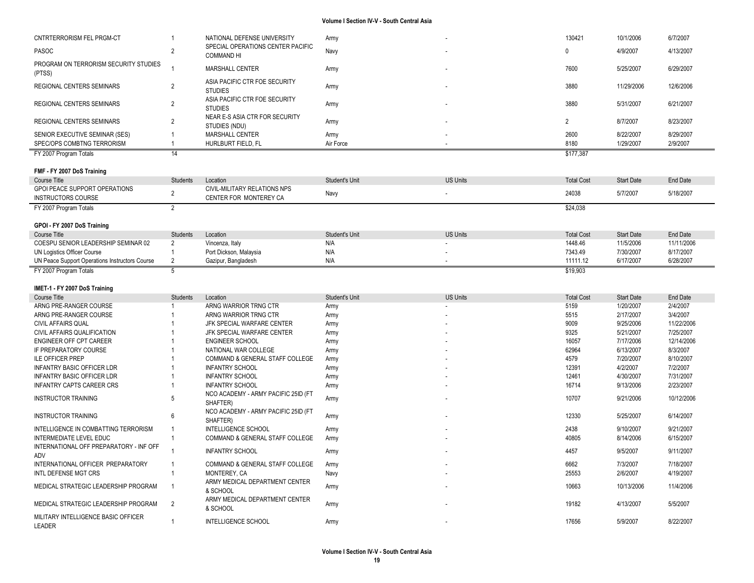| | | | | | | | |
|---|---|---|---|---|---|---|---|
| CNTRTERRORISM FEL PRGM-CT | 1 | NATIONAL DEFENSE UNIVERSITY | Army | - | 130421 | 10/1/2006 | 6/7/2007 |
| PASOC | 2 | SPECIAL OPERATIONS CENTER PACIFIC COMMAND HI | Navy | - | 0 | 4/9/2007 | 4/13/2007 |
| PROGRAM ON TERRORISM SECURITY STUDIES (PTSS) | 1 | MARSHALL CENTER | Army | - | 7600 | 5/25/2007 | 6/29/2007 |
| REGIONAL CENTERS SEMINARS | 2 | ASIA PACIFIC CTR FOE SECURITY STUDIES | Army | - | 3880 | 11/29/2006 | 12/6/2006 |
| REGIONAL CENTERS SEMINARS | 2 | ASIA PACIFIC CTR FOE SECURITY STUDIES | Army | - | 3880 | 5/31/2007 | 6/21/2007 |
| REGIONAL CENTERS SEMINARS | 2 | NEAR E-S ASIA CTR FOR SECURITY STUDIES (NDU) | Army | - | 2 | 8/7/2007 | 8/23/2007 |
| SENIOR EXECUTIVE SEMINAR (SES) | 1 | MARSHALL CENTER | Army | - | 2600 | 8/22/2007 | 8/29/2007 |
| SPEC/OPS COMBTNG TERRORISM | 1 | HURLBURT FIELD, FL | Air Force | - | 8180 | 1/29/2007 | 2/9/2007 |
| FY 2007 Program Totals | 14 | | | | $177,387 | | |

**FMF - FY 2007 DoS Training**

| Course Title | Students | Location | Student's Unit | US Units | Total Cost | Start Date | End Date |
|---|---|---|---|---|---|---|---|
| GPOI PEACE SUPPORT OPERATIONS INSTRUCTORS COURSE | 2 | CIVIL-MILITARY RELATIONS NPS CENTER FOR MONTEREY CA | Navy | - | 24038 | 5/7/2007 | 5/18/2007 |
| FY 2007 Program Totals | 2 | | | | $24,038 | | |

**GPOI - FY 2007 DoS Training**

| Course Title | Students | Location | Student's Unit | US Units | Total Cost | Start Date | End Date |
|---|---|---|---|---|---|---|---|
| COESPU SENIOR LEADERSHIP SEMINAR 02 | 2 | Vincenza, Italy | N/A | - | 1448.46 | 11/5/2006 | 11/11/2006 |
| UN Logistics Officer Course | 1 | Port Dickson, Malaysia | N/A | - | 7343.49 | 7/30/2007 | 8/17/2007 |
| UN Peace Support Operations Instructors Course | 2 | Gazipur, Bangladesh | N/A | - | 11111.12 | 6/17/2007 | 6/28/2007 |
| FY 2007 Program Totals | 5 | | | | $19,903 | | |

**IMET-1 - FY 2007 DoS Training**

| Course Title | Students | Location | Student's Unit | US Units | Total Cost | Start Date | End Date |
|---|---|---|---|---|---|---|---|
| ARNG PRE-RANGER COURSE | 1 | ARNG WARRIOR TRNG CTR | Army | - | 5159 | 1/20/2007 | 2/4/2007 |
| ARNG PRE-RANGER COURSE | 1 | ARNG WARRIOR TRNG CTR | Army | - | 5515 | 2/17/2007 | 3/4/2007 |
| CIVIL AFFAIRS QUAL | 1 | JFK SPECIAL WARFARE CENTER | Army | - | 9009 | 9/25/2006 | 11/22/2006 |
| CIVIL AFFAIRS QUALIFICATION | 1 | JFK SPECIAL WARFARE CENTER | Army | - | 9325 | 5/21/2007 | 7/25/2007 |
| ENGINEER OFF CPT CAREER | 1 | ENGINEER SCHOOL | Army | - | 16057 | 7/17/2006 | 12/14/2006 |
| IF PREPARATORY COURSE | 1 | NATIONAL WAR COLLEGE | Army | - | 62964 | 6/13/2007 | 8/3/2007 |
| ILE OFFICER PREP | 1 | COMMAND & GENERAL STAFF COLLEGE | Army | - | 4579 | 7/20/2007 | 8/10/2007 |
| INFANTRY BASIC OFFICER LDR | 1 | INFANTRY SCHOOL | Army | - | 12391 | 4/2/2007 | 7/2/2007 |
| INFANTRY BASIC OFFICER LDR | 1 | INFANTRY SCHOOL | Army | - | 12461 | 4/30/2007 | 7/31/2007 |
| INFANTRY CAPTS CAREER CRS | 1 | INFANTRY SCHOOL | Army | - | 16714 | 9/13/2006 | 2/23/2007 |
| INSTRUCTOR TRAINING | 5 | NCO ACADEMY - ARMY PACIFIC 25ID (FT SHAFTER) | Army | - | 10707 | 9/21/2006 | 10/12/2006 |
| INSTRUCTOR TRAINING | 6 | NCO ACADEMY - ARMY PACIFIC 25ID (FT SHAFTER) | Army | - | 12330 | 5/25/2007 | 6/14/2007 |
| INTELLIGENCE IN COMBATTING TERRORISM | 1 | INTELLIGENCE SCHOOL | Army | - | 2438 | 9/10/2007 | 9/21/2007 |
| INTERMEDIATE LEVEL EDUC | 1 | COMMAND & GENERAL STAFF COLLEGE | Army | - | 40805 | 8/14/2006 | 6/15/2007 |
| INTERNATIONAL OFF PREPARATORY - INF OFF ADV | 1 | INFANTRY SCHOOL | Army | - | 4457 | 9/5/2007 | 9/11/2007 |
| INTERNATIONAL OFFICER PREPARATORY | 1 | COMMAND & GENERAL STAFF COLLEGE | Army | - | 6662 | 7/3/2007 | 7/18/2007 |
| INTL DEFENSE MGT CRS | 1 | MONTEREY, CA | Navy | - | 25553 | 2/6/2007 | 4/19/2007 |
| MEDICAL STRATEGIC LEADERSHIP PROGRAM | 1 | ARMY MEDICAL DEPARTMENT CENTER & SCHOOL | Army | - | 10663 | 10/13/2006 | 11/4/2006 |
| MEDICAL STRATEGIC LEADERSHIP PROGRAM | 2 | ARMY MEDICAL DEPARTMENT CENTER & SCHOOL | Army | - | 19182 | 4/13/2007 | 5/5/2007 |
| MILITARY INTELLIGENCE BASIC OFFICER LEADER | 1 | INTELLIGENCE SCHOOL | Army | - | 17656 | 5/9/2007 | 8/22/2007 |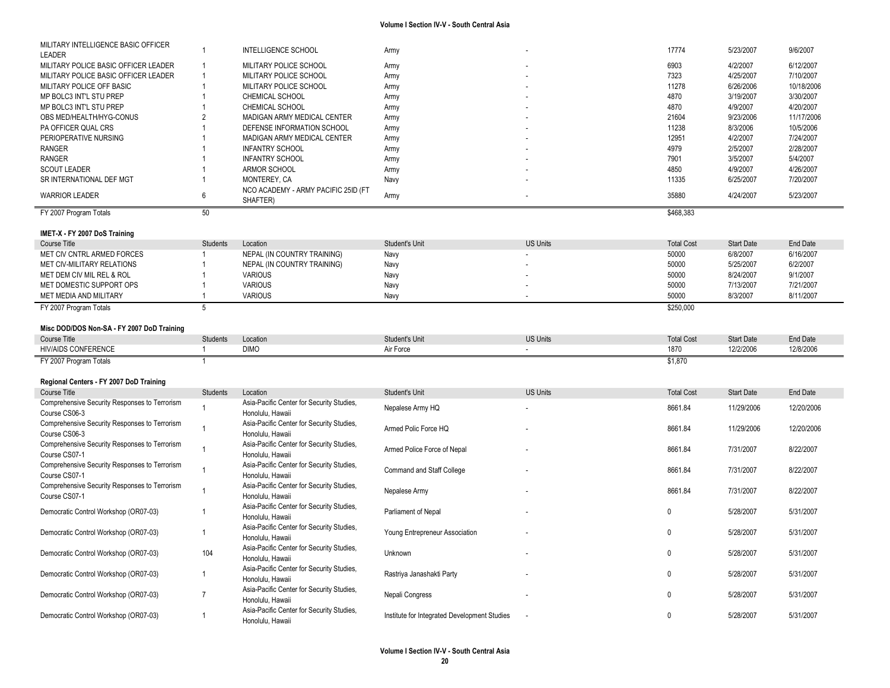| Course Title | Students | Location | Student's Unit | US Units | Total Cost | Start Date | End Date |
|---|---|---|---|---|---|---|---|
| MILITARY INTELLIGENCE BASIC OFFICER LEADER | 1 | INTELLIGENCE SCHOOL | Army | - | 17774 | 5/23/2007 | 9/6/2007 |
| MILITARY POLICE BASIC OFFICER LEADER | 1 | MILITARY POLICE SCHOOL | Army | - | 6903 | 4/2/2007 | 6/12/2007 |
| MILITARY POLICE BASIC OFFICER LEADER | 1 | MILITARY POLICE SCHOOL | Army | - | 7323 | 4/25/2007 | 7/10/2007 |
| MILITARY POLICE OFF BASIC | 1 | MILITARY POLICE SCHOOL | Army | - | 11278 | 6/26/2006 | 10/18/2006 |
| MP BOLC3 INT'L STU PREP | 1 | CHEMICAL SCHOOL | Army | - | 4870 | 3/19/2007 | 3/30/2007 |
| MP BOLC3 INT'L STU PREP | 1 | CHEMICAL SCHOOL | Army | - | 4870 | 4/9/2007 | 4/20/2007 |
| OBS MED/HEALTH/HYG-CONUS | 2 | MADIGAN ARMY MEDICAL CENTER | Army | - | 21604 | 9/23/2006 | 11/17/2006 |
| PA OFFICER QUAL CRS | 1 | DEFENSE INFORMATION SCHOOL | Army | - | 11238 | 8/3/2006 | 10/5/2006 |
| PERIOPERATIVE NURSING | 1 | MADIGAN ARMY MEDICAL CENTER | Army | - | 12951 | 4/2/2007 | 7/24/2007 |
| RANGER | 1 | INFANTRY SCHOOL | Army | - | 4979 | 2/5/2007 | 2/28/2007 |
| RANGER | 1 | INFANTRY SCHOOL | Army | - | 7901 | 3/5/2007 | 5/4/2007 |
| SCOUT LEADER | 1 | ARMOR SCHOOL | Army | - | 4850 | 4/9/2007 | 4/26/2007 |
| SR INTERNATIONAL DEF MGT | 1 | MONTEREY, CA | Navy | - | 11335 | 6/25/2007 | 7/20/2007 |
| WARRIOR LEADER | 6 | NCO ACADEMY - ARMY PACIFIC 25ID (FT SHAFTER) | Army | - | 35880 | 4/24/2007 | 5/23/2007 |
| FY 2007 Program Totals | 50 | | | | $468,383 | | |

**IMET-X - FY 2007 DoS Training**

| Course Title | Students | Location | Student's Unit | US Units | Total Cost | Start Date | End Date |
|---|---|---|---|---|---|---|---|
| MET CIV CNTRL ARMED FORCES | 1 | NEPAL (IN COUNTRY TRAINING) | Navy | - | 50000 | 6/8/2007 | 6/16/2007 |
| MET CIV-MILITARY RELATIONS | 1 | NEPAL (IN COUNTRY TRAINING) | Navy | - | 50000 | 5/25/2007 | 6/2/2007 |
| MET DEM CIV MIL REL & ROL | 1 | VARIOUS | Navy | - | 50000 | 8/24/2007 | 9/1/2007 |
| MET DOMESTIC SUPPORT OPS | 1 | VARIOUS | Navy | - | 50000 | 7/13/2007 | 7/21/2007 |
| MET MEDIA AND MILITARY | 1 | VARIOUS | Navy | - | 50000 | 8/3/2007 | 8/11/2007 |
| FY 2007 Program Totals | 5 | | | | $250,000 | | |

**Misc DOD/DOS Non-SA - FY 2007 DoD Training**

| Course Title | Students | Location | Student's Unit | US Units | Total Cost | Start Date | End Date |
|---|---|---|---|---|---|---|---|
| HIV/AIDS CONFERENCE | 1 | DIMO | Air Force | - | 1870 | 12/2/2006 | 12/8/2006 |
| FY 2007 Program Totals | 1 | | | | $1,870 | | |

**Regional Centers - FY 2007 DoD Training**

| Course Title | Students | Location | Student's Unit | US Units | Total Cost | Start Date | End Date |
|---|---|---|---|---|---|---|---|
| Comprehensive Security Responses to Terrorism Course CS06-3 | 1 | Asia-Pacific Center for Security Studies, Honolulu, Hawaii | Nepalese Army HQ | - | 8661.84 | 11/29/2006 | 12/20/2006 |
| Comprehensive Security Responses to Terrorism Course CS06-3 | 1 | Asia-Pacific Center for Security Studies, Honolulu, Hawaii | Armed Polic Force HQ | - | 8661.84 | 11/29/2006 | 12/20/2006 |
| Comprehensive Security Responses to Terrorism Course CS07-1 | 1 | Asia-Pacific Center for Security Studies, Honolulu, Hawaii | Armed Police Force of Nepal | - | 8661.84 | 7/31/2007 | 8/22/2007 |
| Comprehensive Security Responses to Terrorism Course CS07-1 | 1 | Asia-Pacific Center for Security Studies, Honolulu, Hawaii | Command and Staff College | - | 8661.84 | 7/31/2007 | 8/22/2007 |
| Comprehensive Security Responses to Terrorism Course CS07-1 | 1 | Asia-Pacific Center for Security Studies, Honolulu, Hawaii | Nepalese Army | - | 8661.84 | 7/31/2007 | 8/22/2007 |
| Democratic Control Workshop (OR07-03) | 1 | Asia-Pacific Center for Security Studies, Honolulu, Hawaii | Parliament of Nepal | - | 0 | 5/28/2007 | 5/31/2007 |
| Democratic Control Workshop (OR07-03) | 1 | Asia-Pacific Center for Security Studies, Honolulu, Hawaii | Young Entrepreneur Association | - | 0 | 5/28/2007 | 5/31/2007 |
| Democratic Control Workshop (OR07-03) | 104 | Asia-Pacific Center for Security Studies, Honolulu, Hawaii | Unknown | - | 0 | 5/28/2007 | 5/31/2007 |
| Democratic Control Workshop (OR07-03) | 1 | Asia-Pacific Center for Security Studies, Honolulu, Hawaii | Rastriya Janashakti Party | - | 0 | 5/28/2007 | 5/31/2007 |
| Democratic Control Workshop (OR07-03) | 7 | Asia-Pacific Center for Security Studies, Honolulu, Hawaii | Nepali Congress | - | 0 | 5/28/2007 | 5/31/2007 |
| Democratic Control Workshop (OR07-03) | 1 | Asia-Pacific Center for Security Studies, Honolulu, Hawaii | Institute for Integrated Development Studies | - | 0 | 5/28/2007 | 5/31/2007 |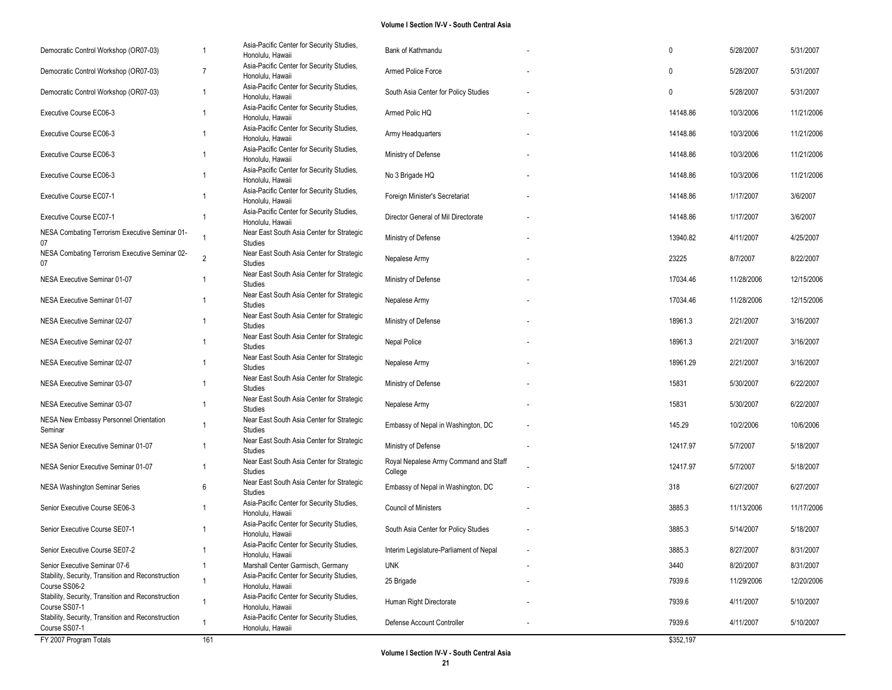| | | | | | | | |
|---|---|---|---|---|---|---|---|
| Democratic Control Workshop (OR07-03) | 1 | Asia-Pacific Center for Security Studies, Honolulu, Hawaii | Bank of Kathmandu | - | 0 | 5/28/2007 | 5/31/2007 |
| Democratic Control Workshop (OR07-03) | 7 | Asia-Pacific Center for Security Studies, Honolulu, Hawaii | Armed Police Force | - | 0 | 5/28/2007 | 5/31/2007 |
| Democratic Control Workshop (OR07-03) | 1 | Asia-Pacific Center for Security Studies, Honolulu, Hawaii | South Asia Center for Policy Studies | - | 0 | 5/28/2007 | 5/31/2007 |
| Executive Course EC06-3 | 1 | Asia-Pacific Center for Security Studies, Honolulu, Hawaii | Armed Polic HQ | - | 14148.86 | 10/3/2006 | 11/21/2006 |
| Executive Course EC06-3 | 1 | Asia-Pacific Center for Security Studies, Honolulu, Hawaii | Army Headquarters | - | 14148.86 | 10/3/2006 | 11/21/2006 |
| Executive Course EC06-3 | 1 | Asia-Pacific Center for Security Studies, Honolulu, Hawaii | Ministry of Defense | - | 14148.86 | 10/3/2006 | 11/21/2006 |
| Executive Course EC06-3 | 1 | Asia-Pacific Center for Security Studies, Honolulu, Hawaii | No 3 Brigade HQ | - | 14148.86 | 10/3/2006 | 11/21/2006 |
| Executive Course EC07-1 | 1 | Asia-Pacific Center for Security Studies, Honolulu, Hawaii | Foreign Minister's Secretariat | - | 14148.86 | 1/17/2007 | 3/6/2007 |
| Executive Course EC07-1 | 1 | Asia-Pacific Center for Security Studies, Honolulu, Hawaii | Director General of Mil Directorate | - | 14148.86 | 1/17/2007 | 3/6/2007 |
| NESA Combating Terrorism Executive Seminar 01-07 | 1 | Near East South Asia Center for Strategic Studies | Ministry of Defense | - | 13940.82 | 4/11/2007 | 4/25/2007 |
| NESA Combating Terrorism Executive Seminar 02-07 | 2 | Near East South Asia Center for Strategic Studies | Nepalese Army | - | 23225 | 8/7/2007 | 8/22/2007 |
| NESA Executive Seminar 01-07 | 1 | Near East South Asia Center for Strategic Studies | Ministry of Defense | - | 17034.46 | 11/28/2006 | 12/15/2006 |
| NESA Executive Seminar 01-07 | 1 | Near East South Asia Center for Strategic Studies | Nepalese Army | - | 17034.46 | 11/28/2006 | 12/15/2006 |
| NESA Executive Seminar 02-07 | 1 | Near East South Asia Center for Strategic Studies | Ministry of Defense | - | 18961.3 | 2/21/2007 | 3/16/2007 |
| NESA Executive Seminar 02-07 | 1 | Near East South Asia Center for Strategic Studies | Nepal Police | - | 18961.3 | 2/21/2007 | 3/16/2007 |
| NESA Executive Seminar 02-07 | 1 | Near East South Asia Center for Strategic Studies | Nepalese Army | - | 18961.29 | 2/21/2007 | 3/16/2007 |
| NESA Executive Seminar 03-07 | 1 | Near East South Asia Center for Strategic Studies | Ministry of Defense | - | 15831 | 5/30/2007 | 6/22/2007 |
| NESA Executive Seminar 03-07 | 1 | Near East South Asia Center for Strategic Studies | Nepalese Army | - | 15831 | 5/30/2007 | 6/22/2007 |
| NESA New Embassy Personnel Orientation Seminar | 1 | Near East South Asia Center for Strategic Studies | Embassy of Nepal in Washington, DC | - | 145.29 | 10/2/2006 | 10/6/2006 |
| NESA Senior Executive Seminar 01-07 | 1 | Near East South Asia Center for Strategic Studies | Ministry of Defense | - | 12417.97 | 5/7/2007 | 5/18/2007 |
| NESA Senior Executive Seminar 01-07 | 1 | Near East South Asia Center for Strategic Studies | Royal Nepalese Army Command and Staff College | - | 12417.97 | 5/7/2007 | 5/18/2007 |
| NESA Washington Seminar Series | 6 | Near East South Asia Center for Strategic Studies | Embassy of Nepal in Washington, DC | - | 318 | 6/27/2007 | 6/27/2007 |
| Senior Executive Course SE06-3 | 1 | Asia-Pacific Center for Security Studies, Honolulu, Hawaii | Council of Ministers | - | 3885.3 | 11/13/2006 | 11/17/2006 |
| Senior Executive Course SE07-1 | 1 | Asia-Pacific Center for Security Studies, Honolulu, Hawaii | South Asia Center for Policy Studies | - | 3885.3 | 5/14/2007 | 5/18/2007 |
| Senior Executive Course SE07-2 | 1 | Asia-Pacific Center for Security Studies, Honolulu, Hawaii | Interim Legislature-Parliament of Nepal | - | 3885.3 | 8/27/2007 | 8/31/2007 |
| Senior Executive Seminar 07-6 | 1 | Marshall Center Garmisch, Germany | UNK | - | 3440 | 8/20/2007 | 8/31/2007 |
| Stability, Security, Transition and Reconstruction Course SS06-2 | 1 | Asia-Pacific Center for Security Studies, Honolulu, Hawaii | 25 Brigade | - | 7939.6 | 11/29/2006 | 12/20/2006 |
| Stability, Security, Transition and Reconstruction Course SS07-1 | 1 | Asia-Pacific Center for Security Studies, Honolulu, Hawaii | Human Right Directorate | - | 7939.6 | 4/11/2007 | 5/10/2007 |
| Stability, Security, Transition and Reconstruction Course SS07-1 | 1 | Asia-Pacific Center for Security Studies, Honolulu, Hawaii | Defense Account Controller | - | 7939.6 | 4/11/2007 | 5/10/2007 |
| FY 2007 Program Totals | 161 | | | | $352,197 | | |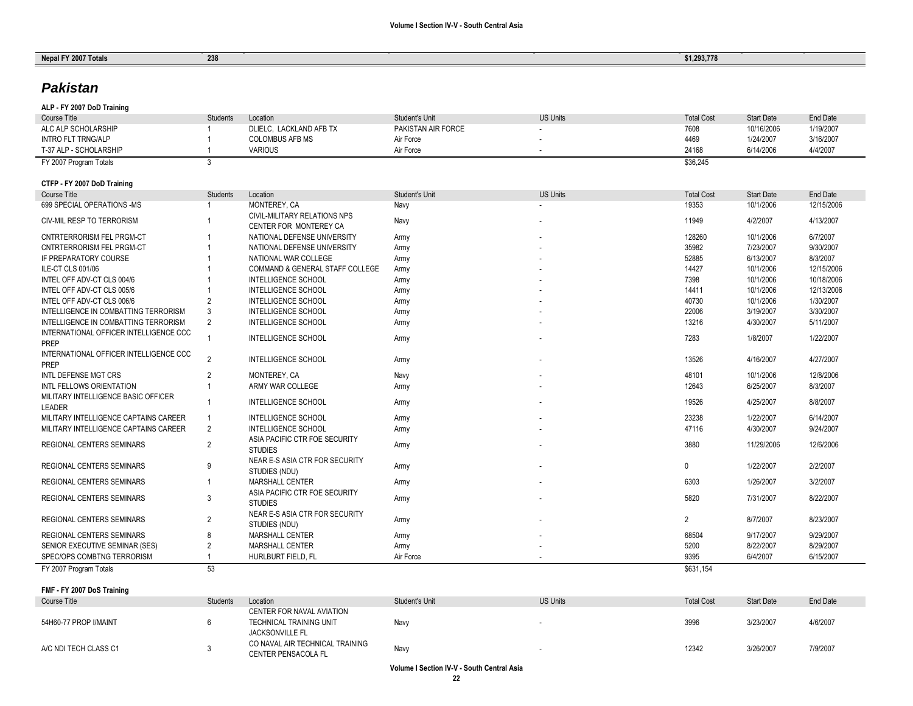| Nepal FY 2007 Totals | 238 | | | | $1,293,778 | | |
|---|---|---|---|---|---|---|---|

## *Pakistan*

**ALP - FY 2007 DoD Training**

| Course Title | Students | Location | Student's Unit | US Units | Total Cost | Start Date | End Date |
|---|---|---|---|---|---|---|---|
| ALC ALP SCHOLARSHIP | 1 | DLIELC, LACKLAND AFB TX | PAKISTAN AIR FORCE | - | 7608 | 10/16/2006 | 1/19/2007 |
| INTRO FLT TRNG/ALP | 1 | COLOMBUS AFB MS | Air Force | - | 4469 | 1/24/2007 | 3/16/2007 |
| T-37 ALP - SCHOLARSHIP | 1 | VARIOUS | Air Force | - | 24168 | 6/14/2006 | 4/4/2007 |
| FY 2007 Program Totals | 3 | | | | $36,245 | | |

**CTFP - FY 2007 DoD Training**

| Course Title | Students | Location | Student's Unit | US Units | Total Cost | Start Date | End Date |
|---|---|---|---|---|---|---|---|
| 699 SPECIAL OPERATIONS -MS | 1 | MONTEREY, CA | Navy | - | 19353 | 10/1/2006 | 12/15/2006 |
| CIV-MIL RESP TO TERRORISM | 1 | CIVIL-MILITARY RELATIONS NPS CENTER FOR MONTEREY CA | Navy | - | 11949 | 4/2/2007 | 4/13/2007 |
| CNTRTERRORISM FEL PRGM-CT | 1 | NATIONAL DEFENSE UNIVERSITY | Army | - | 128260 | 10/1/2006 | 6/7/2007 |
| CNTRTERRORISM FEL PRGM-CT | 1 | NATIONAL DEFENSE UNIVERSITY | Army | - | 35982 | 7/23/2007 | 9/30/2007 |
| IF PREPARATORY COURSE | 1 | NATIONAL WAR COLLEGE | Army | - | 52885 | 6/13/2007 | 8/3/2007 |
| ILE-CT CLS 001/06 | 1 | COMMAND & GENERAL STAFF COLLEGE | Army | - | 14427 | 10/1/2006 | 12/15/2006 |
| INTEL OFF ADV-CT CLS 004/6 | 1 | INTELLIGENCE SCHOOL | Army | - | 7398 | 10/1/2006 | 10/18/2006 |
| INTEL OFF ADV-CT CLS 005/6 | 1 | INTELLIGENCE SCHOOL | Army | - | 14411 | 10/1/2006 | 12/13/2006 |
| INTEL OFF ADV-CT CLS 006/6 | 2 | INTELLIGENCE SCHOOL | Army | - | 40730 | 10/1/2006 | 1/30/2007 |
| INTELLIGENCE IN COMBATTING TERRORISM | 3 | INTELLIGENCE SCHOOL | Army | - | 22006 | 3/19/2007 | 3/30/2007 |
| INTELLIGENCE IN COMBATTING TERRORISM | 2 | INTELLIGENCE SCHOOL | Army | - | 13216 | 4/30/2007 | 5/11/2007 |
| INTERNATIONAL OFFICER INTELLIGENCE CCC PREP | 1 | INTELLIGENCE SCHOOL | Army | - | 7283 | 1/8/2007 | 1/22/2007 |
| INTERNATIONAL OFFICER INTELLIGENCE CCC PREP | 2 | INTELLIGENCE SCHOOL | Army | - | 13526 | 4/16/2007 | 4/27/2007 |
| INTL DEFENSE MGT CRS | 2 | MONTEREY, CA | Navy | - | 48101 | 10/1/2006 | 12/8/2006 |
| INTL FELLOWS ORIENTATION | 1 | ARMY WAR COLLEGE | Army | - | 12643 | 6/25/2007 | 8/3/2007 |
| MILITARY INTELLIGENCE BASIC OFFICER LEADER | 1 | INTELLIGENCE SCHOOL | Army | - | 19526 | 4/25/2007 | 8/8/2007 |
| MILITARY INTELLIGENCE CAPTAINS CAREER | 1 | INTELLIGENCE SCHOOL | Army | - | 23238 | 1/22/2007 | 6/14/2007 |
| MILITARY INTELLIGENCE CAPTAINS CAREER | 2 | INTELLIGENCE SCHOOL | Army | - | 47116 | 4/30/2007 | 9/24/2007 |
| REGIONAL CENTERS SEMINARS | 2 | ASIA PACIFIC CTR FOE SECURITY STUDIES | Army | - | 3880 | 11/29/2006 | 12/6/2006 |
| REGIONAL CENTERS SEMINARS | 9 | NEAR E-S ASIA CTR FOR SECURITY STUDIES (NDU) | Army | - | 0 | 1/22/2007 | 2/2/2007 |
| REGIONAL CENTERS SEMINARS | 1 | MARSHALL CENTER | Army | - | 6303 | 1/26/2007 | 3/2/2007 |
| REGIONAL CENTERS SEMINARS | 3 | ASIA PACIFIC CTR FOE SECURITY STUDIES | Army | - | 5820 | 7/31/2007 | 8/22/2007 |
| REGIONAL CENTERS SEMINARS | 2 | NEAR E-S ASIA CTR FOR SECURITY STUDIES (NDU) | Army | - | 2 | 8/7/2007 | 8/23/2007 |
| REGIONAL CENTERS SEMINARS | 8 | MARSHALL CENTER | Army | - | 68504 | 9/17/2007 | 9/29/2007 |
| SENIOR EXECUTIVE SEMINAR (SES) | 2 | MARSHALL CENTER | Army | - | 5200 | 8/22/2007 | 8/29/2007 |
| SPEC/OPS COMBTNG TERRORISM | 1 | HURLBURT FIELD, FL | Air Force | - | 9395 | 6/4/2007 | 6/15/2007 |
| FY 2007 Program Totals | 53 | | | | $631,154 | | |

**FMF - FY 2007 DoS Training**

| Course Title | Students | Location | Student's Unit | US Units | Total Cost | Start Date | End Date |
|---|---|---|---|---|---|---|---|
| 54H60-77 PROP I/MAINT | 6 | CENTER FOR NAVAL AVIATION TECHNICAL TRAINING UNIT JACKSONVILLE FL | Navy | - | 3996 | 3/23/2007 | 4/6/2007 |
| A/C NDI TECH CLASS C1 | 3 | CO NAVAL AIR TECHNICAL TRAINING CENTER PENSACOLA FL | Navy | - | 12342 | 3/26/2007 | 7/9/2007 |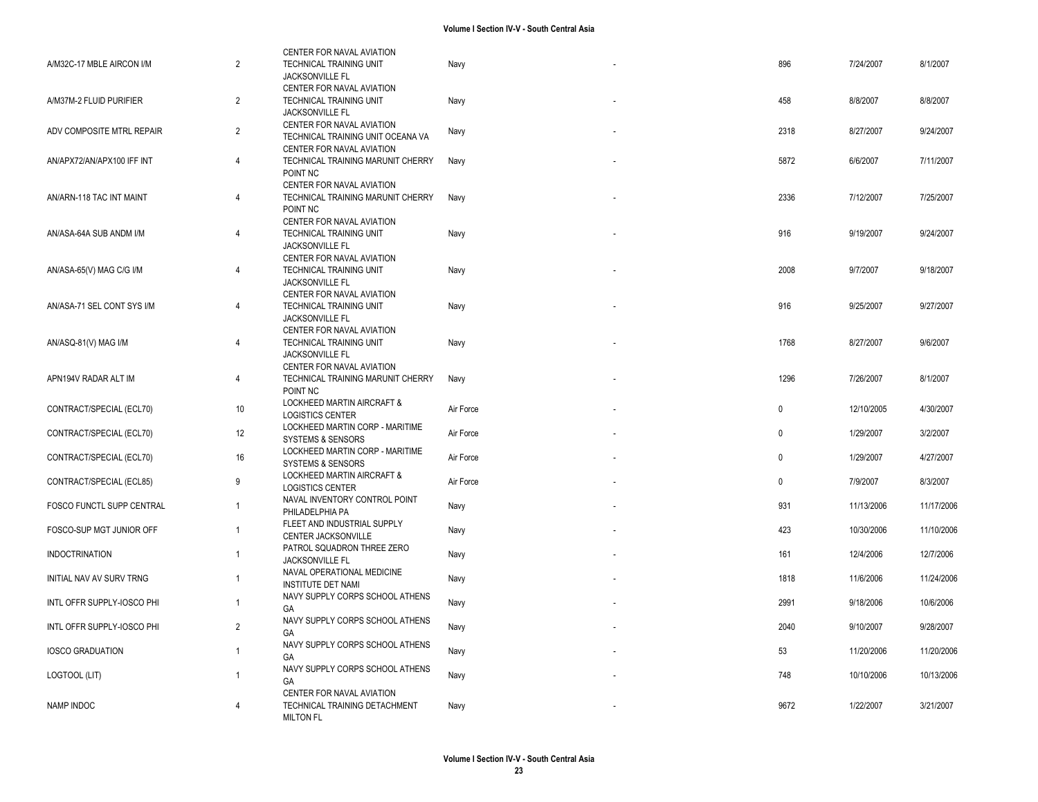| | | | | | | | |
|---|---|---|---|---|---|---|---|
| A/M32C-17 MBLE AIRCON I/M | 2 | CENTER FOR NAVAL AVIATION TECHNICAL TRAINING UNIT JACKSONVILLE FL | Navy | - | 896 | 7/24/2007 | 8/1/2007 |
| A/M37M-2 FLUID PURIFIER | 2 | CENTER FOR NAVAL AVIATION TECHNICAL TRAINING UNIT JACKSONVILLE FL | Navy | - | 458 | 8/8/2007 | 8/8/2007 |
| ADV COMPOSITE MTRL REPAIR | 2 | CENTER FOR NAVAL AVIATION TECHNICAL TRAINING UNIT OCEANA VA | Navy | - | 2318 | 8/27/2007 | 9/24/2007 |
| AN/APX72/AN/APX100 IFF INT | 4 | CENTER FOR NAVAL AVIATION TECHNICAL TRAINING MARUNIT CHERRY POINT NC | Navy | - | 5872 | 6/6/2007 | 7/11/2007 |
| AN/ARN-118 TAC INT MAINT | 4 | CENTER FOR NAVAL AVIATION TECHNICAL TRAINING MARUNIT CHERRY POINT NC | Navy | - | 2336 | 7/12/2007 | 7/25/2007 |
| AN/ASA-64A SUB ANDM I/M | 4 | CENTER FOR NAVAL AVIATION TECHNICAL TRAINING UNIT JACKSONVILLE FL | Navy | - | 916 | 9/19/2007 | 9/24/2007 |
| AN/ASA-65(V) MAG C/G I/M | 4 | CENTER FOR NAVAL AVIATION TECHNICAL TRAINING UNIT JACKSONVILLE FL | Navy | - | 2008 | 9/7/2007 | 9/18/2007 |
| AN/ASA-71 SEL CONT SYS I/M | 4 | CENTER FOR NAVAL AVIATION TECHNICAL TRAINING UNIT JACKSONVILLE FL | Navy | - | 916 | 9/25/2007 | 9/27/2007 |
| AN/ASQ-81(V) MAG I/M | 4 | CENTER FOR NAVAL AVIATION TECHNICAL TRAINING UNIT JACKSONVILLE FL | Navy | - | 1768 | 8/27/2007 | 9/6/2007 |
| APN194V RADAR ALT IM | 4 | CENTER FOR NAVAL AVIATION TECHNICAL TRAINING MARUNIT CHERRY POINT NC | Navy | - | 1296 | 7/26/2007 | 8/1/2007 |
| CONTRACT/SPECIAL (ECL70) | 10 | LOCKHEED MARTIN AIRCRAFT & LOGISTICS CENTER | Air Force | - | 0 | 12/10/2005 | 4/30/2007 |
| CONTRACT/SPECIAL (ECL70) | 12 | LOCKHEED MARTIN CORP - MARITIME SYSTEMS & SENSORS | Air Force | - | 0 | 1/29/2007 | 3/2/2007 |
| CONTRACT/SPECIAL (ECL70) | 16 | LOCKHEED MARTIN CORP - MARITIME SYSTEMS & SENSORS | Air Force | - | 0 | 1/29/2007 | 4/27/2007 |
| CONTRACT/SPECIAL (ECL85) | 9 | LOCKHEED MARTIN AIRCRAFT & LOGISTICS CENTER | Air Force | - | 0 | 7/9/2007 | 8/3/2007 |
| FOSCO FUNCTL SUPP CENTRAL | 1 | NAVAL INVENTORY CONTROL POINT PHILADELPHIA PA | Navy | - | 931 | 11/13/2006 | 11/17/2006 |
| FOSCO-SUP MGT JUNIOR OFF | 1 | FLEET AND INDUSTRIAL SUPPLY CENTER JACKSONVILLE | Navy | - | 423 | 10/30/2006 | 11/10/2006 |
| INDOCTRINATION | 1 | PATROL SQUADRON THREE ZERO JACKSONVILLE FL | Navy | - | 161 | 12/4/2006 | 12/7/2006 |
| INITIAL NAV AV SURV TRNG | 1 | NAVAL OPERATIONAL MEDICINE INSTITUTE DET NAMI | Navy | - | 1818 | 11/6/2006 | 11/24/2006 |
| INTL OFFR SUPPLY-IOSCO PHI | 1 | NAVY SUPPLY CORPS SCHOOL ATHENS GA | Navy | - | 2991 | 9/18/2006 | 10/6/2006 |
| INTL OFFR SUPPLY-IOSCO PHI | 2 | NAVY SUPPLY CORPS SCHOOL ATHENS GA | Navy | - | 2040 | 9/10/2007 | 9/28/2007 |
| IOSCO GRADUATION | 1 | NAVY SUPPLY CORPS SCHOOL ATHENS GA | Navy | - | 53 | 11/20/2006 | 11/20/2006 |
| LOGTOOL (LIT) | 1 | NAVY SUPPLY CORPS SCHOOL ATHENS GA | Navy | - | 748 | 10/10/2006 | 10/13/2006 |
| NAMP INDOC | 4 | CENTER FOR NAVAL AVIATION TECHNICAL TRAINING DETACHMENT MILTON FL | Navy | - | 9672 | 1/22/2007 | 3/21/2007 |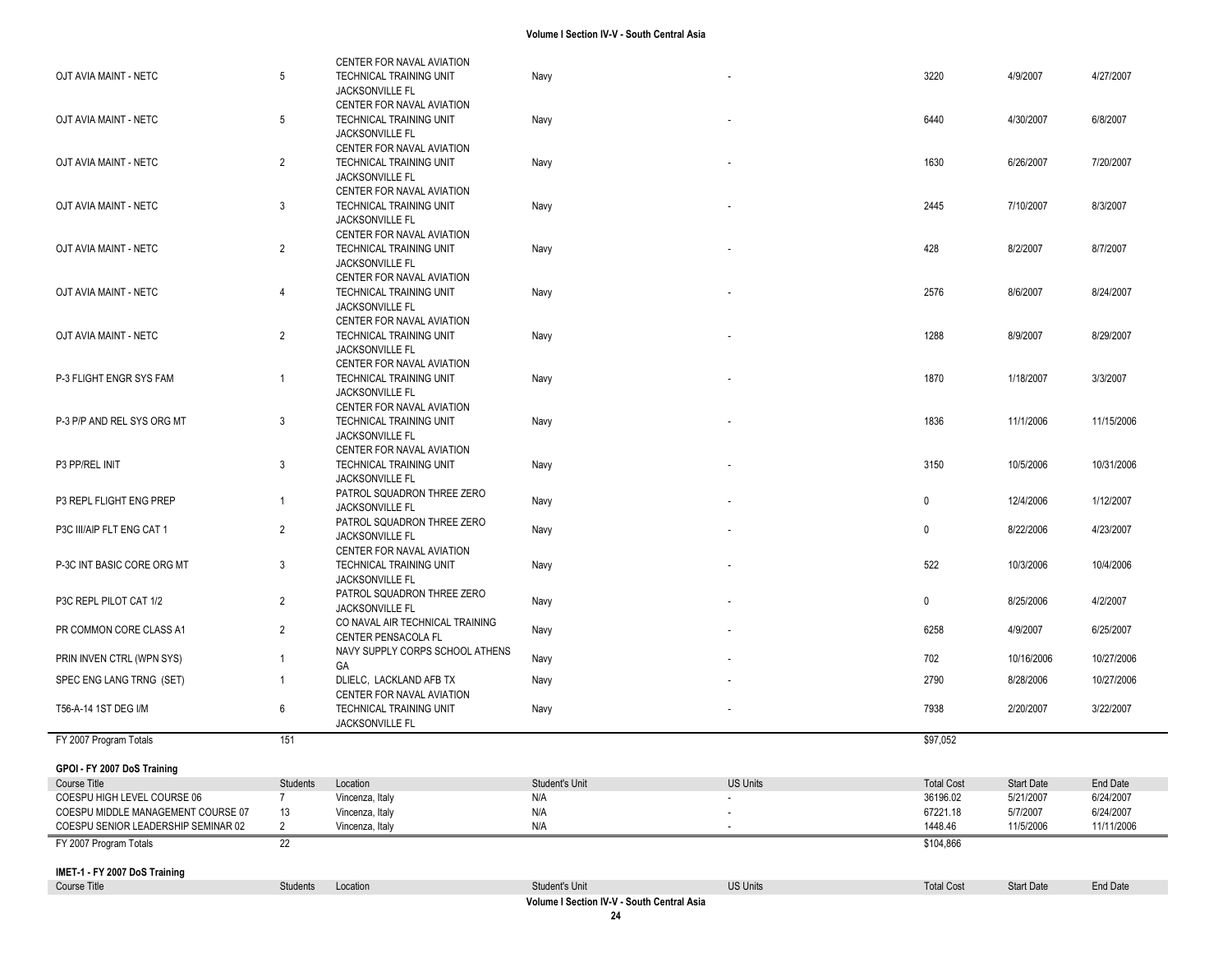| | | | | | | | |
|---|---|---|---|---|---|---|---|
| OJT AVIA MAINT - NETC | 5 | CENTER FOR NAVAL AVIATION TECHNICAL TRAINING UNIT JACKSONVILLE FL | Navy | - | 3220 | 4/9/2007 | 4/27/2007 |
| OJT AVIA MAINT - NETC | 5 | CENTER FOR NAVAL AVIATION TECHNICAL TRAINING UNIT JACKSONVILLE FL | Navy | - | 6440 | 4/30/2007 | 6/8/2007 |
| OJT AVIA MAINT - NETC | 2 | CENTER FOR NAVAL AVIATION TECHNICAL TRAINING UNIT JACKSONVILLE FL | Navy | - | 1630 | 6/26/2007 | 7/20/2007 |
| OJT AVIA MAINT - NETC | 3 | CENTER FOR NAVAL AVIATION TECHNICAL TRAINING UNIT JACKSONVILLE FL | Navy | - | 2445 | 7/10/2007 | 8/3/2007 |
| OJT AVIA MAINT - NETC | 2 | CENTER FOR NAVAL AVIATION TECHNICAL TRAINING UNIT JACKSONVILLE FL | Navy | - | 428 | 8/2/2007 | 8/7/2007 |
| OJT AVIA MAINT - NETC | 4 | CENTER FOR NAVAL AVIATION TECHNICAL TRAINING UNIT JACKSONVILLE FL | Navy | - | 2576 | 8/6/2007 | 8/24/2007 |
| OJT AVIA MAINT - NETC | 2 | CENTER FOR NAVAL AVIATION TECHNICAL TRAINING UNIT JACKSONVILLE FL | Navy | - | 1288 | 8/9/2007 | 8/29/2007 |
| P-3 FLIGHT ENGR SYS FAM | 1 | CENTER FOR NAVAL AVIATION TECHNICAL TRAINING UNIT JACKSONVILLE FL | Navy | - | 1870 | 1/18/2007 | 3/3/2007 |
| P-3 P/P AND REL SYS ORG MT | 3 | CENTER FOR NAVAL AVIATION TECHNICAL TRAINING UNIT JACKSONVILLE FL | Navy | - | 1836 | 11/1/2006 | 11/15/2006 |
| P3 PP/REL INIT | 3 | CENTER FOR NAVAL AVIATION TECHNICAL TRAINING UNIT JACKSONVILLE FL | Navy | - | 3150 | 10/5/2006 | 10/31/2006 |
| P3 REPL FLIGHT ENG PREP | 1 | PATROL SQUADRON THREE ZERO JACKSONVILLE FL | Navy | - | 0 | 12/4/2006 | 1/12/2007 |
| P3C III/AIP FLT ENG CAT 1 | 2 | PATROL SQUADRON THREE ZERO JACKSONVILLE FL | Navy | - | 0 | 8/22/2006 | 4/23/2007 |
| P-3C INT BASIC CORE ORG MT | 3 | CENTER FOR NAVAL AVIATION TECHNICAL TRAINING UNIT JACKSONVILLE FL | Navy | - | 522 | 10/3/2006 | 10/4/2006 |
| P3C REPL PILOT CAT 1/2 | 2 | PATROL SQUADRON THREE ZERO JACKSONVILLE FL | Navy | - | 0 | 8/25/2006 | 4/2/2007 |
| PR COMMON CORE CLASS A1 | 2 | CO NAVAL AIR TECHNICAL TRAINING CENTER PENSACOLA FL | Navy | - | 6258 | 4/9/2007 | 6/25/2007 |
| PRIN INVEN CTRL (WPN SYS) | 1 | NAVY SUPPLY CORPS SCHOOL ATHENS GA | Navy | - | 702 | 10/16/2006 | 10/27/2006 |
| SPEC ENG LANG TRNG (SET) | 1 | DLIELC, LACKLAND AFB TX | Navy | - | 2790 | 8/28/2006 | 10/27/2006 |
| T56-A-14 1ST DEG I/M | 6 | CENTER FOR NAVAL AVIATION TECHNICAL TRAINING UNIT JACKSONVILLE FL | Navy | - | 7938 | 2/20/2007 | 3/22/2007 |
| FY 2007 Program Totals | 151 | | | | $97,052 | | |

**GPOI - FY 2007 DoS Training**

| Course Title | Students | Location | Student's Unit | US Units | Total Cost | Start Date | End Date |
|---|---|---|---|---|---|---|---|
| COESPU HIGH LEVEL COURSE 06 | 7 | Vincenza, Italy | N/A | - | 36196.02 | 5/21/2007 | 6/24/2007 |
| COESPU MIDDLE MANAGEMENT COURSE 07 | 13 | Vincenza, Italy | N/A | - | 67221.18 | 5/7/2007 | 6/24/2007 |
| COESPU SENIOR LEADERSHIP SEMINAR 02 | 2 | Vincenza, Italy | N/A | - | 1448.46 | 11/5/2006 | 11/11/2006 |
| FY 2007 Program Totals | 22 | | | | $104,866 | | |

**IMET-1 - FY 2007 DoS Training**

| Course Title | Students | Location | Student's Unit | US Units | Total Cost | Start Date | End Date |
|---|---|---|---|---|---|---|---|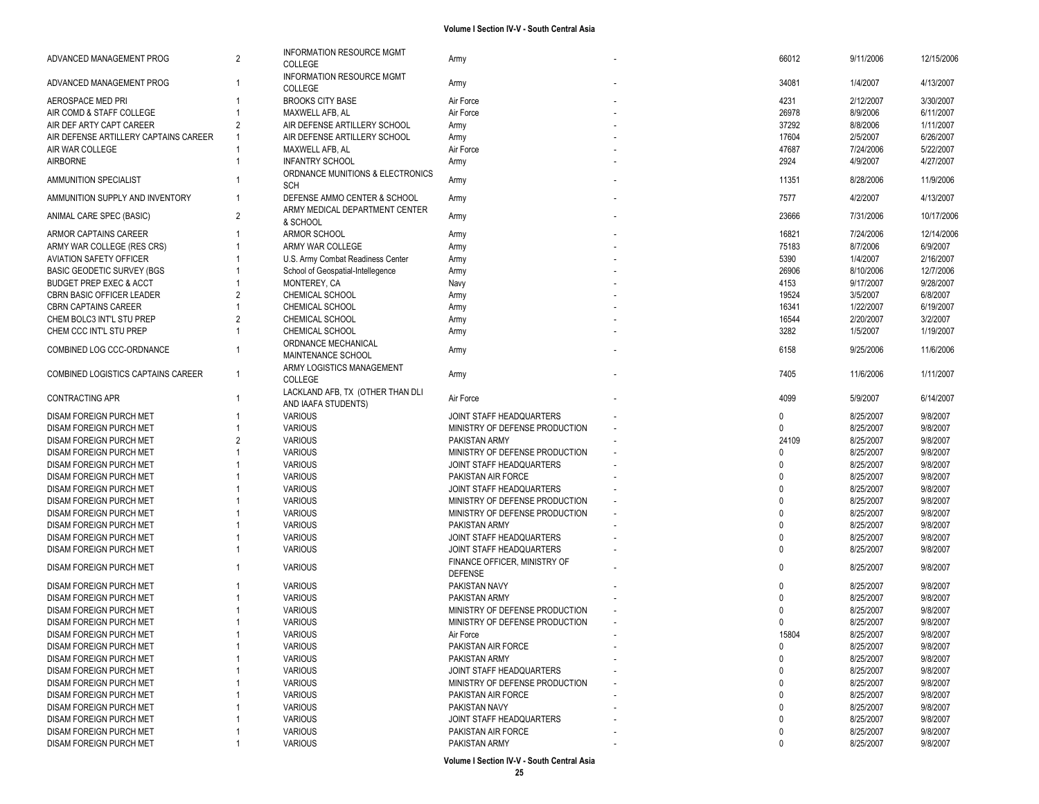| | | | | | | | |
|---|---|---|---|---|---|---|---|
| ADVANCED MANAGEMENT PROG | 2 | INFORMATION RESOURCE MGMT COLLEGE | Army | - | 66012 | 9/11/2006 | 12/15/2006 |
| ADVANCED MANAGEMENT PROG | 1 | INFORMATION RESOURCE MGMT COLLEGE | Army | - | 34081 | 1/4/2007 | 4/13/2007 |
| AEROSPACE MED PRI | 1 | BROOKS CITY BASE | Air Force | - | 4231 | 2/12/2007 | 3/30/2007 |
| AIR COMD & STAFF COLLEGE | 1 | MAXWELL AFB, AL | Air Force | - | 26978 | 8/9/2006 | 6/11/2007 |
| AIR DEF ARTY CAPT CAREER | 2 | AIR DEFENSE ARTILLERY SCHOOL | Army | - | 37292 | 8/8/2006 | 1/11/2007 |
| AIR DEFENSE ARTILLERY CAPTAINS CAREER | 1 | AIR DEFENSE ARTILLERY SCHOOL | Army | - | 17604 | 2/5/2007 | 6/26/2007 |
| AIR WAR COLLEGE | 1 | MAXWELL AFB, AL | Air Force | - | 47687 | 7/24/2006 | 5/22/2007 |
| AIRBORNE | 1 | INFANTRY SCHOOL | Army | - | 2924 | 4/9/2007 | 4/27/2007 |
| AMMUNITION SPECIALIST | 1 | ORDNANCE MUNITIONS & ELECTRONICS SCH | Army | - | 11351 | 8/28/2006 | 11/9/2006 |
| AMMUNITION SUPPLY AND INVENTORY | 1 | DEFENSE AMMO CENTER & SCHOOL | Army | - | 7577 | 4/2/2007 | 4/13/2007 |
| ANIMAL CARE SPEC (BASIC) | 2 | ARMY MEDICAL DEPARTMENT CENTER & SCHOOL | Army | - | 23666 | 7/31/2006 | 10/17/2006 |
| ARMOR CAPTAINS CAREER | 1 | ARMOR SCHOOL | Army | - | 16821 | 7/24/2006 | 12/14/2006 |
| ARMY WAR COLLEGE (RES CRS) | 1 | ARMY WAR COLLEGE | Army | - | 75183 | 8/7/2006 | 6/9/2007 |
| AVIATION SAFETY OFFICER | 1 | U.S. Army Combat Readiness Center | Army | - | 5390 | 1/4/2007 | 2/16/2007 |
| BASIC GEODETIC SURVEY (BGS | 1 | School of Geospatial-Intellegence | Army | - | 26906 | 8/10/2006 | 12/7/2006 |
| BUDGET PREP EXEC & ACCT | 1 | MONTEREY, CA | Navy | - | 4153 | 9/17/2007 | 9/28/2007 |
| CBRN BASIC OFFICER LEADER | 2 | CHEMICAL SCHOOL | Army | - | 19524 | 3/5/2007 | 6/8/2007 |
| CBRN CAPTAINS CAREER | 1 | CHEMICAL SCHOOL | Army | - | 16341 | 1/22/2007 | 6/19/2007 |
| CHEM BOLC3 INT'L STU PREP | 2 | CHEMICAL SCHOOL | Army | - | 16544 | 2/20/2007 | 3/2/2007 |
| CHEM CCC INT'L STU PREP | 1 | CHEMICAL SCHOOL | Army | - | 3282 | 1/5/2007 | 1/19/2007 |
| COMBINED LOG CCC-ORDNANCE | 1 | ORDNANCE MECHANICAL MAINTENANCE SCHOOL | Army | - | 6158 | 9/25/2006 | 11/6/2006 |
| COMBINED LOGISTICS CAPTAINS CAREER | 1 | ARMY LOGISTICS MANAGEMENT COLLEGE | Army | - | 7405 | 11/6/2006 | 1/11/2007 |
| CONTRACTING APR | 1 | LACKLAND AFB, TX (OTHER THAN DLI AND IAAFA STUDENTS) | Air Force | - | 4099 | 5/9/2007 | 6/14/2007 |
| DISAM FOREIGN PURCH MET | 1 | VARIOUS | JOINT STAFF HEADQUARTERS | - | 0 | 8/25/2007 | 9/8/2007 |
| DISAM FOREIGN PURCH MET | 1 | VARIOUS | MINISTRY OF DEFENSE PRODUCTION | - | 0 | 8/25/2007 | 9/8/2007 |
| DISAM FOREIGN PURCH MET | 2 | VARIOUS | PAKISTAN ARMY | - | 24109 | 8/25/2007 | 9/8/2007 |
| DISAM FOREIGN PURCH MET | 1 | VARIOUS | MINISTRY OF DEFENSE PRODUCTION | - | 0 | 8/25/2007 | 9/8/2007 |
| DISAM FOREIGN PURCH MET | 1 | VARIOUS | JOINT STAFF HEADQUARTERS | - | 0 | 8/25/2007 | 9/8/2007 |
| DISAM FOREIGN PURCH MET | 1 | VARIOUS | PAKISTAN AIR FORCE | - | 0 | 8/25/2007 | 9/8/2007 |
| DISAM FOREIGN PURCH MET | 1 | VARIOUS | JOINT STAFF HEADQUARTERS | - | 0 | 8/25/2007 | 9/8/2007 |
| DISAM FOREIGN PURCH MET | 1 | VARIOUS | MINISTRY OF DEFENSE PRODUCTION | - | 0 | 8/25/2007 | 9/8/2007 |
| DISAM FOREIGN PURCH MET | 1 | VARIOUS | MINISTRY OF DEFENSE PRODUCTION | - | 0 | 8/25/2007 | 9/8/2007 |
| DISAM FOREIGN PURCH MET | 1 | VARIOUS | PAKISTAN ARMY | - | 0 | 8/25/2007 | 9/8/2007 |
| DISAM FOREIGN PURCH MET | 1 | VARIOUS | JOINT STAFF HEADQUARTERS | - | 0 | 8/25/2007 | 9/8/2007 |
| DISAM FOREIGN PURCH MET | 1 | VARIOUS | JOINT STAFF HEADQUARTERS | - | 0 | 8/25/2007 | 9/8/2007 |
| DISAM FOREIGN PURCH MET | 1 | VARIOUS | FINANCE OFFICER, MINISTRY OF DEFENSE | - | 0 | 8/25/2007 | 9/8/2007 |
| DISAM FOREIGN PURCH MET | 1 | VARIOUS | PAKISTAN NAVY | - | 0 | 8/25/2007 | 9/8/2007 |
| DISAM FOREIGN PURCH MET | 1 | VARIOUS | PAKISTAN ARMY | - | 0 | 8/25/2007 | 9/8/2007 |
| DISAM FOREIGN PURCH MET | 1 | VARIOUS | MINISTRY OF DEFENSE PRODUCTION | - | 0 | 8/25/2007 | 9/8/2007 |
| DISAM FOREIGN PURCH MET | 1 | VARIOUS | MINISTRY OF DEFENSE PRODUCTION | - | 0 | 8/25/2007 | 9/8/2007 |
| DISAM FOREIGN PURCH MET | 1 | VARIOUS | Air Force | - | 15804 | 8/25/2007 | 9/8/2007 |
| DISAM FOREIGN PURCH MET | 1 | VARIOUS | PAKISTAN AIR FORCE | - | 0 | 8/25/2007 | 9/8/2007 |
| DISAM FOREIGN PURCH MET | 1 | VARIOUS | PAKISTAN ARMY | - | 0 | 8/25/2007 | 9/8/2007 |
| DISAM FOREIGN PURCH MET | 1 | VARIOUS | JOINT STAFF HEADQUARTERS | - | 0 | 8/25/2007 | 9/8/2007 |
| DISAM FOREIGN PURCH MET | 1 | VARIOUS | MINISTRY OF DEFENSE PRODUCTION | - | 0 | 8/25/2007 | 9/8/2007 |
| DISAM FOREIGN PURCH MET | 1 | VARIOUS | PAKISTAN AIR FORCE | - | 0 | 8/25/2007 | 9/8/2007 |
| DISAM FOREIGN PURCH MET | 1 | VARIOUS | PAKISTAN NAVY | - | 0 | 8/25/2007 | 9/8/2007 |
| DISAM FOREIGN PURCH MET | 1 | VARIOUS | JOINT STAFF HEADQUARTERS | - | 0 | 8/25/2007 | 9/8/2007 |
| DISAM FOREIGN PURCH MET | 1 | VARIOUS | PAKISTAN AIR FORCE | - | 0 | 8/25/2007 | 9/8/2007 |
| DISAM FOREIGN PURCH MET | 1 | VARIOUS | PAKISTAN ARMY | - | 0 | 8/25/2007 | 9/8/2007 |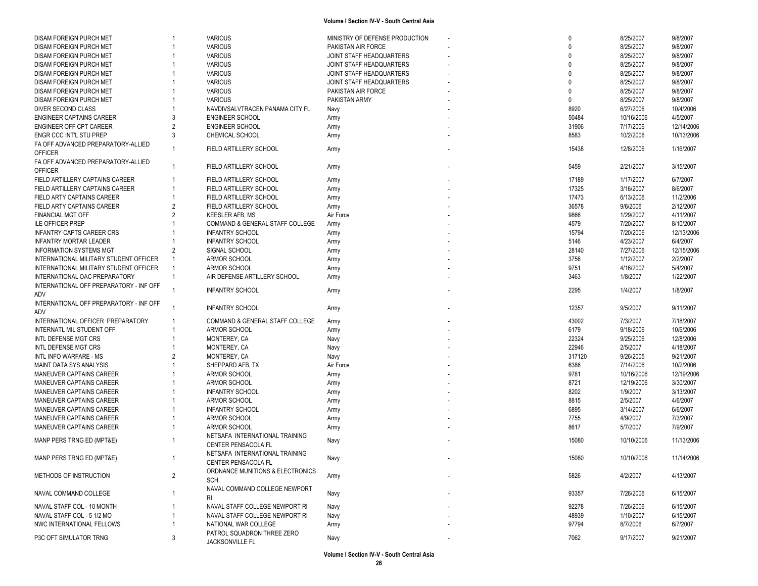| | | | | | | | |
|---|---|---|---|---|---|---|---|
| DISAM FOREIGN PURCH MET | 1 | VARIOUS | MINISTRY OF DEFENSE PRODUCTION | - | 0 | 8/25/2007 | 9/8/2007 |
| DISAM FOREIGN PURCH MET | 1 | VARIOUS | PAKISTAN AIR FORCE | - | 0 | 8/25/2007 | 9/8/2007 |
| DISAM FOREIGN PURCH MET | 1 | VARIOUS | JOINT STAFF HEADQUARTERS | - | 0 | 8/25/2007 | 9/8/2007 |
| DISAM FOREIGN PURCH MET | 1 | VARIOUS | JOINT STAFF HEADQUARTERS | - | 0 | 8/25/2007 | 9/8/2007 |
| DISAM FOREIGN PURCH MET | 1 | VARIOUS | JOINT STAFF HEADQUARTERS | - | 0 | 8/25/2007 | 9/8/2007 |
| DISAM FOREIGN PURCH MET | 1 | VARIOUS | JOINT STAFF HEADQUARTERS | - | 0 | 8/25/2007 | 9/8/2007 |
| DISAM FOREIGN PURCH MET | 1 | VARIOUS | PAKISTAN AIR FORCE | - | 0 | 8/25/2007 | 9/8/2007 |
| DISAM FOREIGN PURCH MET | 1 | VARIOUS | PAKISTAN ARMY | - | 0 | 8/25/2007 | 9/8/2007 |
| DIVER SECOND CLASS | 1 | NAVDIVSALVTRACEN PANAMA CITY FL | Navy | - | 8920 | 6/27/2006 | 10/4/2006 |
| ENGINEER CAPTAINS CAREER | 3 | ENGINEER SCHOOL | Army | - | 50484 | 10/16/2006 | 4/5/2007 |
| ENGINEER OFF CPT CAREER | 2 | ENGINEER SCHOOL | Army | - | 31906 | 7/17/2006 | 12/14/2006 |
| ENGR CCC INT'L STU PREP | 3 | CHEMICAL SCHOOL | Army | - | 8583 | 10/2/2006 | 10/13/2006 |
| FA OFF ADVANCED PREPARATORY-ALLIED OFFICER | 1 | FIELD ARTILLERY SCHOOL | Army | - | 15438 | 12/8/2006 | 1/16/2007 |
| FA OFF ADVANCED PREPARATORY-ALLIED OFFICER | 1 | FIELD ARTILLERY SCHOOL | Army | - | 5459 | 2/21/2007 | 3/15/2007 |
| FIELD ARTILLERY CAPTAINS CAREER | 1 | FIELD ARTILLERY SCHOOL | Army | - | 17189 | 1/17/2007 | 6/7/2007 |
| FIELD ARTILLERY CAPTAINS CAREER | 1 | FIELD ARTILLERY SCHOOL | Army | - | 17325 | 3/16/2007 | 8/6/2007 |
| FIELD ARTY CAPTAINS CAREER | 1 | FIELD ARTILLERY SCHOOL | Army | - | 17473 | 6/13/2006 | 11/2/2006 |
| FIELD ARTY CAPTAINS CAREER | 2 | FIELD ARTILLERY SCHOOL | Army | - | 36578 | 9/6/2006 | 2/12/2007 |
| FINANCIAL MGT OFF | 2 | KEESLER AFB, MS | Air Force | - | 9866 | 1/29/2007 | 4/11/2007 |
| ILE OFFICER PREP | 1 | COMMAND & GENERAL STAFF COLLEGE | Army | - | 4579 | 7/20/2007 | 8/10/2007 |
| INFANTRY CAPTS CAREER CRS | 1 | INFANTRY SCHOOL | Army | - | 15794 | 7/20/2006 | 12/13/2006 |
| INFANTRY MORTAR LEADER | 1 | INFANTRY SCHOOL | Army | - | 5146 | 4/23/2007 | 6/4/2007 |
| INFORMATION SYSTEMS MGT | 2 | SIGNAL SCHOOL | Army | - | 28140 | 7/27/2006 | 12/15/2006 |
| INTERNATIONAL MILITARY STUDENT OFFICER | 1 | ARMOR SCHOOL | Army | - | 3756 | 1/12/2007 | 2/2/2007 |
| INTERNATIONAL MILITARY STUDENT OFFICER | 1 | ARMOR SCHOOL | Army | - | 9751 | 4/16/2007 | 5/4/2007 |
| INTERNATIONAL OAC PREPARATORY | 1 | AIR DEFENSE ARTILLERY SCHOOL | Army | - | 3463 | 1/8/2007 | 1/22/2007 |
| INTERNATIONAL OFF PREPARATORY - INF OFF ADV | 1 | INFANTRY SCHOOL | Army | - | 2295 | 1/4/2007 | 1/8/2007 |
| INTERNATIONAL OFF PREPARATORY - INF OFF ADV | 1 | INFANTRY SCHOOL | Army | - | 12357 | 9/5/2007 | 9/11/2007 |
| INTERNATIONAL OFFICER PREPARATORY | 1 | COMMAND & GENERAL STAFF COLLEGE | Army | - | 43002 | 7/3/2007 | 7/18/2007 |
| INTERNATL MIL STUDENT OFF | 1 | ARMOR SCHOOL | Army | - | 6179 | 9/18/2006 | 10/6/2006 |
| INTL DEFENSE MGT CRS | 1 | MONTEREY, CA | Navy | - | 22324 | 9/25/2006 | 12/8/2006 |
| INTL DEFENSE MGT CRS | 1 | MONTEREY, CA | Navy | - | 22946 | 2/5/2007 | 4/18/2007 |
| INTL INFO WARFARE - MS | 2 | MONTEREY, CA | Navy | - | 317120 | 9/26/2005 | 9/21/2007 |
| MAINT DATA SYS ANALYSIS | 1 | SHEPPARD AFB, TX | Air Force | - | 6386 | 7/14/2006 | 10/2/2006 |
| MANEUVER CAPTAINS CAREER | 1 | ARMOR SCHOOL | Army | - | 9781 | 10/16/2006 | 12/19/2006 |
| MANEUVER CAPTAINS CAREER | 1 | ARMOR SCHOOL | Army | - | 8721 | 12/19/2006 | 3/30/2007 |
| MANEUVER CAPTAINS CAREER | 1 | INFANTRY SCHOOL | Army | - | 8202 | 1/9/2007 | 3/13/2007 |
| MANEUVER CAPTAINS CAREER | 1 | ARMOR SCHOOL | Army | - | 8815 | 2/5/2007 | 4/6/2007 |
| MANEUVER CAPTAINS CAREER | 1 | INFANTRY SCHOOL | Army | - | 6895 | 3/14/2007 | 6/6/2007 |
| MANEUVER CAPTAINS CAREER | 1 | ARMOR SCHOOL | Army | - | 7755 | 4/9/2007 | 7/3/2007 |
| MANEUVER CAPTAINS CAREER | 1 | ARMOR SCHOOL | Army | - | 8617 | 5/7/2007 | 7/9/2007 |
| MANP PERS TRNG ED (MPT&E) | 1 | NETSAFA INTERNATIONAL TRAINING CENTER PENSACOLA FL | Navy | - | 15080 | 10/10/2006 | 11/13/2006 |
| MANP PERS TRNG ED (MPT&E) | 1 | NETSAFA INTERNATIONAL TRAINING CENTER PENSACOLA FL | Navy | - | 15080 | 10/10/2006 | 11/14/2006 |
| METHODS OF INSTRUCTION | 2 | ORDNANCE MUNITIONS & ELECTRONICS SCH | Army | - | 5826 | 4/2/2007 | 4/13/2007 |
| NAVAL COMMAND COLLEGE | 1 | NAVAL COMMAND COLLEGE NEWPORT RI | Navy | - | 93357 | 7/26/2006 | 6/15/2007 |
| NAVAL STAFF COL - 10 MONTH | 1 | NAVAL STAFF COLLEGE NEWPORT RI | Navy | - | 92278 | 7/26/2006 | 6/15/2007 |
| NAVAL STAFF COL - 5 1/2 MO | 1 | NAVAL STAFF COLLEGE NEWPORT RI | Navy | - | 48939 | 1/10/2007 | 6/15/2007 |
| NWC INTERNATIONAL FELLOWS | 1 | NATIONAL WAR COLLEGE | Army | - | 97794 | 8/7/2006 | 6/7/2007 |
| P3C OFT SIMULATOR TRNG | 3 | PATROL SQUADRON THREE ZERO JACKSONVILLE FL | Navy | - | 7062 | 9/17/2007 | 9/21/2007 |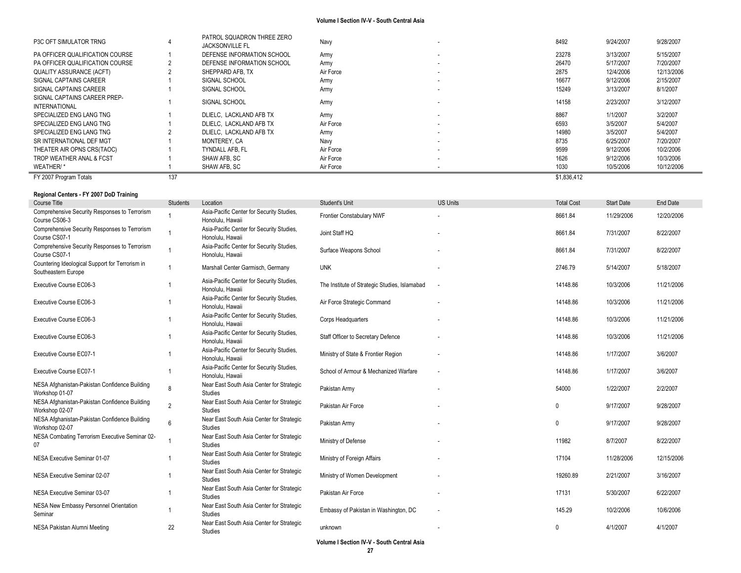| | | | | | | | |
|---|---|---|---|---|---|---|---|
| P3C OFT SIMULATOR TRNG | 4 | PATROL SQUADRON THREE ZERO JACKSONVILLE FL | Navy | - | 8492 | 9/24/2007 | 9/28/2007 |
| PA OFFICER QUALIFICATION COURSE | 1 | DEFENSE INFORMATION SCHOOL | Army | - | 23278 | 3/13/2007 | 5/15/2007 |
| PA OFFICER QUALIFICATION COURSE | 2 | DEFENSE INFORMATION SCHOOL | Army | - | 26470 | 5/17/2007 | 7/20/2007 |
| QUALITY ASSURANCE (ACFT) | 2 | SHEPPARD AFB, TX | Air Force | - | 2875 | 12/4/2006 | 12/13/2006 |
| SIGNAL CAPTAINS CAREER | 1 | SIGNAL SCHOOL | Army | - | 16677 | 9/12/2006 | 2/15/2007 |
| SIGNAL CAPTAINS CAREER | 1 | SIGNAL SCHOOL | Army | - | 15249 | 3/13/2007 | 8/1/2007 |
| SIGNAL CAPTAINS CAREER PREP-INTERNATIONAL | 1 | SIGNAL SCHOOL | Army | - | 14158 | 2/23/2007 | 3/12/2007 |
| SPECIALIZED ENG LANG TNG | 1 | DLIELC, LACKLAND AFB TX | Army | - | 8867 | 1/1/2007 | 3/2/2007 |
| SPECIALIZED ENG LANG TNG | 1 | DLIELC, LACKLAND AFB TX | Air Force | - | 6593 | 3/5/2007 | 5/4/2007 |
| SPECIALIZED ENG LANG TNG | 2 | DLIELC, LACKLAND AFB TX | Army | - | 14980 | 3/5/2007 | 5/4/2007 |
| SR INTERNATIONAL DEF MGT | 1 | MONTEREY, CA | Navy | - | 8735 | 6/25/2007 | 7/20/2007 |
| THEATER AIR OPNS CRS(TAOC) | 1 | TYNDALL AFB, FL | Air Force | - | 9599 | 9/12/2006 | 10/2/2006 |
| TROP WEATHER ANAL & FCST | 1 | SHAW AFB, SC | Air Force | - | 1626 | 9/12/2006 | 10/3/2006 |
| WEATHER/ * | 1 | SHAW AFB, SC | Air Force | - | 1030 | 10/5/2006 | 10/12/2006 |
| FY 2007 Program Totals | 137 | | | | $1,836,412 | | |

**Regional Centers - FY 2007 DoD Training**

| Course Title | Students | Location | Student's Unit | US Units | Total Cost | Start Date | End Date |
|---|---|---|---|---|---|---|---|
| Comprehensive Security Responses to Terrorism Course CS06-3 | 1 | Asia-Pacific Center for Security Studies, Honolulu, Hawaii | Frontier Constabulary NWF | - | 8661.84 | 11/29/2006 | 12/20/2006 |
| Comprehensive Security Responses to Terrorism Course CS07-1 | 1 | Asia-Pacific Center for Security Studies, Honolulu, Hawaii | Joint Staff HQ | - | 8661.84 | 7/31/2007 | 8/22/2007 |
| Comprehensive Security Responses to Terrorism Course CS07-1 | 1 | Asia-Pacific Center for Security Studies, Honolulu, Hawaii | Surface Weapons School | - | 8661.84 | 7/31/2007 | 8/22/2007 |
| Countering Ideological Support for Terrorism in Southeastern Europe | 1 | Marshall Center Garmisch, Germany | UNK | - | 2746.79 | 5/14/2007 | 5/18/2007 |
| Executive Course EC06-3 | 1 | Asia-Pacific Center for Security Studies, Honolulu, Hawaii | The Institute of Strategic Studies, Islamabad | - | 14148.86 | 10/3/2006 | 11/21/2006 |
| Executive Course EC06-3 | 1 | Asia-Pacific Center for Security Studies, Honolulu, Hawaii | Air Force Strategic Command | - | 14148.86 | 10/3/2006 | 11/21/2006 |
| Executive Course EC06-3 | 1 | Asia-Pacific Center for Security Studies, Honolulu, Hawaii | Corps Headquarters | - | 14148.86 | 10/3/2006 | 11/21/2006 |
| Executive Course EC06-3 | 1 | Asia-Pacific Center for Security Studies, Honolulu, Hawaii | Staff Officer to Secretary Defence | - | 14148.86 | 10/3/2006 | 11/21/2006 |
| Executive Course EC07-1 | 1 | Asia-Pacific Center for Security Studies, Honolulu, Hawaii | Ministry of State & Frontier Region | - | 14148.86 | 1/17/2007 | 3/6/2007 |
| Executive Course EC07-1 | 1 | Asia-Pacific Center for Security Studies, Honolulu, Hawaii | School of Armour & Mechanized Warfare | - | 14148.86 | 1/17/2007 | 3/6/2007 |
| NESA Afghanistan-Pakistan Confidence Building Workshop 01-07 | 8 | Near East South Asia Center for Strategic Studies | Pakistan Army | - | 54000 | 1/22/2007 | 2/2/2007 |
| NESA Afghanistan-Pakistan Confidence Building Workshop 02-07 | 2 | Near East South Asia Center for Strategic Studies | Pakistan Air Force | - | 0 | 9/17/2007 | 9/28/2007 |
| NESA Afghanistan-Pakistan Confidence Building Workshop 02-07 | 6 | Near East South Asia Center for Strategic Studies | Pakistan Army | - | 0 | 9/17/2007 | 9/28/2007 |
| NESA Combating Terrorism Executive Seminar 02-07 | 1 | Near East South Asia Center for Strategic Studies | Ministry of Defense | - | 11982 | 8/7/2007 | 8/22/2007 |
| NESA Executive Seminar 01-07 | 1 | Near East South Asia Center for Strategic Studies | Ministry of Foreign Affairs | - | 17104 | 11/28/2006 | 12/15/2006 |
| NESA Executive Seminar 02-07 | 1 | Near East South Asia Center for Strategic Studies | Ministry of Women Development | - | 19260.89 | 2/21/2007 | 3/16/2007 |
| NESA Executive Seminar 03-07 | 1 | Near East South Asia Center for Strategic Studies | Pakistan Air Force | - | 17131 | 5/30/2007 | 6/22/2007 |
| NESA New Embassy Personnel Orientation Seminar | 1 | Near East South Asia Center for Strategic Studies | Embassy of Pakistan in Washington, DC | - | 145.29 | 10/2/2006 | 10/6/2006 |
| NESA Pakistan Alumni Meeting | 22 | Near East South Asia Center for Strategic Studies | unknown | - | 0 | 4/1/2007 | 4/1/2007 |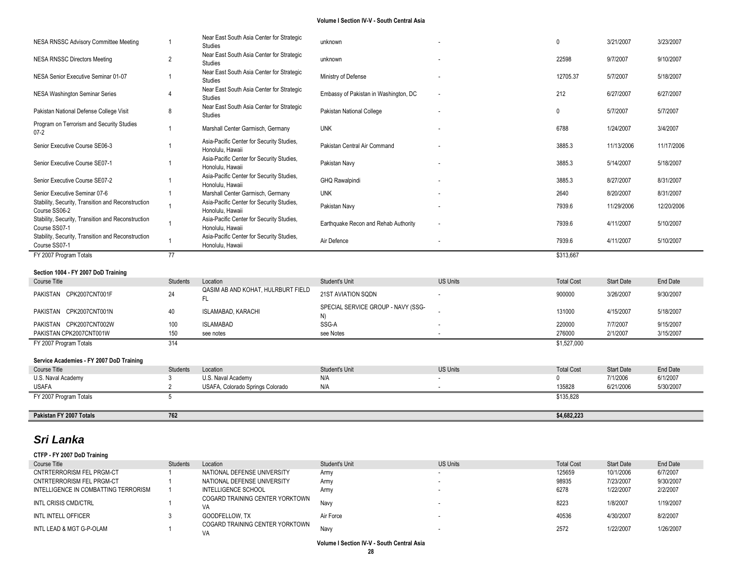| | | | | | | | |
|---|---|---|---|---|---|---|---|
| NESA RNSSC Advisory Committee Meeting | 1 | Near East South Asia Center for Strategic Studies | unknown | - | 0 | 3/21/2007 | 3/23/2007 |
| NESA RNSSC Directors Meeting | 2 | Near East South Asia Center for Strategic Studies | unknown | - | 22598 | 9/7/2007 | 9/10/2007 |
| NESA Senior Executive Seminar 01-07 | 1 | Near East South Asia Center for Strategic Studies | Ministry of Defense | - | 12705.37 | 5/7/2007 | 5/18/2007 |
| NESA Washington Seminar Series | 4 | Near East South Asia Center for Strategic Studies | Embassy of Pakistan in Washington, DC | - | 212 | 6/27/2007 | 6/27/2007 |
| Pakistan National Defense College Visit | 8 | Near East South Asia Center for Strategic Studies | Pakistan National College | - | 0 | 5/7/2007 | 5/7/2007 |
| Program on Terrorism and Security Studies 07-2 | 1 | Marshall Center Garmisch, Germany | UNK | - | 6788 | 1/24/2007 | 3/4/2007 |
| Senior Executive Course SE06-3 | 1 | Asia-Pacific Center for Security Studies, Honolulu, Hawaii | Pakistan Central Air Command | - | 3885.3 | 11/13/2006 | 11/17/2006 |
| Senior Executive Course SE07-1 | 1 | Asia-Pacific Center for Security Studies, Honolulu, Hawaii | Pakistan Navy | - | 3885.3 | 5/14/2007 | 5/18/2007 |
| Senior Executive Course SE07-2 | 1 | Asia-Pacific Center for Security Studies, Honolulu, Hawaii | GHQ Rawalpindi | - | 3885.3 | 8/27/2007 | 8/31/2007 |
| Senior Executive Seminar 07-6 | 1 | Marshall Center Garmisch, Germany | UNK | - | 2640 | 8/20/2007 | 8/31/2007 |
| Stability, Security, Transition and Reconstruction Course SS06-2 | 1 | Asia-Pacific Center for Security Studies, Honolulu, Hawaii | Pakistan Navy | - | 7939.6 | 11/29/2006 | 12/20/2006 |
| Stability, Security, Transition and Reconstruction Course SS07-1 | 1 | Asia-Pacific Center for Security Studies, Honolulu, Hawaii | Earthquake Recon and Rehab Authority | - | 7939.6 | 4/11/2007 | 5/10/2007 |
| Stability, Security, Transition and Reconstruction Course SS07-1 | 1 | Asia-Pacific Center for Security Studies, Honolulu, Hawaii | Air Defence | - | 7939.6 | 4/11/2007 | 5/10/2007 |
| FY 2007 Program Totals | 77 | | | | $313,667 | | |

**Section 1004 - FY 2007 DoD Training**

| Course Title | Students | Location | Student's Unit | US Units | Total Cost | Start Date | End Date |
|---|---|---|---|---|---|---|---|
| PAKISTAN CPK2007CNT001F | 24 | QASIM AB AND KOHAT, HULRBURT FIELD FL | 21ST AVIATION SQDN | - | 900000 | 3/26/2007 | 9/30/2007 |
| PAKISTAN CPK2007CNT001N | 40 | ISLAMABAD, KARACHI | SPECIAL SERVICE GROUP - NAVY (SSG-N) | - | 131000 | 4/15/2007 | 5/18/2007 |
| PAKISTAN CPK2007CNT002W | 100 | ISLAMABAD | SSG-A | - | 220000 | 7/7/2007 | 9/15/2007 |
| PAKISTAN CPK2007CNT001W | 150 | see notes | see Notes | - | 276000 | 2/1/2007 | 3/15/2007 |
| FY 2007 Program Totals | 314 | | | | $1,527,000 | | |

**Service Academies - FY 2007 DoD Training**

| Course Title | Students | Location | Student's Unit | US Units | Total Cost | Start Date | End Date |
|---|---|---|---|---|---|---|---|
| U.S. Naval Academy | 3 | U.S. Naval Academy | N/A | - | 0 | 7/1/2006 | 6/1/2007 |
| USAFA | 2 | USAFA, Colorado Springs Colorado | N/A | - | 135828 | 6/21/2006 | 5/30/2007 |
| FY 2007 Program Totals | 5 | | | | $135,828 | | |

| | | | | | | | |
|---|---|---|---|---|---|---|---|
| **Pakistan FY 2007 Totals** | **762** | | | | **$4,682,223** | | |

## *Sri Lanka*

**CTFP - FY 2007 DoD Training**

| Course Title | Students | Location | Student's Unit | US Units | Total Cost | Start Date | End Date |
|---|---|---|---|---|---|---|---|
| CNTRTERRORISM FEL PRGM-CT | 1 | NATIONAL DEFENSE UNIVERSITY | Army | - | 125659 | 10/1/2006 | 6/7/2007 |
| CNTRTERRORISM FEL PRGM-CT | 1 | NATIONAL DEFENSE UNIVERSITY | Army | - | 98935 | 7/23/2007 | 9/30/2007 |
| INTELLIGENCE IN COMBATTING TERRORISM | 1 | INTELLIGENCE SCHOOL | Army | - | 6278 | 1/22/2007 | 2/2/2007 |
| INTL CRISIS CMD/CTRL | 1 | COGARD TRAINING CENTER YORKTOWN VA | Navy | - | 8223 | 1/8/2007 | 1/19/2007 |
| INTL INTELL OFFICER | 3 | GOODFELLOW, TX | Air Force | - | 40536 | 4/30/2007 | 8/2/2007 |
| INTL LEAD & MGT G-P-OLAM | 1 | COGARD TRAINING CENTER YORKTOWN VA | Navy | - | 2572 | 1/22/2007 | 1/26/2007 |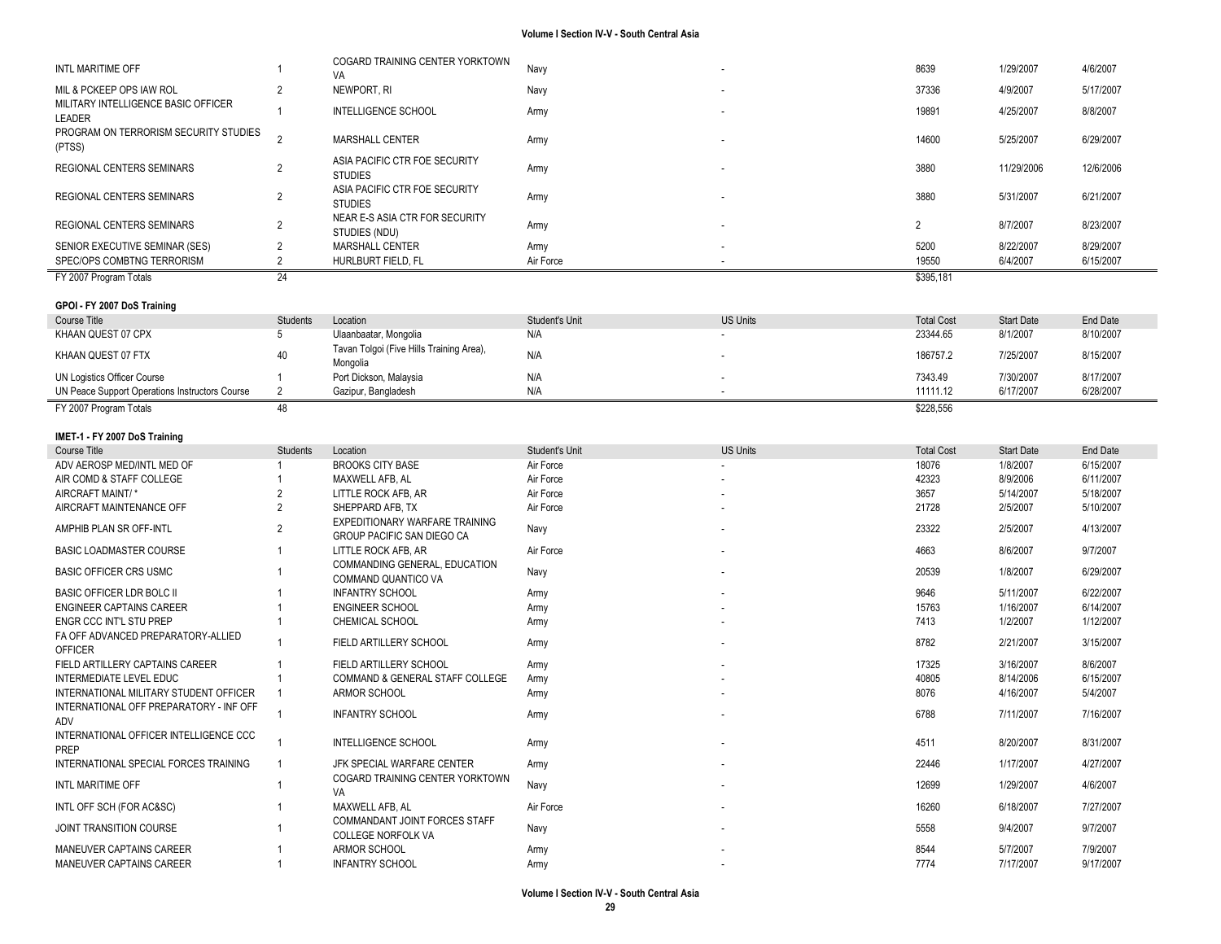| Course Title | Students | Location | Student's Unit | US Units | Total Cost | Start Date | End Date |
|---|---|---|---|---|---|---|---|
| INTL MARITIME OFF | 1 | COGARD TRAINING CENTER YORKTOWN VA | Navy | - | 8639 | 1/29/2007 | 4/6/2007 |
| MIL & PCKEEP OPS IAW ROL | 2 | NEWPORT, RI | Navy | - | 37336 | 4/9/2007 | 5/17/2007 |
| MILITARY INTELLIGENCE BASIC OFFICER LEADER | 1 | INTELLIGENCE SCHOOL | Army | - | 19891 | 4/25/2007 | 8/8/2007 |
| PROGRAM ON TERRORISM SECURITY STUDIES (PTSS) | 2 | MARSHALL CENTER | Army | - | 14600 | 5/25/2007 | 6/29/2007 |
| REGIONAL CENTERS SEMINARS | 2 | ASIA PACIFIC CTR FOE SECURITY STUDIES | Army | - | 3880 | 11/29/2006 | 12/6/2006 |
| REGIONAL CENTERS SEMINARS | 2 | ASIA PACIFIC CTR FOE SECURITY STUDIES | Army | - | 3880 | 5/31/2007 | 6/21/2007 |
| REGIONAL CENTERS SEMINARS | 2 | NEAR E-S ASIA CTR FOR SECURITY STUDIES (NDU) | Army | - | 2 | 8/7/2007 | 8/23/2007 |
| SENIOR EXECUTIVE SEMINAR (SES) | 2 | MARSHALL CENTER | Army | - | 5200 | 8/22/2007 | 8/29/2007 |
| SPEC/OPS COMBTNG TERRORISM | 2 | HURLBURT FIELD, FL | Air Force | - | 19550 | 6/4/2007 | 6/15/2007 |
| FY 2007 Program Totals | 24 | | | | $395,181 | | |

**GPOI - FY 2007 DoS Training**

| Course Title | Students | Location | Student's Unit | US Units | Total Cost | Start Date | End Date |
|---|---|---|---|---|---|---|---|
| KHAAN QUEST 07 CPX | 5 | Ulaanbaatar, Mongolia | N/A | - | 23344.65 | 8/1/2007 | 8/10/2007 |
| KHAAN QUEST 07 FTX | 40 | Tavan Tolgoi (Five Hills Training Area), Mongolia | N/A | - | 186757.2 | 7/25/2007 | 8/15/2007 |
| UN Logistics Officer Course | 1 | Port Dickson, Malaysia | N/A | - | 7343.49 | 7/30/2007 | 8/17/2007 |
| UN Peace Support Operations Instructors Course | 2 | Gazipur, Bangladesh | N/A | - | 11111.12 | 6/17/2007 | 6/28/2007 |
| FY 2007 Program Totals | 48 | | | | $228,556 | | |

**IMET-1 - FY 2007 DoS Training**

| Course Title | Students | Location | Student's Unit | US Units | Total Cost | Start Date | End Date |
|---|---|---|---|---|---|---|---|
| ADV AEROSP MED/INTL MED OF | 1 | BROOKS CITY BASE | Air Force | - | 18076 | 1/8/2007 | 6/15/2007 |
| AIR COMD & STAFF COLLEGE | 1 | MAXWELL AFB, AL | Air Force | - | 42323 | 8/9/2006 | 6/11/2007 |
| AIRCRAFT MAINT/ * | 2 | LITTLE ROCK AFB, AR | Air Force | - | 3657 | 5/14/2007 | 5/18/2007 |
| AIRCRAFT MAINTENANCE OFF | 2 | SHEPPARD AFB, TX | Air Force | - | 21728 | 2/5/2007 | 5/10/2007 |
| AMPHIB PLAN SR OFF-INTL | 2 | EXPEDITIONARY WARFARE TRAINING GROUP PACIFIC SAN DIEGO CA | Navy | - | 23322 | 2/5/2007 | 4/13/2007 |
| BASIC LOADMASTER COURSE | 1 | LITTLE ROCK AFB, AR | Air Force | - | 4663 | 8/6/2007 | 9/7/2007 |
| BASIC OFFICER CRS USMC | 1 | COMMANDING GENERAL, EDUCATION COMMAND QUANTICO VA | Navy | - | 20539 | 1/8/2007 | 6/29/2007 |
| BASIC OFFICER LDR BOLC II | 1 | INFANTRY SCHOOL | Army | - | 9646 | 5/11/2007 | 6/22/2007 |
| ENGINEER CAPTAINS CAREER | 1 | ENGINEER SCHOOL | Army | - | 15763 | 1/16/2007 | 6/14/2007 |
| ENGR CCC INT'L STU PREP | 1 | CHEMICAL SCHOOL | Army | - | 7413 | 1/2/2007 | 1/12/2007 |
| FA OFF ADVANCED PREPARATORY-ALLIED OFFICER | 1 | FIELD ARTILLERY SCHOOL | Army | - | 8782 | 2/21/2007 | 3/15/2007 |
| FIELD ARTILLERY CAPTAINS CAREER | 1 | FIELD ARTILLERY SCHOOL | Army | - | 17325 | 3/16/2007 | 8/6/2007 |
| INTERMEDIATE LEVEL EDUC | 1 | COMMAND & GENERAL STAFF COLLEGE | Army | - | 40805 | 8/14/2006 | 6/15/2007 |
| INTERNATIONAL MILITARY STUDENT OFFICER | 1 | ARMOR SCHOOL | Army | - | 8076 | 4/16/2007 | 5/4/2007 |
| INTERNATIONAL OFF PREPARATORY - INF OFF ADV | 1 | INFANTRY SCHOOL | Army | - | 6788 | 7/11/2007 | 7/16/2007 |
| INTERNATIONAL OFFICER INTELLIGENCE CCC PREP | 1 | INTELLIGENCE SCHOOL | Army | - | 4511 | 8/20/2007 | 8/31/2007 |
| INTERNATIONAL SPECIAL FORCES TRAINING | 1 | JFK SPECIAL WARFARE CENTER | Army | - | 22446 | 1/17/2007 | 4/27/2007 |
| INTL MARITIME OFF | 1 | COGARD TRAINING CENTER YORKTOWN VA | Navy | - | 12699 | 1/29/2007 | 4/6/2007 |
| INTL OFF SCH (FOR AC&SC) | 1 | MAXWELL AFB, AL | Air Force | - | 16260 | 6/18/2007 | 7/27/2007 |
| JOINT TRANSITION COURSE | 1 | COMMANDANT JOINT FORCES STAFF COLLEGE NORFOLK VA | Navy | - | 5558 | 9/4/2007 | 9/7/2007 |
| MANEUVER CAPTAINS CAREER | 1 | ARMOR SCHOOL | Army | - | 8544 | 5/7/2007 | 7/9/2007 |
| MANEUVER CAPTAINS CAREER | 1 | INFANTRY SCHOOL | Army | - | 7774 | 7/17/2007 | 9/17/2007 |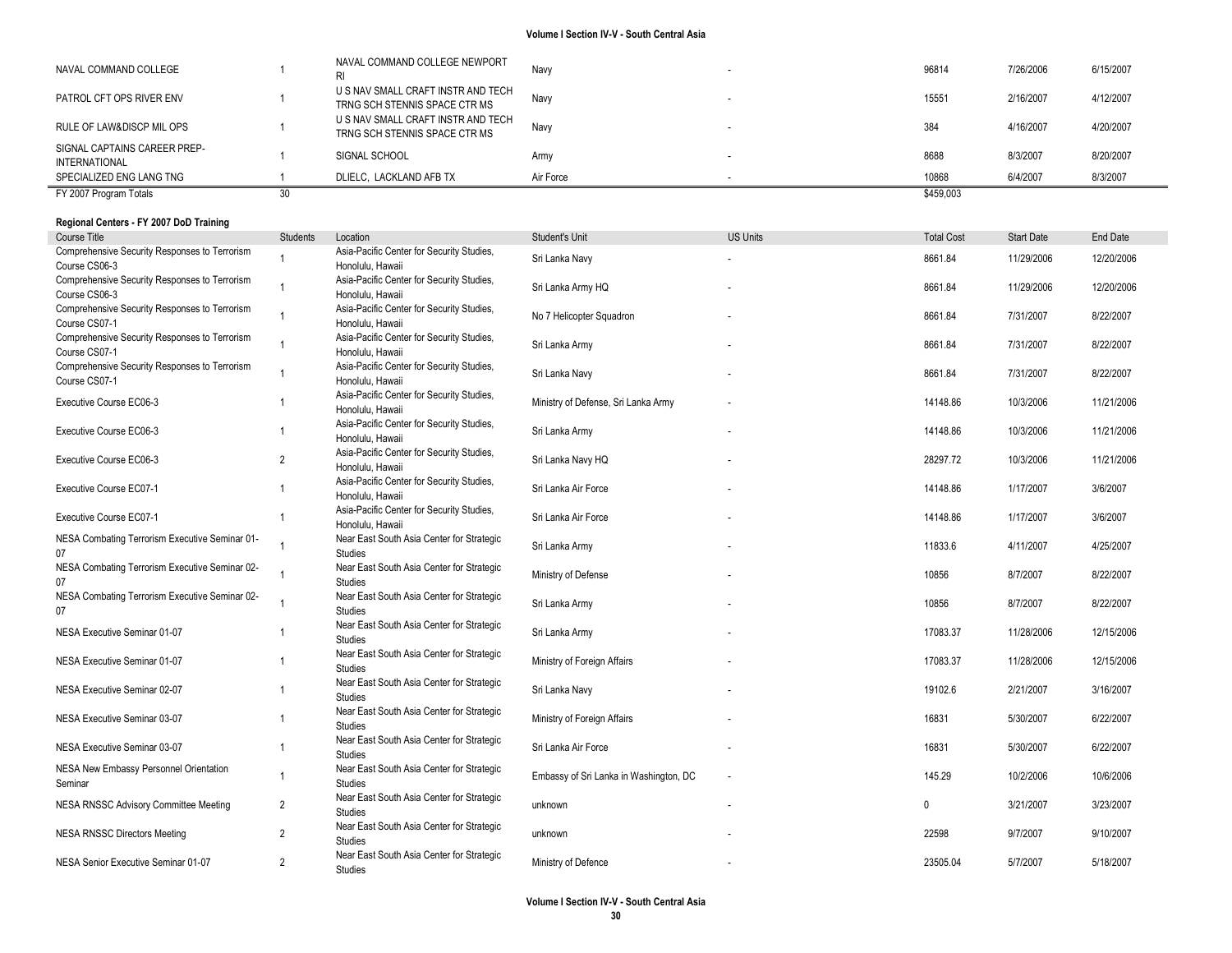| | | | | | | | |
|---|---|---|---|---|---|---|---|
| NAVAL COMMAND COLLEGE | 1 | NAVAL COMMAND COLLEGE NEWPORT RI | Navy | - | 96814 | 7/26/2006 | 6/15/2007 |
| PATROL CFT OPS RIVER ENV | 1 | U S NAV SMALL CRAFT INSTR AND TECH TRNG SCH STENNIS SPACE CTR MS | Navy | - | 15551 | 2/16/2007 | 4/12/2007 |
| RULE OF LAW&DISCP MIL OPS | 1 | U S NAV SMALL CRAFT INSTR AND TECH TRNG SCH STENNIS SPACE CTR MS | Navy | - | 384 | 4/16/2007 | 4/20/2007 |
| SIGNAL CAPTAINS CAREER PREP-INTERNATIONAL | 1 | SIGNAL SCHOOL | Army | - | 8688 | 8/3/2007 | 8/20/2007 |
| SPECIALIZED ENG LANG TNG | 1 | DLIELC, LACKLAND AFB TX | Air Force | - | 10868 | 6/4/2007 | 8/3/2007 |
| FY 2007 Program Totals | 30 | | | | $459,003 | | |

**Regional Centers - FY 2007 DoD Training**

| Course Title | Students | Location | Student's Unit | US Units | Total Cost | Start Date | End Date |
|---|---|---|---|---|---|---|---|
| Comprehensive Security Responses to Terrorism Course CS06-3 | 1 | Asia-Pacific Center for Security Studies, Honolulu, Hawaii | Sri Lanka Navy | - | 8661.84 | 11/29/2006 | 12/20/2006 |
| Comprehensive Security Responses to Terrorism Course CS06-3 | 1 | Asia-Pacific Center for Security Studies, Honolulu, Hawaii | Sri Lanka Army HQ | - | 8661.84 | 11/29/2006 | 12/20/2006 |
| Comprehensive Security Responses to Terrorism Course CS07-1 | 1 | Asia-Pacific Center for Security Studies, Honolulu, Hawaii | No 7 Helicopter Squadron | - | 8661.84 | 7/31/2007 | 8/22/2007 |
| Comprehensive Security Responses to Terrorism Course CS07-1 | 1 | Asia-Pacific Center for Security Studies, Honolulu, Hawaii | Sri Lanka Army | - | 8661.84 | 7/31/2007 | 8/22/2007 |
| Comprehensive Security Responses to Terrorism Course CS07-1 | 1 | Asia-Pacific Center for Security Studies, Honolulu, Hawaii | Sri Lanka Navy | - | 8661.84 | 7/31/2007 | 8/22/2007 |
| Executive Course EC06-3 | 1 | Asia-Pacific Center for Security Studies, Honolulu, Hawaii | Ministry of Defense, Sri Lanka Army | - | 14148.86 | 10/3/2006 | 11/21/2006 |
| Executive Course EC06-3 | 1 | Asia-Pacific Center for Security Studies, Honolulu, Hawaii | Sri Lanka Army | - | 14148.86 | 10/3/2006 | 11/21/2006 |
| Executive Course EC06-3 | 2 | Asia-Pacific Center for Security Studies, Honolulu, Hawaii | Sri Lanka Navy HQ | - | 28297.72 | 10/3/2006 | 11/21/2006 |
| Executive Course EC07-1 | 1 | Asia-Pacific Center for Security Studies, Honolulu, Hawaii | Sri Lanka Air Force | - | 14148.86 | 1/17/2007 | 3/6/2007 |
| Executive Course EC07-1 | 1 | Asia-Pacific Center for Security Studies, Honolulu, Hawaii | Sri Lanka Air Force | - | 14148.86 | 1/17/2007 | 3/6/2007 |
| NESA Combating Terrorism Executive Seminar 01-07 | 1 | Near East South Asia Center for Strategic Studies | Sri Lanka Army | - | 11833.6 | 4/11/2007 | 4/25/2007 |
| NESA Combating Terrorism Executive Seminar 02-07 | 1 | Near East South Asia Center for Strategic Studies | Ministry of Defense | - | 10856 | 8/7/2007 | 8/22/2007 |
| NESA Combating Terrorism Executive Seminar 02-07 | 1 | Near East South Asia Center for Strategic Studies | Sri Lanka Army | - | 10856 | 8/7/2007 | 8/22/2007 |
| NESA Executive Seminar 01-07 | 1 | Near East South Asia Center for Strategic Studies | Sri Lanka Army | - | 17083.37 | 11/28/2006 | 12/15/2006 |
| NESA Executive Seminar 01-07 | 1 | Near East South Asia Center for Strategic Studies | Ministry of Foreign Affairs | - | 17083.37 | 11/28/2006 | 12/15/2006 |
| NESA Executive Seminar 02-07 | 1 | Near East South Asia Center for Strategic Studies | Sri Lanka Navy | - | 19102.6 | 2/21/2007 | 3/16/2007 |
| NESA Executive Seminar 03-07 | 1 | Near East South Asia Center for Strategic Studies | Ministry of Foreign Affairs | - | 16831 | 5/30/2007 | 6/22/2007 |
| NESA Executive Seminar 03-07 | 1 | Near East South Asia Center for Strategic Studies | Sri Lanka Air Force | - | 16831 | 5/30/2007 | 6/22/2007 |
| NESA New Embassy Personnel Orientation Seminar | 1 | Near East South Asia Center for Strategic Studies | Embassy of Sri Lanka in Washington, DC | - | 145.29 | 10/2/2006 | 10/6/2006 |
| NESA RNSSC Advisory Committee Meeting | 2 | Near East South Asia Center for Strategic Studies | unknown | - | 0 | 3/21/2007 | 3/23/2007 |
| NESA RNSSC Directors Meeting | 2 | Near East South Asia Center for Strategic Studies | unknown | - | 22598 | 9/7/2007 | 9/10/2007 |
| NESA Senior Executive Seminar 01-07 | 2 | Near East South Asia Center for Strategic Studies | Ministry of Defence | - | 23505.04 | 5/7/2007 | 5/18/2007 |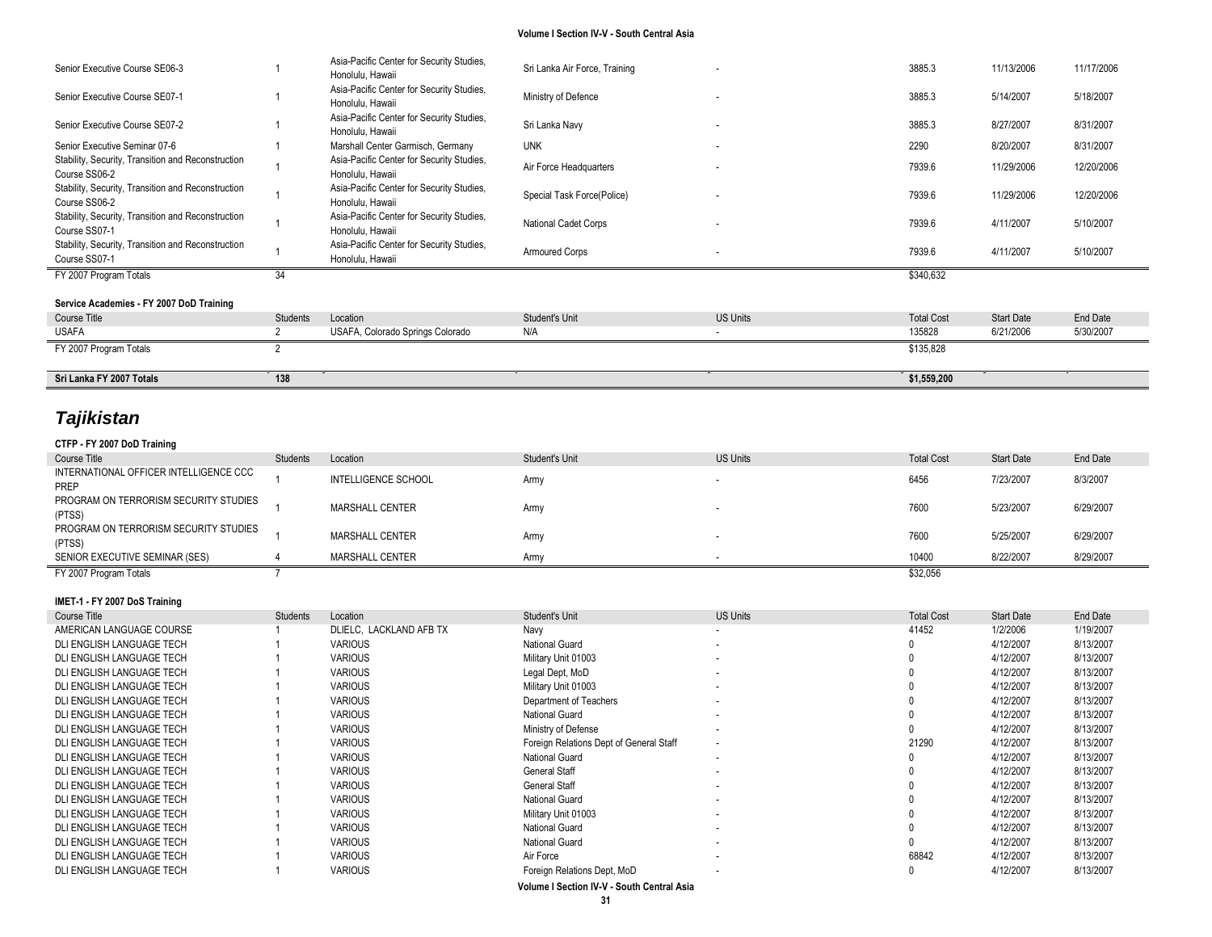| Course Title | Students | Location | Student's Unit | US Units | Total Cost | Start Date | End Date |
|---|---|---|---|---|---|---|---|
| Senior Executive Course SE06-3 | 1 | Asia-Pacific Center for Security Studies, Honolulu, Hawaii | Sri Lanka Air Force, Training | - | 3885.3 | 11/13/2006 | 11/17/2006 |
| Senior Executive Course SE07-1 | 1 | Asia-Pacific Center for Security Studies, Honolulu, Hawaii | Ministry of Defence | - | 3885.3 | 5/14/2007 | 5/18/2007 |
| Senior Executive Course SE07-2 | 1 | Asia-Pacific Center for Security Studies, Honolulu, Hawaii | Sri Lanka Navy | - | 3885.3 | 8/27/2007 | 8/31/2007 |
| Senior Executive Seminar 07-6 | 1 | Marshall Center Garmisch, Germany | UNK | - | 2290 | 8/20/2007 | 8/31/2007 |
| Stability, Security, Transition and Reconstruction Course SS06-2 | 1 | Asia-Pacific Center for Security Studies, Honolulu, Hawaii | Air Force Headquarters | - | 7939.6 | 11/29/2006 | 12/20/2006 |
| Stability, Security, Transition and Reconstruction Course SS06-2 | 1 | Asia-Pacific Center for Security Studies, Honolulu, Hawaii | Special Task Force(Police) | - | 7939.6 | 11/29/2006 | 12/20/2006 |
| Stability, Security, Transition and Reconstruction Course SS07-1 | 1 | Asia-Pacific Center for Security Studies, Honolulu, Hawaii | National Cadet Corps | - | 7939.6 | 4/11/2007 | 5/10/2007 |
| Stability, Security, Transition and Reconstruction Course SS07-1 | 1 | Asia-Pacific Center for Security Studies, Honolulu, Hawaii | Armoured Corps | - | 7939.6 | 4/11/2007 | 5/10/2007 |
| FY 2007 Program Totals | 34 | | | | $340,632 | | |

**Service Academies - FY 2007 DoD Training**

| Course Title | Students | Location | Student's Unit | US Units | Total Cost | Start Date | End Date |
|---|---|---|---|---|---|---|---|
| USAFA | 2 | USAFA, Colorado Springs Colorado | N/A | - | 135828 | 6/21/2006 | 5/30/2007 |
| FY 2007 Program Totals | 2 | | | | $135,828 | | |

| | | | | | | | |
|---|---|---|---|---|---|---|---|
| **Sri Lanka FY 2007 Totals** | **138** | | | | **$1,559,200** | | |

## *Tajikistan*

**CTFP - FY 2007 DoD Training**

| Course Title | Students | Location | Student's Unit | US Units | Total Cost | Start Date | End Date |
|---|---|---|---|---|---|---|---|
| INTERNATIONAL OFFICER INTELLIGENCE CCC PREP | 1 | INTELLIGENCE SCHOOL | Army | - | 6456 | 7/23/2007 | 8/3/2007 |
| PROGRAM ON TERRORISM SECURITY STUDIES (PTSS) | 1 | MARSHALL CENTER | Army | - | 7600 | 5/23/2007 | 6/29/2007 |
| PROGRAM ON TERRORISM SECURITY STUDIES (PTSS) | 1 | MARSHALL CENTER | Army | - | 7600 | 5/25/2007 | 6/29/2007 |
| SENIOR EXECUTIVE SEMINAR (SES) | 4 | MARSHALL CENTER | Army | - | 10400 | 8/22/2007 | 8/29/2007 |
| FY 2007 Program Totals | 7 | | | | $32,056 | | |

**IMET-1 - FY 2007 DoS Training**

| Course Title | Students | Location | Student's Unit | US Units | Total Cost | Start Date | End Date |
|---|---|---|---|---|---|---|---|
| AMERICAN LANGUAGE COURSE | 1 | DLIELC, LACKLAND AFB TX | Navy | - | 41452 | 1/2/2006 | 1/19/2007 |
| DLI ENGLISH LANGUAGE TECH | 1 | VARIOUS | National Guard | - | 0 | 4/12/2007 | 8/13/2007 |
| DLI ENGLISH LANGUAGE TECH | 1 | VARIOUS | Military Unit 01003 | - | 0 | 4/12/2007 | 8/13/2007 |
| DLI ENGLISH LANGUAGE TECH | 1 | VARIOUS | Legal Dept, MoD | - | 0 | 4/12/2007 | 8/13/2007 |
| DLI ENGLISH LANGUAGE TECH | 1 | VARIOUS | Military Unit 01003 | - | 0 | 4/12/2007 | 8/13/2007 |
| DLI ENGLISH LANGUAGE TECH | 1 | VARIOUS | Department of Teachers | - | 0 | 4/12/2007 | 8/13/2007 |
| DLI ENGLISH LANGUAGE TECH | 1 | VARIOUS | National Guard | - | 0 | 4/12/2007 | 8/13/2007 |
| DLI ENGLISH LANGUAGE TECH | 1 | VARIOUS | Ministry of Defense | - | 0 | 4/12/2007 | 8/13/2007 |
| DLI ENGLISH LANGUAGE TECH | 1 | VARIOUS | Foreign Relations Dept of General Staff | - | 21290 | 4/12/2007 | 8/13/2007 |
| DLI ENGLISH LANGUAGE TECH | 1 | VARIOUS | National Guard | - | 0 | 4/12/2007 | 8/13/2007 |
| DLI ENGLISH LANGUAGE TECH | 1 | VARIOUS | General Staff | - | 0 | 4/12/2007 | 8/13/2007 |
| DLI ENGLISH LANGUAGE TECH | 1 | VARIOUS | General Staff | - | 0 | 4/12/2007 | 8/13/2007 |
| DLI ENGLISH LANGUAGE TECH | 1 | VARIOUS | National Guard | - | 0 | 4/12/2007 | 8/13/2007 |
| DLI ENGLISH LANGUAGE TECH | 1 | VARIOUS | Military Unit 01003 | - | 0 | 4/12/2007 | 8/13/2007 |
| DLI ENGLISH LANGUAGE TECH | 1 | VARIOUS | National Guard | - | 0 | 4/12/2007 | 8/13/2007 |
| DLI ENGLISH LANGUAGE TECH | 1 | VARIOUS | National Guard | - | 0 | 4/12/2007 | 8/13/2007 |
| DLI ENGLISH LANGUAGE TECH | 1 | VARIOUS | Air Force | - | 68842 | 4/12/2007 | 8/13/2007 |
| DLI ENGLISH LANGUAGE TECH | 1 | VARIOUS | Foreign Relations Dept, MoD | - | 0 | 4/12/2007 | 8/13/2007 |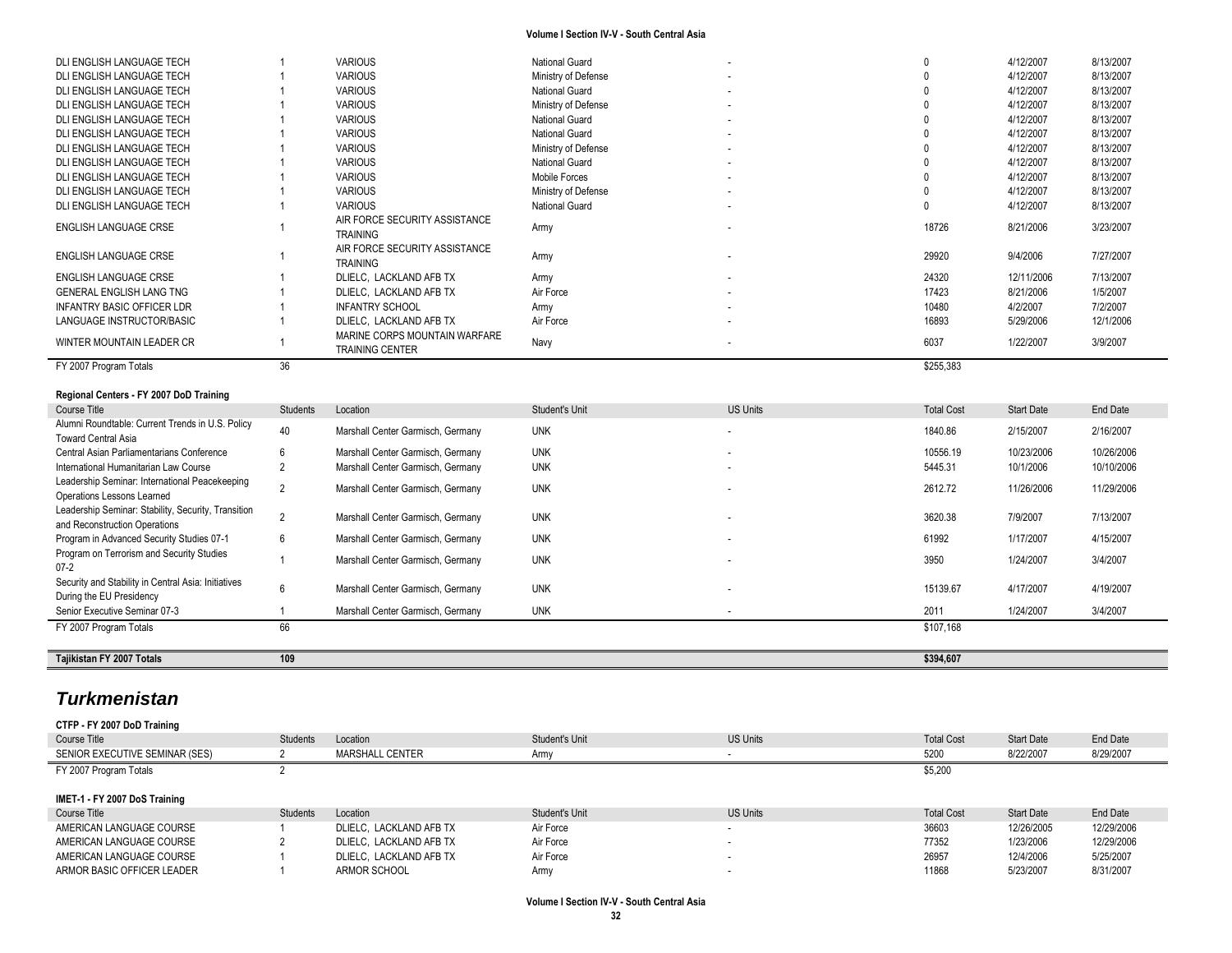| DLI ENGLISH LANGUAGE TECH | 1 | VARIOUS | National Guard | - | 0 | 4/12/2007 | 8/13/2007 |
|---|---|---|---|---|---|---|---|
| DLI ENGLISH LANGUAGE TECH | 1 | VARIOUS | Ministry of Defense | - | 0 | 4/12/2007 | 8/13/2007 |
| DLI ENGLISH LANGUAGE TECH | 1 | VARIOUS | National Guard | - | 0 | 4/12/2007 | 8/13/2007 |
| DLI ENGLISH LANGUAGE TECH | 1 | VARIOUS | Ministry of Defense | - | 0 | 4/12/2007 | 8/13/2007 |
| DLI ENGLISH LANGUAGE TECH | 1 | VARIOUS | National Guard | - | 0 | 4/12/2007 | 8/13/2007 |
| DLI ENGLISH LANGUAGE TECH | 1 | VARIOUS | National Guard | - | 0 | 4/12/2007 | 8/13/2007 |
| DLI ENGLISH LANGUAGE TECH | 1 | VARIOUS | Ministry of Defense | - | 0 | 4/12/2007 | 8/13/2007 |
| DLI ENGLISH LANGUAGE TECH | 1 | VARIOUS | National Guard | - | 0 | 4/12/2007 | 8/13/2007 |
| DLI ENGLISH LANGUAGE TECH | 1 | VARIOUS | Mobile Forces | - | 0 | 4/12/2007 | 8/13/2007 |
| DLI ENGLISH LANGUAGE TECH | 1 | VARIOUS | Ministry of Defense | - | 0 | 4/12/2007 | 8/13/2007 |
| DLI ENGLISH LANGUAGE TECH | 1 | VARIOUS | National Guard | - | 0 | 4/12/2007 | 8/13/2007 |
| ENGLISH LANGUAGE CRSE | 1 | AIR FORCE SECURITY ASSISTANCE TRAINING | Army | - | 18726 | 8/21/2006 | 3/23/2007 |
| ENGLISH LANGUAGE CRSE | 1 | AIR FORCE SECURITY ASSISTANCE TRAINING | Army | - | 29920 | 9/4/2006 | 7/27/2007 |
| ENGLISH LANGUAGE CRSE | 1 | DLIELC, LACKLAND AFB TX | Army | - | 24320 | 12/11/2006 | 7/13/2007 |
| GENERAL ENGLISH LANG TNG | 1 | DLIELC, LACKLAND AFB TX | Air Force | - | 17423 | 8/21/2006 | 1/5/2007 |
| INFANTRY BASIC OFFICER LDR | 1 | INFANTRY SCHOOL | Army | - | 10480 | 4/2/2007 | 7/2/2007 |
| LANGUAGE INSTRUCTOR/BASIC | 1 | DLIELC, LACKLAND AFB TX | Air Force | - | 16893 | 5/29/2006 | 12/1/2006 |
| WINTER MOUNTAIN LEADER CR | 1 | MARINE CORPS MOUNTAIN WARFARE TRAINING CENTER | Navy | - | 6037 | 1/22/2007 | 3/9/2007 |
| FY 2007 Program Totals | 36 | | | | $255,383 | | |

**Regional Centers - FY 2007 DoD Training**

| Course Title | Students | Location | Student's Unit | US Units | Total Cost | Start Date | End Date |
|---|---|---|---|---|---|---|---|
| Alumni Roundtable: Current Trends in U.S. Policy Toward Central Asia | 40 | Marshall Center Garmisch, Germany | UNK | - | 1840.86 | 2/15/2007 | 2/16/2007 |
| Central Asian Parliamentarians Conference | 6 | Marshall Center Garmisch, Germany | UNK | - | 10556.19 | 10/23/2006 | 10/26/2006 |
| International Humanitarian Law Course | 2 | Marshall Center Garmisch, Germany | UNK | - | 5445.31 | 10/1/2006 | 10/10/2006 |
| Leadership Seminar: International Peacekeeping Operations Lessons Learned | 2 | Marshall Center Garmisch, Germany | UNK | - | 2612.72 | 11/26/2006 | 11/29/2006 |
| Leadership Seminar: Stability, Security, Transition and Reconstruction Operations | 2 | Marshall Center Garmisch, Germany | UNK | - | 3620.38 | 7/9/2007 | 7/13/2007 |
| Program in Advanced Security Studies 07-1 | 6 | Marshall Center Garmisch, Germany | UNK | - | 61992 | 1/17/2007 | 4/15/2007 |
| Program on Terrorism and Security Studies 07-2 | 1 | Marshall Center Garmisch, Germany | UNK | - | 3950 | 1/24/2007 | 3/4/2007 |
| Security and Stability in Central Asia: Initiatives During the EU Presidency | 6 | Marshall Center Garmisch, Germany | UNK | - | 15139.67 | 4/17/2007 | 4/19/2007 |
| Senior Executive Seminar 07-3 | 1 | Marshall Center Garmisch, Germany | UNK | - | 2011 | 1/24/2007 | 3/4/2007 |
| FY 2007 Program Totals | 66 | | | | $107,168 | | |

| **Tajikistan FY 2007 Totals** | **109** | **$394,607** |
|---|---|---|

## *Turkmenistan*

**CTFP - FY 2007 DoD Training**

| Course Title | Students | Location | Student's Unit | US Units | Total Cost | Start Date | End Date |
|---|---|---|---|---|---|---|---|
| SENIOR EXECUTIVE SEMINAR (SES) | 2 | MARSHALL CENTER | Army | - | 5200 | 8/22/2007 | 8/29/2007 |
| FY 2007 Program Totals | 2 | | | | $5,200 | | |

**IMET-1 - FY 2007 DoS Training**

| Course Title | Students | Location | Student's Unit | US Units | Total Cost | Start Date | End Date |
|---|---|---|---|---|---|---|---|
| AMERICAN LANGUAGE COURSE | 1 | DLIELC, LACKLAND AFB TX | Air Force | - | 36603 | 12/26/2005 | 12/29/2006 |
| AMERICAN LANGUAGE COURSE | 2 | DLIELC, LACKLAND AFB TX | Air Force | - | 77352 | 1/23/2006 | 12/29/2006 |
| AMERICAN LANGUAGE COURSE | 1 | DLIELC, LACKLAND AFB TX | Air Force | - | 26957 | 12/4/2006 | 5/25/2007 |
| ARMOR BASIC OFFICER LEADER | 1 | ARMOR SCHOOL | Army | - | 11868 | 5/23/2007 | 8/31/2007 |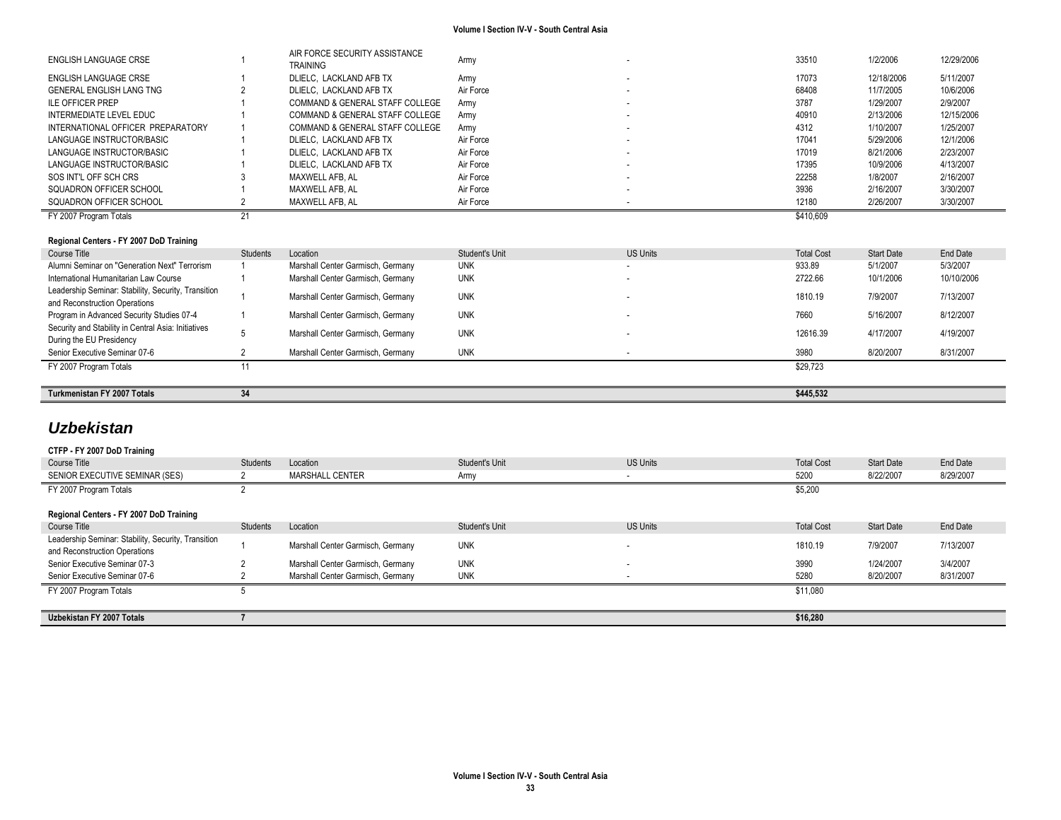| | | | | | | | |
|---|---|---|---|---|---|---|---|
| ENGLISH LANGUAGE CRSE | 1 | AIR FORCE SECURITY ASSISTANCE TRAINING | Army | - | 33510 | 1/2/2006 | 12/29/2006 |
| ENGLISH LANGUAGE CRSE | 1 | DLIELC, LACKLAND AFB TX | Army | - | 17073 | 12/18/2006 | 5/11/2007 |
| GENERAL ENGLISH LANG TNG | 2 | DLIELC, LACKLAND AFB TX | Air Force | - | 68408 | 11/7/2005 | 10/6/2006 |
| ILE OFFICER PREP | 1 | COMMAND & GENERAL STAFF COLLEGE | Army | - | 3787 | 1/29/2007 | 2/9/2007 |
| INTERMEDIATE LEVEL EDUC | 1 | COMMAND & GENERAL STAFF COLLEGE | Army | - | 40910 | 2/13/2006 | 12/15/2006 |
| INTERNATIONAL OFFICER PREPARATORY | 1 | COMMAND & GENERAL STAFF COLLEGE | Army | - | 4312 | 1/10/2007 | 1/25/2007 |
| LANGUAGE INSTRUCTOR/BASIC | 1 | DLIELC, LACKLAND AFB TX | Air Force | - | 17041 | 5/29/2006 | 12/1/2006 |
| LANGUAGE INSTRUCTOR/BASIC | 1 | DLIELC, LACKLAND AFB TX | Air Force | - | 17019 | 8/21/2006 | 2/23/2007 |
| LANGUAGE INSTRUCTOR/BASIC | 1 | DLIELC, LACKLAND AFB TX | Air Force | - | 17395 | 10/9/2006 | 4/13/2007 |
| SOS INT'L OFF SCH CRS | 3 | MAXWELL AFB, AL | Air Force | - | 22258 | 1/8/2007 | 2/16/2007 |
| SQUADRON OFFICER SCHOOL | 1 | MAXWELL AFB, AL | Air Force | - | 3936 | 2/16/2007 | 3/30/2007 |
| SQUADRON OFFICER SCHOOL | 2 | MAXWELL AFB, AL | Air Force | - | 12180 | 2/26/2007 | 3/30/2007 |
| FY 2007 Program Totals | 21 | | | | $410,609 | | |

**Regional Centers - FY 2007 DoD Training**

| Course Title | Students | Location | Student's Unit | US Units | Total Cost | Start Date | End Date |
|---|---|---|---|---|---|---|---|
| Alumni Seminar on "Generation Next" Terrorism | 1 | Marshall Center Garmisch, Germany | UNK | - | 933.89 | 5/1/2007 | 5/3/2007 |
| International Humanitarian Law Course | 1 | Marshall Center Garmisch, Germany | UNK | - | 2722.66 | 10/1/2006 | 10/10/2006 |
| Leadership Seminar: Stability, Security, Transition and Reconstruction Operations | 1 | Marshall Center Garmisch, Germany | UNK | - | 1810.19 | 7/9/2007 | 7/13/2007 |
| Program in Advanced Security Studies 07-4 | 1 | Marshall Center Garmisch, Germany | UNK | - | 7660 | 5/16/2007 | 8/12/2007 |
| Security and Stability in Central Asia: Initiatives During the EU Presidency | 5 | Marshall Center Garmisch, Germany | UNK | - | 12616.39 | 4/17/2007 | 4/19/2007 |
| Senior Executive Seminar 07-6 | 2 | Marshall Center Garmisch, Germany | UNK | - | 3980 | 8/20/2007 | 8/31/2007 |
| FY 2007 Program Totals | 11 | | | | $29,723 | | |

| | | |
|---|---|---|
| **Turkmenistan FY 2007 Totals** | **34** | **$445,532** |

## *Uzbekistan*

**CTFP - FY 2007 DoD Training**

| Course Title | Students | Location | Student's Unit | US Units | Total Cost | Start Date | End Date |
|---|---|---|---|---|---|---|---|
| SENIOR EXECUTIVE SEMINAR (SES) | 2 | MARSHALL CENTER | Army | - | 5200 | 8/22/2007 | 8/29/2007 |
| FY 2007 Program Totals | 2 | | | | $5,200 | | |

**Regional Centers - FY 2007 DoD Training**

| Course Title | Students | Location | Student's Unit | US Units | Total Cost | Start Date | End Date |
|---|---|---|---|---|---|---|---|
| Leadership Seminar: Stability, Security, Transition and Reconstruction Operations | 1 | Marshall Center Garmisch, Germany | UNK | - | 1810.19 | 7/9/2007 | 7/13/2007 |
| Senior Executive Seminar 07-3 | 2 | Marshall Center Garmisch, Germany | UNK | - | 3990 | 1/24/2007 | 3/4/2007 |
| Senior Executive Seminar 07-6 | 2 | Marshall Center Garmisch, Germany | UNK | - | 5280 | 8/20/2007 | 8/31/2007 |
| FY 2007 Program Totals | 5 | | | | $11,080 | | |

| | | |
|---|---|---|
| **Uzbekistan FY 2007 Totals** | **7** | **$16,280** |